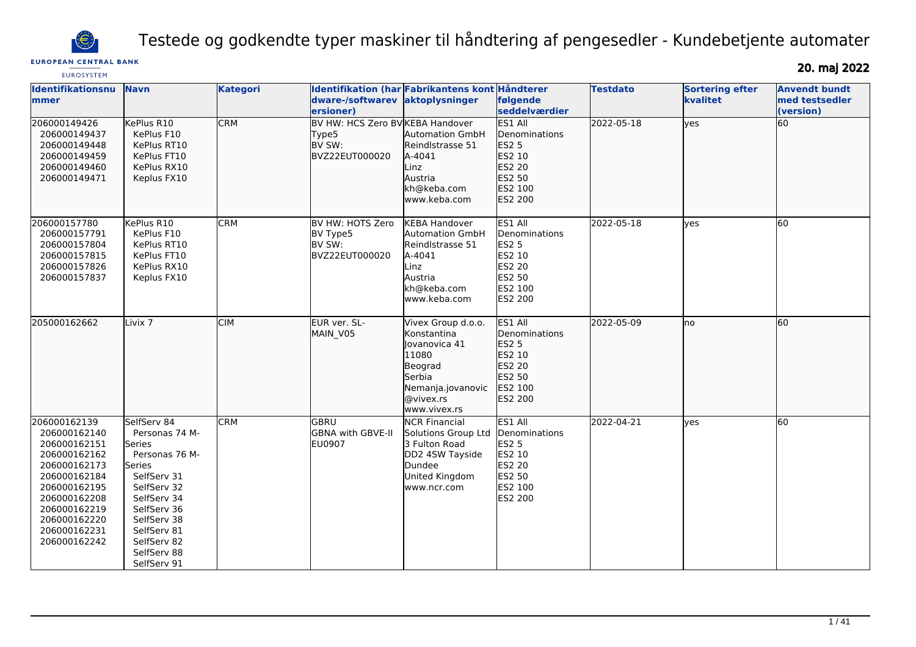# Testede og godkendte typer maskiner til håndtering af pengesedler - Kundebetjente automater

**20. maj 2022**

| Identifikationsnummer | Navn | Kategori | Identifikation (hardware-/softwareversioner) | Fabrikantens kontaktoplysninger | Håndterer følgende seddelværdier | Testdato | Sortering efter kvalitet | Anvendt bundt med testsedler (version) |
|---|---|---|---|---|---|---|---|---|
| 206000149426<br>206000149437<br>206000149448<br>206000149459<br>206000149460<br>206000149471 | KePlus R10<br>KePlus F10<br>KePlus RT10<br>KePlus FT10<br>KePlus RX10<br>Keplus FX10 | CRM | BV HW: HCS Zero BV Type5<br>BV SW: BVZ22EUT000020 | KEBA Handover Automation GmbH<br>Reindlstrasse 51<br>A-4041<br>Linz<br>Austria<br>kh@keba.com<br>www.keba.com | ES1 All Denominations<br>ES2 5<br>ES2 10<br>ES2 20<br>ES2 50<br>ES2 100<br>ES2 200 | 2022-05-18 | yes | 60 |
| 206000157780<br>206000157791<br>206000157804<br>206000157815<br>206000157826<br>206000157837 | KePlus R10<br>KePlus F10<br>KePlus RT10<br>KePlus FT10<br>KePlus RX10<br>Keplus FX10 | CRM | BV HW: HOTS Zero BV Type5<br>BV SW: BVZ22EUT000020 | KEBA Handover Automation GmbH<br>Reindlstrasse 51<br>A-4041<br>Linz<br>Austria<br>kh@keba.com<br>www.keba.com | ES1 All Denominations<br>ES2 5<br>ES2 10<br>ES2 20<br>ES2 50<br>ES2 100<br>ES2 200 | 2022-05-18 | yes | 60 |
| 205000162662 | Livix 7 | CIM | EUR ver. SL-MAIN_V05 | Vivex Group d.o.o.<br>Konstantina Jovanovica 41<br>11080<br>Beograd<br>Serbia<br>Nemanja.jovanovic@vivex.rs<br>www.vivex.rs | ES1 All Denominations<br>ES2 5<br>ES2 10<br>ES2 20<br>ES2 50<br>ES2 100<br>ES2 200 | 2022-05-09 | no | 60 |
| 206000162139<br>206000162140<br>206000162151<br>206000162162<br>206000162173<br>206000162184<br>206000162195<br>206000162208<br>206000162219<br>206000162220<br>206000162231<br>206000162242 | SelfServ 84<br>Personas 74 M-Series<br>Personas 76 M-Series<br>SelfServ 31<br>SelfServ 32<br>SelfServ 34<br>SelfServ 36<br>SelfServ 38<br>SelfServ 81<br>SelfServ 82<br>SelfServ 88<br>SelfServ 91 | CRM | GBRU<br>GBNA with GBVE-II EU0907 | NCR Financial Solutions Group Ltd<br>3 Fulton Road<br>DD2 4SW Tayside<br>Dundee<br>United Kingdom<br>www.ncr.com | ES1 All Denominations<br>ES2 5<br>ES2 10<br>ES2 20<br>ES2 50<br>ES2 100<br>ES2 200 | 2022-04-21 | yes | 60 |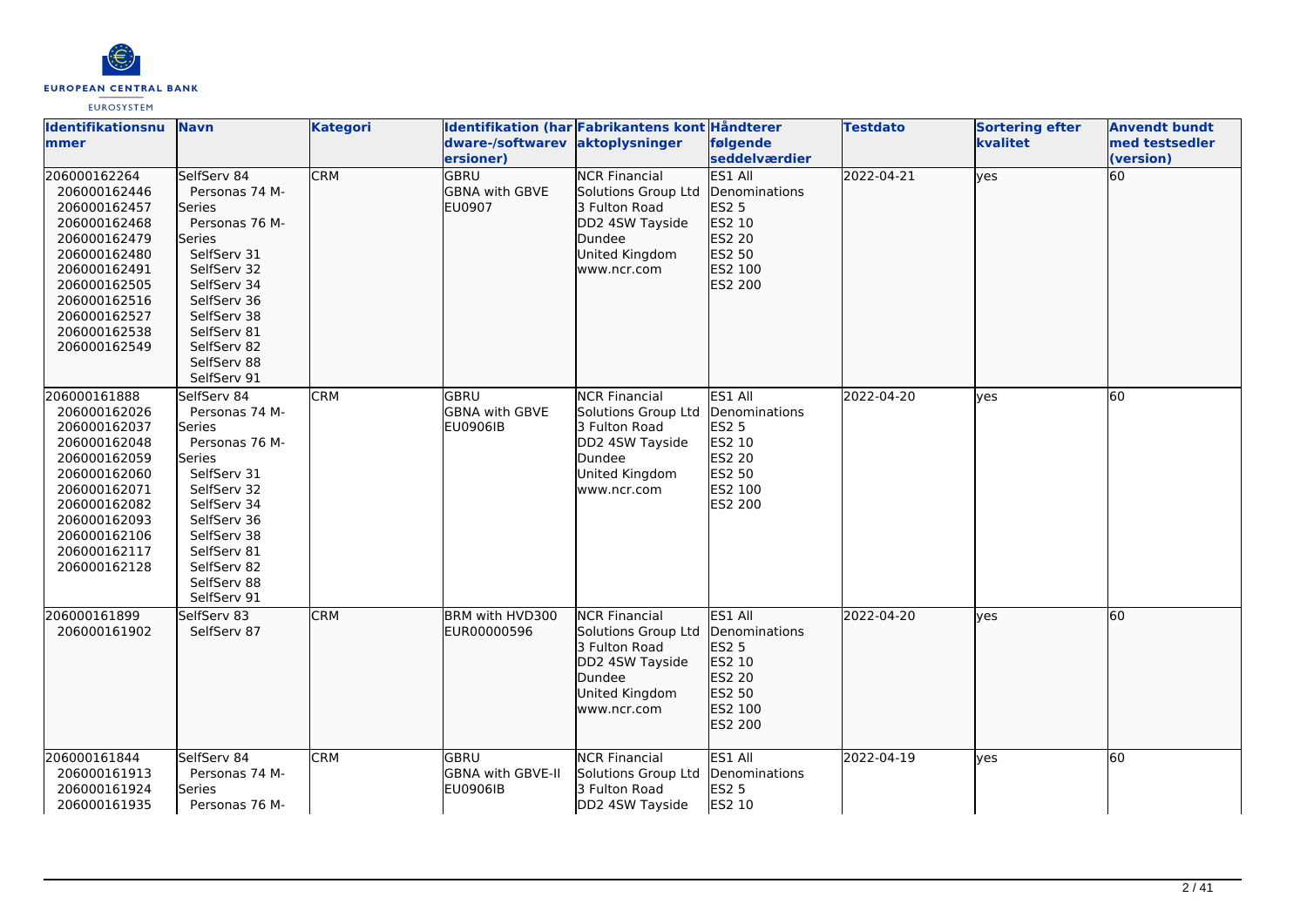| Identifikationsnummer | Navn | Kategori | Identifikation (hardware-/softwareversioner) | Fabrikantens kontaktoplysninger | Håndterer følgende seddelværdier | Testdato | Sortering efter kvalitet | Anvendt bundt med testsedler (version) |
| --- | --- | --- | --- | --- | --- | --- | --- | --- |
| 206000162264<br>206000162446<br>206000162457<br>206000162468<br>206000162479<br>206000162480<br>206000162491<br>206000162505<br>206000162516<br>206000162527<br>206000162538<br>206000162549 | SelfServ 84<br>Personas 74 M-Series<br>Personas 76 M-Series<br>SelfServ 31<br>SelfServ 32<br>SelfServ 34<br>SelfServ 36<br>SelfServ 38<br>SelfServ 81<br>SelfServ 82<br>SelfServ 88<br>SelfServ 91 | CRM | GBRU<br>GBNA with GBVE<br>EU0907 | NCR Financial Solutions Group Ltd<br>3 Fulton Road<br>DD2 4SW Tayside<br>Dundee<br>United Kingdom<br>www.ncr.com | ES1 All Denominations<br>ES2 5<br>ES2 10<br>ES2 20<br>ES2 50<br>ES2 100<br>ES2 200 | 2022-04-21 | yes | 60 |
| 206000161888<br>206000162026<br>206000162037<br>206000162048<br>206000162059<br>206000162060<br>206000162071<br>206000162082<br>206000162093<br>206000162106<br>206000162117<br>206000162128 | SelfServ 84<br>Personas 74 M-Series<br>Personas 76 M-Series<br>SelfServ 31<br>SelfServ 32<br>SelfServ 34<br>SelfServ 36<br>SelfServ 38<br>SelfServ 81<br>SelfServ 82<br>SelfServ 88<br>SelfServ 91 | CRM | GBRU<br>GBNA with GBVE<br>EU0906IB | NCR Financial Solutions Group Ltd<br>3 Fulton Road<br>DD2 4SW Tayside<br>Dundee<br>United Kingdom<br>www.ncr.com | ES1 All Denominations<br>ES2 5<br>ES2 10<br>ES2 20<br>ES2 50<br>ES2 100<br>ES2 200 | 2022-04-20 | yes | 60 |
| 206000161899<br>206000161902 | SelfServ 83<br>SelfServ 87 | CRM | BRM with HVD300<br>EUR00000596 | NCR Financial Solutions Group Ltd<br>3 Fulton Road<br>DD2 4SW Tayside<br>Dundee<br>United Kingdom<br>www.ncr.com | ES1 All Denominations<br>ES2 5<br>ES2 10<br>ES2 20<br>ES2 50<br>ES2 100<br>ES2 200 | 2022-04-20 | yes | 60 |
| 206000161844<br>206000161913<br>206000161924<br>206000161935 | SelfServ 84<br>Personas 74 M-Series<br>Personas 76 M- | CRM | GBRU<br>GBNA with GBVE-II<br>EU0906IB | NCR Financial Solutions Group Ltd<br>3 Fulton Road<br>DD2 4SW Tayside | ES1 All Denominations<br>ES2 5<br>ES2 10 | 2022-04-19 | yes | 60 |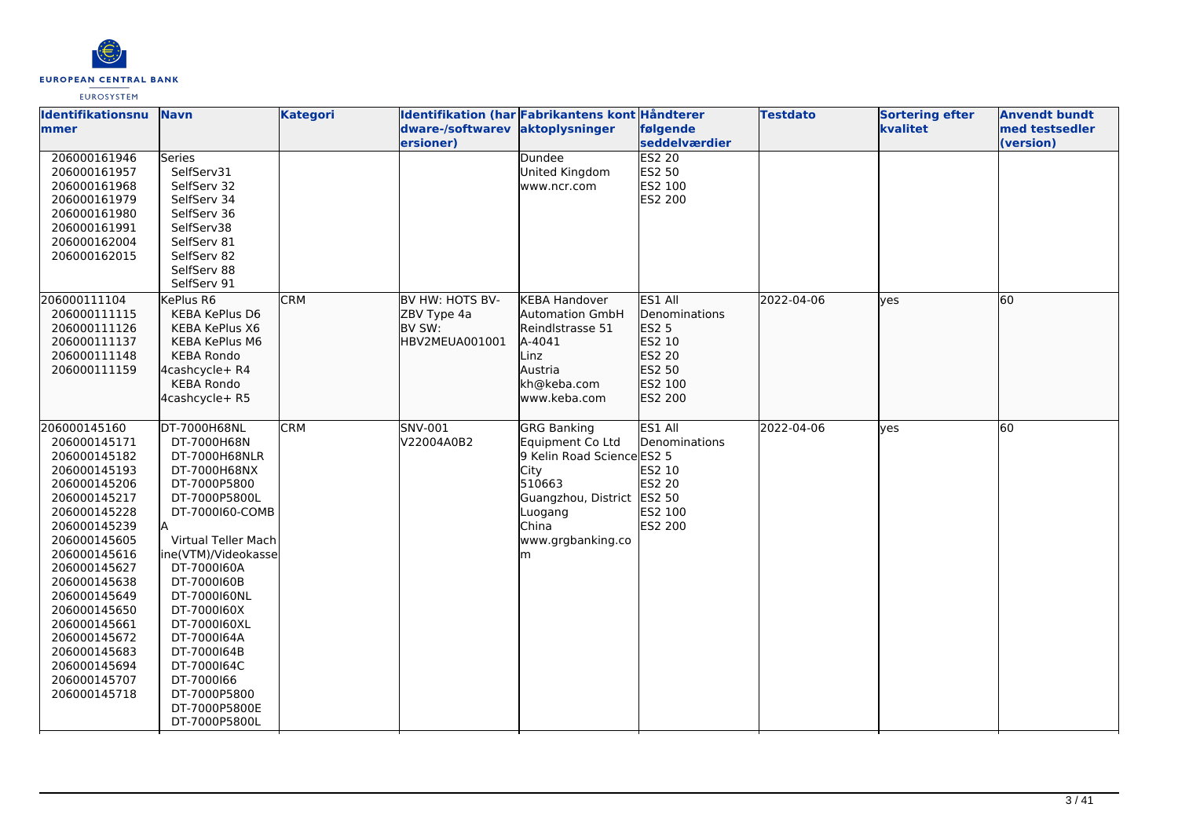| Identifikationsnummer | Navn | Kategori | Identifikation (hardware-/softwareversioner) | Fabrikantens kontaktoplysninger | Håndterer følgende seddelværdier | Testdato | Sortering efter kvalitet | Anvendt bundt med testsedler (version) |
|---|---|---|---|---|---|---|---|---|
| 206000161946<br>206000161957<br>206000161968<br>206000161979<br>206000161980<br>206000161991<br>206000162004<br>206000162015 | Series<br>SelfServ31<br>SelfServ 32<br>SelfServ 34<br>SelfServ 36<br>SelfServ38<br>SelfServ 81<br>SelfServ 82<br>SelfServ 88<br>SelfServ 91 | | | Dundee<br>United Kingdom<br>www.ncr.com | ES2 20<br>ES2 50<br>ES2 100<br>ES2 200 | | | |
| 206000111104<br>206000111115<br>206000111126<br>206000111137<br>206000111148<br>206000111159 | KePlus R6<br>KEBA KePlus D6<br>KEBA KePlus X6<br>KEBA KePlus M6<br>KEBA Rondo 4cashcycle+ R4<br>KEBA Rondo 4cashcycle+ R5 | CRM | BV HW: HOTS BV-ZBV Type 4a<br>BV SW: HBV2MEUA001001 | KEBA Handover Automation GmbH<br>Reindlstrasse 51<br>A-4041<br>Linz<br>Austria<br>kh@keba.com<br>www.keba.com | ES1 All Denominations<br>ES2 5<br>ES2 10<br>ES2 20<br>ES2 50<br>ES2 100<br>ES2 200 | 2022-04-06 | yes | 60 |
| 206000145160<br>206000145171<br>206000145182<br>206000145193<br>206000145206<br>206000145217<br>206000145228<br>206000145239<br>206000145605<br>206000145616<br>206000145627<br>206000145638<br>206000145649<br>206000145650<br>206000145661<br>206000145672<br>206000145683<br>206000145694<br>206000145707<br>206000145718 | DT-7000H68NL<br>DT-7000H68N<br>DT-7000H68NLR<br>DT-7000H68NX<br>DT-7000P5800<br>DT-7000P5800L<br>DT-7000I60-COMBA<br>Virtual Teller Machine(VTM)/Videokasse<br>DT-7000I60A<br>DT-7000I60B<br>DT-7000I60NL<br>DT-7000I60X<br>DT-7000I60XL<br>DT-7000I64A<br>DT-7000I64B<br>DT-7000I64C<br>DT-7000I66<br>DT-7000P5800<br>DT-7000P5800E<br>DT-7000P5800L | CRM | SNV-001<br>V22004A0B2 | GRG Banking Equipment Co Ltd<br>9 Kelin Road Science City<br>510663<br>Guangzhou, District Luogang<br>China<br>www.grgbanking.com | ES1 All Denominations<br>ES2 5<br>ES2 10<br>ES2 20<br>ES2 50<br>ES2 100<br>ES2 200 | 2022-04-06 | yes | 60 |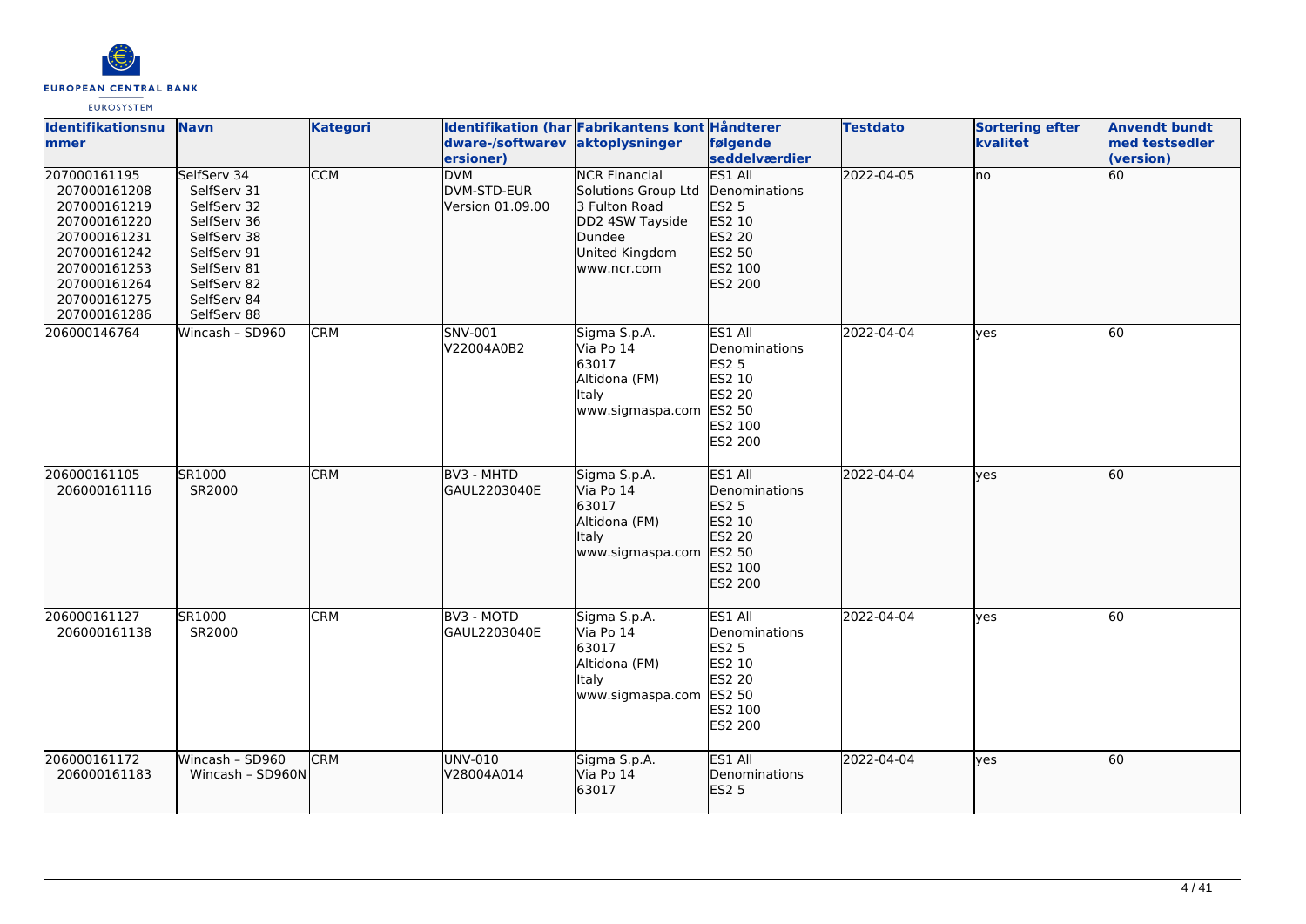| Identifikationsnummer | Navn | Kategori | Identifikation (hardware-/softwareversioner) | Fabrikantens kontaktoplysninger | Håndterer følgende seddelværdier | Testdato | Sortering efter kvalitet | Anvendt bundt med testsedler (version) |
|---|---|---|---|---|---|---|---|---|
| 207000161195<br>207000161208<br>207000161219<br>207000161220<br>207000161231<br>207000161242<br>207000161253<br>207000161264<br>207000161275<br>207000161286 | SelfServ 34<br>SelfServ 31<br>SelfServ 32<br>SelfServ 36<br>SelfServ 38<br>SelfServ 91<br>SelfServ 81<br>SelfServ 82<br>SelfServ 84<br>SelfServ 88 | CCM | DVM<br>DVM-STD-EUR<br>Version 01.09.00 | NCR Financial Solutions Group Ltd<br>3 Fulton Road<br>DD2 4SW Tayside<br>Dundee<br>United Kingdom<br>www.ncr.com | ES1 All Denominations<br>ES2 5<br>ES2 10<br>ES2 20<br>ES2 50<br>ES2 100<br>ES2 200 | 2022-04-05 | no | 60 |
| 206000146764 | Wincash – SD960 | CRM | SNV-001<br>V22004A0B2 | Sigma S.p.A.<br>Via Po 14<br>63017<br>Altidona (FM)<br>Italy<br>www.sigmaspa.com | ES1 All Denominations<br>ES2 5<br>ES2 10<br>ES2 20<br>ES2 50<br>ES2 100<br>ES2 200 | 2022-04-04 | yes | 60 |
| 206000161105<br>206000161116 | SR1000<br>SR2000 | CRM | BV3 - MHTD<br>GAUL2203040E | Sigma S.p.A.<br>Via Po 14<br>63017<br>Altidona (FM)<br>Italy<br>www.sigmaspa.com | ES1 All Denominations<br>ES2 5<br>ES2 10<br>ES2 20<br>ES2 50<br>ES2 100<br>ES2 200 | 2022-04-04 | yes | 60 |
| 206000161127<br>206000161138 | SR1000<br>SR2000 | CRM | BV3 - MOTD<br>GAUL2203040E | Sigma S.p.A.<br>Via Po 14<br>63017<br>Altidona (FM)<br>Italy<br>www.sigmaspa.com | ES1 All Denominations<br>ES2 5<br>ES2 10<br>ES2 20<br>ES2 50<br>ES2 100<br>ES2 200 | 2022-04-04 | yes | 60 |
| 206000161172<br>206000161183 | Wincash – SD960<br>Wincash – SD960N | CRM | UNV-010<br>V28004A014 | Sigma S.p.A.<br>Via Po 14<br>63017 | ES1 All Denominations<br>ES2 5 | 2022-04-04 | yes | 60 |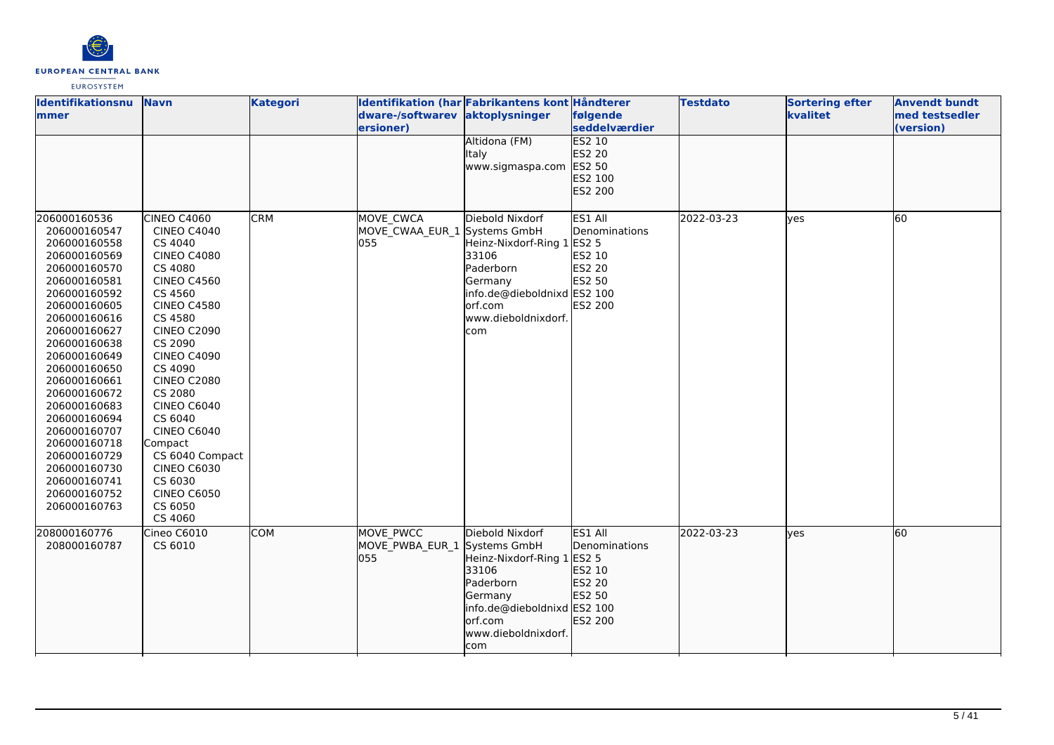| Identifikationsnummer | Navn | Kategori | Identifikation (hardware-/softwareversioner) | Fabrikantens kontaktoplysninger | Håndterer følgende seddelværdier | Testdato | Sortering efter kvalitet | Anvendt bundt med testsedler (version) |
|---|---|---|---|---|---|---|---|---|
| | | | | Altidona (FM)<br>Italy<br>www.sigmaspa.com | ES2 10<br>ES2 20<br>ES2 50<br>ES2 100<br>ES2 200 | | | |
| 206000160536<br>206000160547<br>206000160558<br>206000160569<br>206000160570<br>206000160581<br>206000160592<br>206000160605<br>206000160616<br>206000160627<br>206000160638<br>206000160649<br>206000160650<br>206000160661<br>206000160672<br>206000160683<br>206000160694<br>206000160707<br>206000160718<br>206000160729<br>206000160730<br>206000160741<br>206000160752<br>206000160763 | CINEO C4060<br>CINEO C4040<br>CS 4040<br>CINEO C4080<br>CS 4080<br>CINEO C4560<br>CS 4560<br>CINEO C4580<br>CS 4580<br>CINEO C2090<br>CS 2090<br>CINEO C4090<br>CS 4090<br>CINEO C2080<br>CS 2080<br>CINEO C6040<br>CS 6040<br>CINEO C6040 Compact<br>CS 6040 Compact<br>CINEO C6030<br>CS 6030<br>CINEO C6050<br>CS 6050<br>CS 4060 | CRM | MOVE_CWCA<br>MOVE_CWAA_EUR_1055 | Diebold Nixdorf Systems GmbH<br>Heinz-Nixdorf-Ring 1<br>33106<br>Paderborn<br>Germany<br>info.de@dieboldnixdorf.com<br>www.dieboldnixdorf.com | ES1 All Denominations<br>ES2 5<br>ES2 10<br>ES2 20<br>ES2 50<br>ES2 100<br>ES2 200 | 2022-03-23 | yes | 60 |
| 208000160776<br>208000160787 | Cineo C6010<br>CS 6010 | COM | MOVE_PWCC<br>MOVE_PWBA_EUR_1055 | Diebold Nixdorf Systems GmbH<br>Heinz-Nixdorf-Ring 1<br>33106<br>Paderborn<br>Germany<br>info.de@dieboldnixdorf.com<br>www.dieboldnixdorf.com | ES1 All Denominations<br>ES2 5<br>ES2 10<br>ES2 20<br>ES2 50<br>ES2 100<br>ES2 200 | 2022-03-23 | yes | 60 |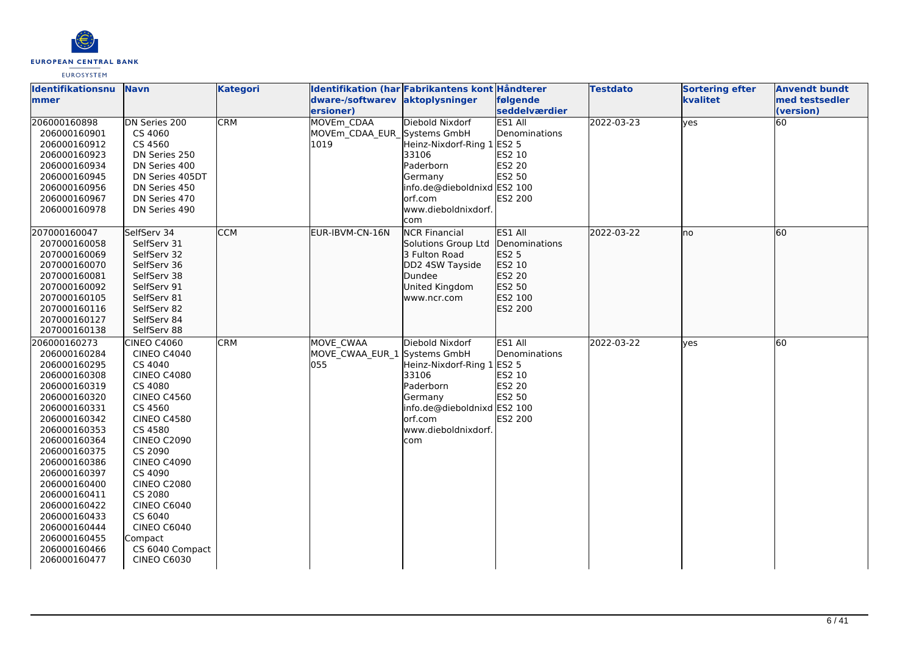| Identifikationsnummer | Navn | Kategori | Identifikation (hardware-/softwareversioner) | Fabrikantens kontaktoplysninger | Håndterer følgende seddelværdier | Testdato | Sortering efter kvalitet | Anvendt bundt med testsedler (version) |
|---|---|---|---|---|---|---|---|---|
| 206000160898<br>206000160901<br>206000160912<br>206000160923<br>206000160934<br>206000160945<br>206000160956<br>206000160967<br>206000160978 | DN Series 200<br>CS 4060<br>CS 4560<br>DN Series 250<br>DN Series 400<br>DN Series 405DT<br>DN Series 450<br>DN Series 470<br>DN Series 490 | CRM | MOVEm_CDAA<br>MOVEm_CDAA_EUR_1019 | Diebold Nixdorf Systems GmbH<br>Heinz-Nixdorf-Ring 1<br>33106<br>Paderborn<br>Germany<br>info.de@dieboldnixdorf.com<br>www.dieboldnixdorf.com | ES1 All Denominations<br>ES2 5<br>ES2 10<br>ES2 20<br>ES2 50<br>ES2 100<br>ES2 200 | 2022-03-23 | yes | 60 |
| 207000160047<br>207000160058<br>207000160069<br>207000160070<br>207000160081<br>207000160092<br>207000160105<br>207000160116<br>207000160127<br>207000160138 | SelfServ 34<br>SelfServ 31<br>SelfServ 32<br>SelfServ 36<br>SelfServ 38<br>SelfServ 91<br>SelfServ 81<br>SelfServ 82<br>SelfServ 84<br>SelfServ 88 | CCM | EUR-IBVM-CN-16N | NCR Financial Solutions Group Ltd<br>3 Fulton Road<br>DD2 4SW Tayside<br>Dundee<br>United Kingdom<br>www.ncr.com | ES1 All Denominations<br>ES2 5<br>ES2 10<br>ES2 20<br>ES2 50<br>ES2 100<br>ES2 200 | 2022-03-22 | no | 60 |
| 206000160273<br>206000160284<br>206000160295<br>206000160308<br>206000160319<br>206000160320<br>206000160331<br>206000160342<br>206000160353<br>206000160364<br>206000160375<br>206000160386<br>206000160397<br>206000160400<br>206000160411<br>206000160422<br>206000160433<br>206000160444<br>206000160455<br>206000160466<br>206000160477 | CINEO C4060<br>CINEO C4040<br>CS 4040<br>CINEO C4080<br>CS 4080<br>CINEO C4560<br>CS 4560<br>CINEO C4580<br>CS 4580<br>CINEO C2090<br>CS 2090<br>CINEO C4090<br>CS 4090<br>CINEO C2080<br>CS 2080<br>CINEO C6040<br>CS 6040<br>CINEO C6040 Compact<br>CS 6040 Compact<br>CINEO C6030 | CRM | MOVE_CWAA<br>MOVE_CWAA_EUR_1055 | Diebold Nixdorf Systems GmbH<br>Heinz-Nixdorf-Ring 1<br>33106<br>Paderborn<br>Germany<br>info.de@dieboldnixdorf.com<br>www.dieboldnixdorf.com | ES1 All Denominations<br>ES2 5<br>ES2 10<br>ES2 20<br>ES2 50<br>ES2 100<br>ES2 200 | 2022-03-22 | yes | 60 |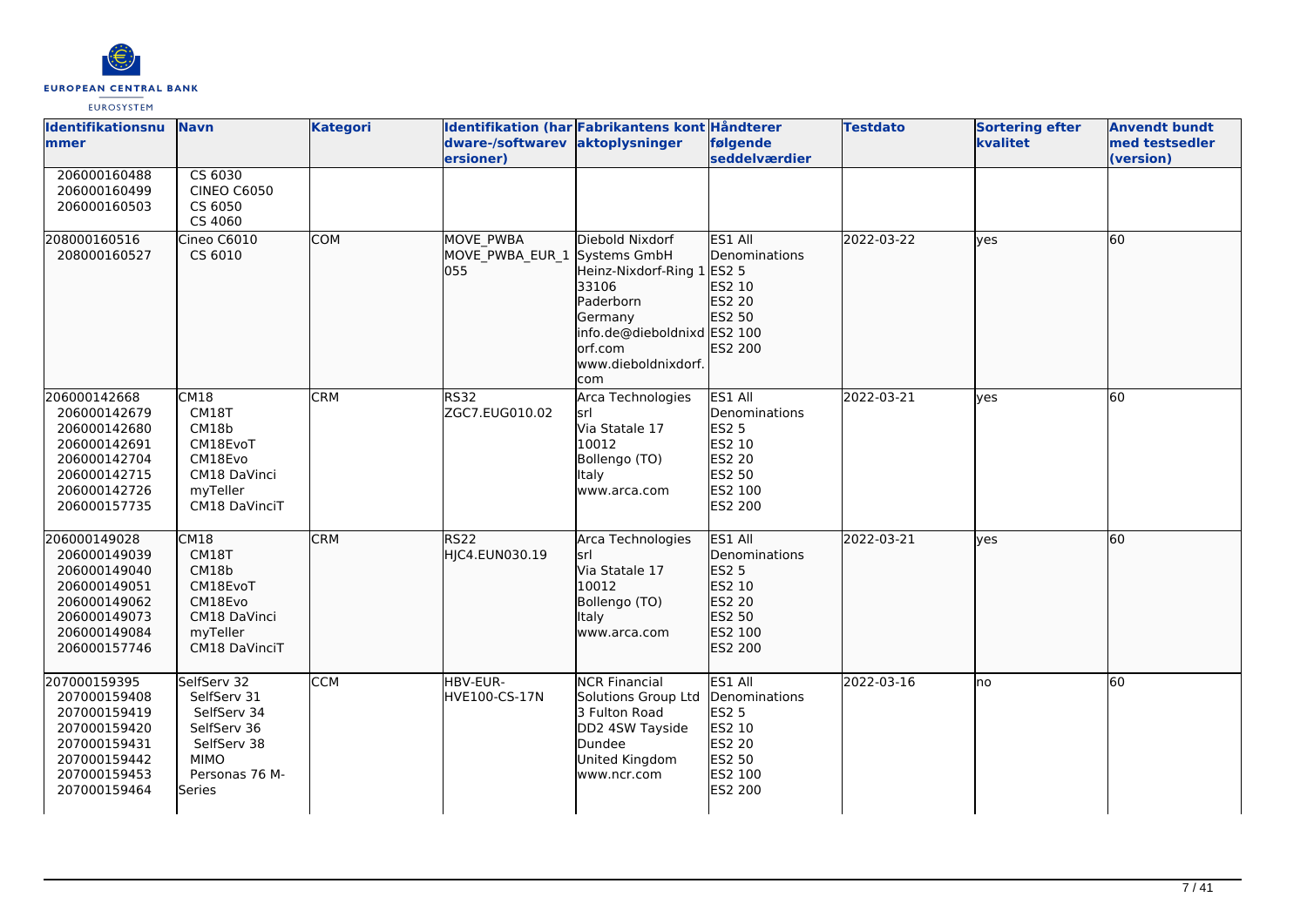| Identifikationsnummer | Navn | Kategori | Identifikation (hardware-/softwareversioner) | Fabrikantens kontaktoplysninger | Håndterer følgende seddelværdier | Testdato | Sortering efter kvalitet | Anvendt bundt med testsedler (version) |
|---|---|---|---|---|---|---|---|---|
| 206000160488<br>206000160499<br>206000160503 | CS 6030<br>CINEO C6050<br>CS 6050<br>CS 4060 | | | | | | | |
| 208000160516<br>208000160527 | Cineo C6010<br>CS 6010 | COM | MOVE_PWBA<br>MOVE_PWBA_EUR_1055 | Diebold Nixdorf Systems GmbH<br>Heinz-Nixdorf-Ring 1<br>33106<br>Paderborn<br>Germany<br>info.de@dieboldnixdorf.com<br>www.dieboldnixdorf.com | ES1 All Denominations<br>ES2 5<br>ES2 10<br>ES2 20<br>ES2 50<br>ES2 100<br>ES2 200 | 2022-03-22 | yes | 60 |
| 206000142668<br>206000142679<br>206000142680<br>206000142691<br>206000142704<br>206000142715<br>206000142726<br>206000157735 | CM18<br>CM18T<br>CM18b<br>CM18EvoT<br>CM18Evo<br>CM18 DaVinci<br>myTeller<br>CM18 DaVinciT | CRM | RS32<br>ZGC7.EUG010.02 | Arca Technologies srl<br>Via Statale 17<br>10012<br>Bollengo (TO)<br>Italy<br>www.arca.com | ES1 All Denominations<br>ES2 5<br>ES2 10<br>ES2 20<br>ES2 50<br>ES2 100<br>ES2 200 | 2022-03-21 | yes | 60 |
| 206000149028<br>206000149039<br>206000149040<br>206000149051<br>206000149062<br>206000149073<br>206000149084<br>206000157746 | CM18<br>CM18T<br>CM18b<br>CM18EvoT<br>CM18Evo<br>CM18 DaVinci<br>myTeller<br>CM18 DaVinciT | CRM | RS22<br>HJC4.EUN030.19 | Arca Technologies srl<br>Via Statale 17<br>10012<br>Bollengo (TO)<br>Italy<br>www.arca.com | ES1 All Denominations<br>ES2 5<br>ES2 10<br>ES2 20<br>ES2 50<br>ES2 100<br>ES2 200 | 2022-03-21 | yes | 60 |
| 207000159395<br>207000159408<br>207000159419<br>207000159420<br>207000159431<br>207000159442<br>207000159453<br>207000159464 | SelfServ 32<br>SelfServ 31<br>SelfServ 34<br>SelfServ 36<br>SelfServ 38<br>MIMO<br>Personas 76 M-Series | CCM | HBV-EUR-HVE100-CS-17N | NCR Financial Solutions Group Ltd<br>3 Fulton Road<br>DD2 4SW Tayside<br>Dundee<br>United Kingdom<br>www.ncr.com | ES1 All Denominations<br>ES2 5<br>ES2 10<br>ES2 20<br>ES2 50<br>ES2 100<br>ES2 200 | 2022-03-16 | no | 60 |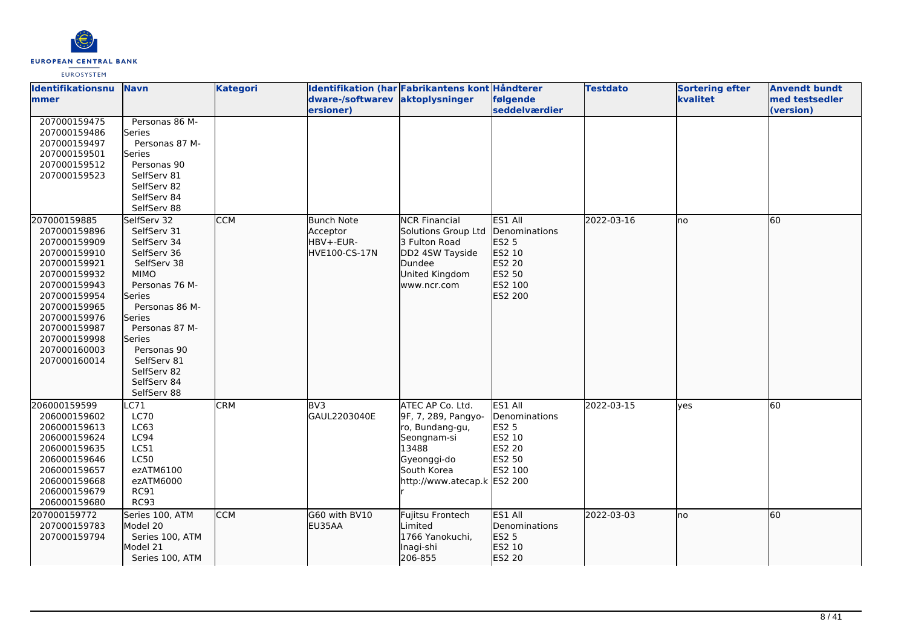| Identifikationsnummer | Navn | Kategori | Identifikation (hardware-/softwareversioner) | Fabrikantens kontaktoplysninger | Håndterer følgende seddelværdier | Testdato | Sortering efter kvalitet | Anvendt bundt med testsedler (version) |
|---|---|---|---|---|---|---|---|---|
| 207000159475<br>207000159486<br>207000159497<br>207000159501<br>207000159512<br>207000159523 | Personas 86 M-Series<br>Personas 87 M-Series<br>Personas 90<br>SelfServ 81<br>SelfServ 82<br>SelfServ 84<br>SelfServ 88 | | | | | | | |
| 207000159885<br>207000159896<br>207000159909<br>207000159910<br>207000159921<br>207000159932<br>207000159943<br>207000159954<br>207000159965<br>207000159976<br>207000159987<br>207000159998<br>207000160003<br>207000160014 | SelfServ 32<br>SelfServ 31<br>SelfServ 34<br>SelfServ 36<br>SelfServ 38<br>MIMO<br>Personas 76 M-Series<br>Personas 86 M-Series<br>Personas 87 M-Series<br>Personas 90<br>SelfServ 81<br>SelfServ 82<br>SelfServ 84<br>SelfServ 88 | CCM | Bunch Note Acceptor<br>HBV+-EUR-HVE100-CS-17N | NCR Financial Solutions Group Ltd<br>3 Fulton Road<br>DD2 4SW Tayside<br>Dundee<br>United Kingdom<br>www.ncr.com | ES1 All Denominations<br>ES2 5<br>ES2 10<br>ES2 20<br>ES2 50<br>ES2 100<br>ES2 200 | 2022-03-16 | no | 60 |
| 206000159599<br>206000159602<br>206000159613<br>206000159624<br>206000159635<br>206000159646<br>206000159657<br>206000159668<br>206000159679<br>206000159680 | LC71<br>LC70<br>LC63<br>LC94<br>LC51<br>LC50<br>ezATM6100<br>ezATM6000<br>RC91<br>RC93 | CRM | BV3<br>GAUL2203040E | ATEC AP Co. Ltd.<br>9F, 7, 289, Pangyo-ro, Bundang-gu,<br>Seongnam-si<br>13488<br>Gyeonggi-do<br>South Korea<br>http://www.atecap.kr | ES1 All Denominations<br>ES2 5<br>ES2 10<br>ES2 20<br>ES2 50<br>ES2 100<br>ES2 200 | 2022-03-15 | yes | 60 |
| 207000159772<br>207000159783<br>207000159794 | Series 100, ATM Model 20<br>Series 100, ATM Model 21<br>Series 100, ATM | CCM | G60 with BV10<br>EU35AA | Fujitsu Frontech Limited<br>1766 Yanokuchi,<br>Inagi-shi<br>206-855 | ES1 All Denominations<br>ES2 5<br>ES2 10<br>ES2 20 | 2022-03-03 | no | 60 |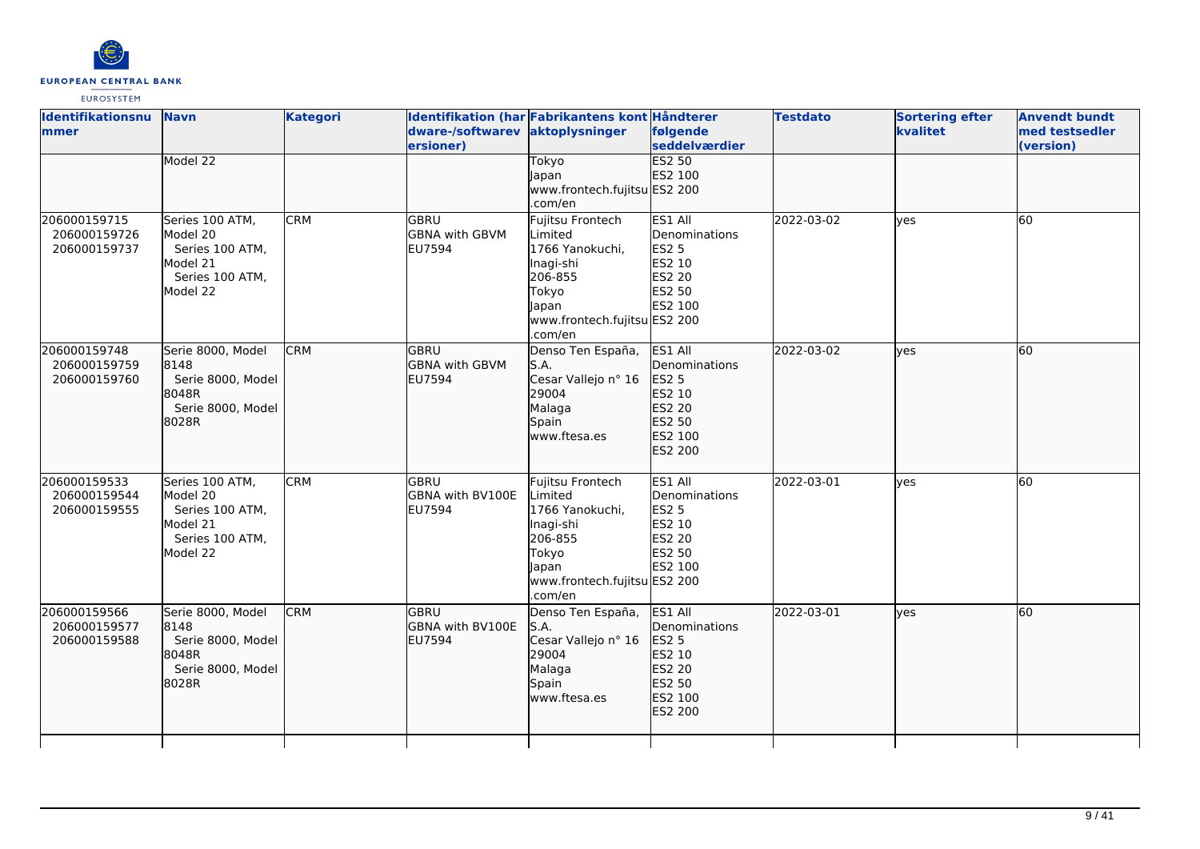| Identifikationsnummer | Navn | Kategori | Identifikation (hardware-/softwareversioner) | Fabrikantens kontaktoplysninger | Håndterer følgende seddelværdier | Testdato | Sortering efter kvalitet | Anvendt bundt med testsedler (version) |
| --- | --- | --- | --- | --- | --- | --- | --- | --- |
| | Model 22 | | | Tokyo<br>Japan<br>www.frontech.fujitsu.com/en | ES2 50<br>ES2 100<br>ES2 200 | | | |
| 206000159715<br>206000159726<br>206000159737 | Series 100 ATM, Model 20<br>Series 100 ATM, Model 21<br>Series 100 ATM, Model 22 | CRM | GBRU<br>GBNA with GBVM<br>EU7594 | Fujitsu Frontech Limited<br>1766 Yanokuchi, Inagi-shi<br>206-855<br>Tokyo<br>Japan<br>www.frontech.fujitsu.com/en | ES1 All Denominations<br>ES2 5<br>ES2 10<br>ES2 20<br>ES2 50<br>ES2 100<br>ES2 200 | 2022-03-02 | yes | 60 |
| 206000159748<br>206000159759<br>206000159760 | Serie 8000, Model 8148<br>Serie 8000, Model 8048R<br>Serie 8000, Model 8028R | CRM | GBRU<br>GBNA with GBVM<br>EU7594 | Denso Ten España, S.A.<br>Cesar Vallejo n° 16<br>29004<br>Malaga<br>Spain<br>www.ftesa.es | ES1 All Denominations<br>ES2 5<br>ES2 10<br>ES2 20<br>ES2 50<br>ES2 100<br>ES2 200 | 2022-03-02 | yes | 60 |
| 206000159533<br>206000159544<br>206000159555 | Series 100 ATM, Model 20<br>Series 100 ATM, Model 21<br>Series 100 ATM, Model 22 | CRM | GBRU<br>GBNA with BV100E<br>EU7594 | Fujitsu Frontech Limited<br>1766 Yanokuchi, Inagi-shi<br>206-855<br>Tokyo<br>Japan<br>www.frontech.fujitsu.com/en | ES1 All Denominations<br>ES2 5<br>ES2 10<br>ES2 20<br>ES2 50<br>ES2 100<br>ES2 200 | 2022-03-01 | yes | 60 |
| 206000159566<br>206000159577<br>206000159588 | Serie 8000, Model 8148<br>Serie 8000, Model 8048R<br>Serie 8000, Model 8028R | CRM | GBRU<br>GBNA with BV100E<br>EU7594 | Denso Ten España, S.A.<br>Cesar Vallejo n° 16<br>29004<br>Malaga<br>Spain<br>www.ftesa.es | ES1 All Denominations<br>ES2 5<br>ES2 10<br>ES2 20<br>ES2 50<br>ES2 100<br>ES2 200 | 2022-03-01 | yes | 60 |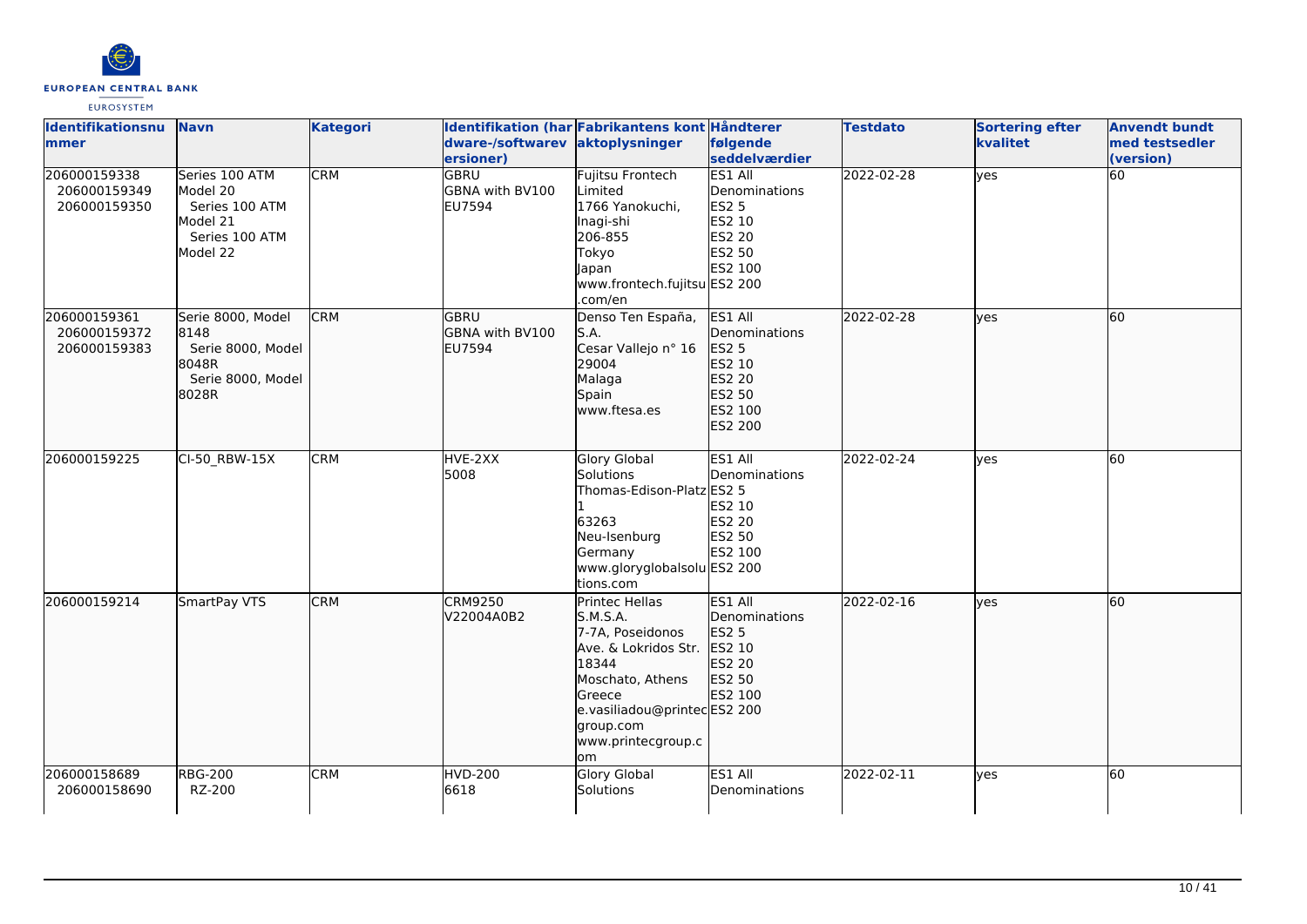| Identifikationsnummer | Navn | Kategori | Identifikation (hardware-/softwareversioner) | Fabrikantens kontaktoplysninger | Håndterer følgende seddelværdier | Testdato | Sortering efter kvalitet | Anvendt bundt med testsedler (version) |
| --- | --- | --- | --- | --- | --- | --- | --- | --- |
| 206000159338<br>206000159349<br>206000159350 | Series 100 ATM Model 20<br>Series 100 ATM Model 21<br>Series 100 ATM Model 22 | CRM | GBRU<br>GBNA with BV100<br>EU7594 | Fujitsu Frontech Limited<br>1766 Yanokuchi, Inagi-shi<br>206-855<br>Tokyo<br>Japan<br>www.frontech.fujitsu.com/en | ES1 All Denominations<br>ES2 5<br>ES2 10<br>ES2 20<br>ES2 50<br>ES2 100<br>ES2 200 | 2022-02-28 | yes | 60 |
| 206000159361<br>206000159372<br>206000159383 | Serie 8000, Model 8148<br>Serie 8000, Model 8048R<br>Serie 8000, Model 8028R | CRM | GBRU<br>GBNA with BV100<br>EU7594 | Denso Ten España, S.A.<br>Cesar Vallejo n° 16<br>29004<br>Malaga<br>Spain<br>www.ftesa.es | ES1 All Denominations<br>ES2 5<br>ES2 10<br>ES2 20<br>ES2 50<br>ES2 100<br>ES2 200 | 2022-02-28 | yes | 60 |
| 206000159225 | CI-50_RBW-15X | CRM | HVE-2XX<br>5008 | Glory Global Solutions<br>Thomas-Edison-Platz 1<br>63263<br>Neu-Isenburg<br>Germany<br>www.gloryglobalsolutions.com | ES1 All Denominations<br>ES2 5<br>ES2 10<br>ES2 20<br>ES2 50<br>ES2 100<br>ES2 200 | 2022-02-24 | yes | 60 |
| 206000159214 | SmartPay VTS | CRM | CRM9250<br>V22004A0B2 | Printec Hellas S.M.S.A.<br>7-7A, Poseidonos Ave. & Lokridos Str.<br>18344<br>Moschato, Athens<br>Greece<br>e.vasiliadou@printecgroup.com<br>www.printecgroup.com | ES1 All Denominations<br>ES2 5<br>ES2 10<br>ES2 20<br>ES2 50<br>ES2 100<br>ES2 200 | 2022-02-16 | yes | 60 |
| 206000158689<br>206000158690 | RBG-200<br>RZ-200 | CRM | HVD-200<br>6618 | Glory Global Solutions | ES1 All Denominations | 2022-02-11 | yes | 60 |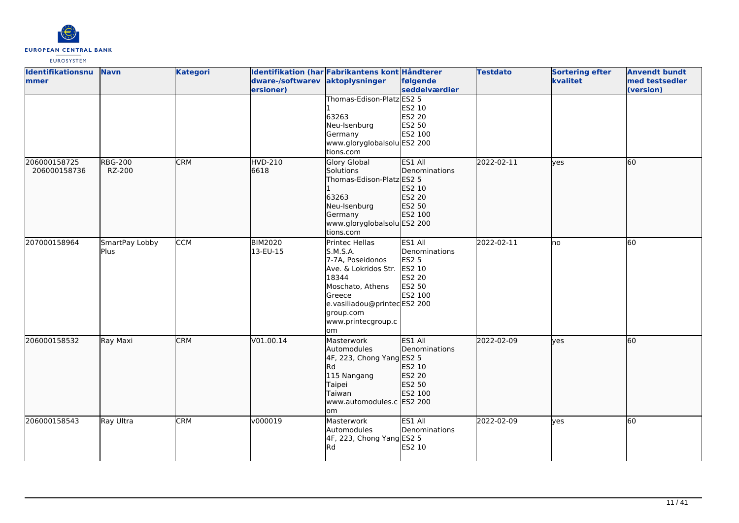| Identifikationsnummer | Navn | Kategori | Identifikation (hardware-/softwareversioner) | Fabrikantens kontaktoplysninger | Håndterer følgende seddelværdier | Testdato | Sortering efter kvalitet | Anvendt bundt med testsedler (version) |
|---|---|---|---|---|---|---|---|---|
| | | | | Thomas-Edison-Platz 1<br>63263<br>Neu-Isenburg<br>Germany<br>www.gloryglobalsolutions.com | ES2 5<br>ES2 10<br>ES2 20<br>ES2 50<br>ES2 100<br>ES2 200 | | | |
| 206000158725<br>206000158736 | RBG-200<br>RZ-200 | CRM | HVD-210<br>6618 | Glory Global Solutions<br>Thomas-Edison-Platz 1<br>63263<br>Neu-Isenburg<br>Germany<br>www.gloryglobalsolutions.com | ES1 All Denominations<br>ES2 5<br>ES2 10<br>ES2 20<br>ES2 50<br>ES2 100<br>ES2 200 | 2022-02-11 | yes | 60 |
| 207000158964 | SmartPay Lobby Plus | CCM | BIM2020<br>13-EU-15 | Printec Hellas S.M.S.A.<br>7-7A, Poseidonos Ave. & Lokridos Str.<br>18344<br>Moschato, Athens<br>Greece<br>e.vasiliadou@printecgroup.com<br>www.printecgroup.com | ES1 All Denominations<br>ES2 5<br>ES2 10<br>ES2 20<br>ES2 50<br>ES2 100<br>ES2 200 | 2022-02-11 | no | 60 |
| 206000158532 | Ray Maxi | CRM | V01.00.14 | Masterwork Automodules<br>4F, 223, Chong Yang Rd<br>115 Nangang<br>Taipei<br>Taiwan<br>www.automodules.com | ES1 All Denominations<br>ES2 5<br>ES2 10<br>ES2 20<br>ES2 50<br>ES2 100<br>ES2 200 | 2022-02-09 | yes | 60 |
| 206000158543 | Ray Ultra | CRM | v000019 | Masterwork Automodules<br>4F, 223, Chong Yang Rd | ES1 All Denominations<br>ES2 5<br>ES2 10 | 2022-02-09 | yes | 60 |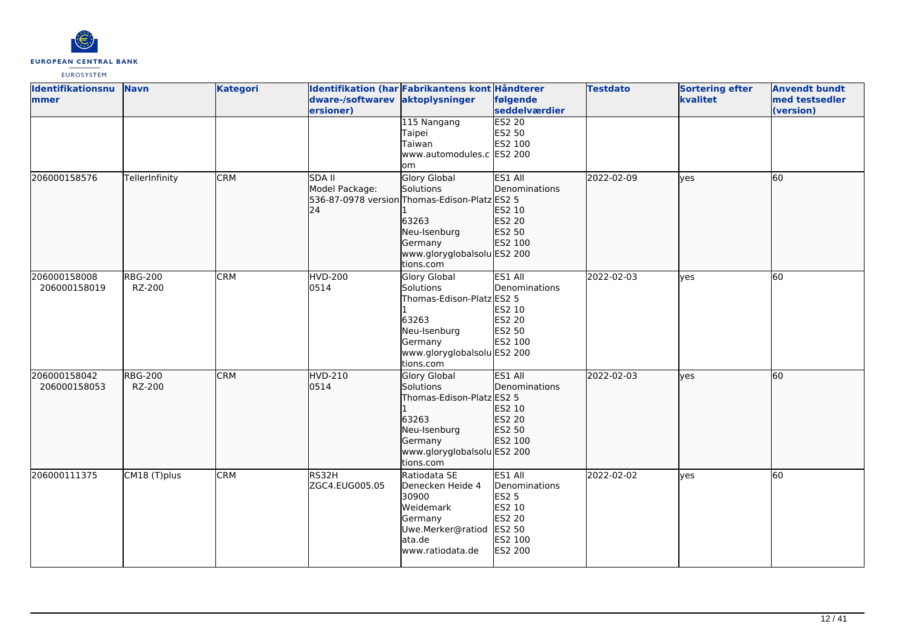| Identifikationsnummer | Navn | Kategori | Identifikation (hardware-/softwareversioner) | Fabrikantens kontaktoplysninger | Håndterer følgende seddelværdier | Testdato | Sortering efter kvalitet | Anvendt bundt med testsedler (version) |
| --- | --- | --- | --- | --- | --- | --- | --- | --- |
| | | | | 115 Nangang<br>Taipei<br>Taiwan<br>www.automodules.com | ES2 20<br>ES2 50<br>ES2 100<br>ES2 200 | | | |
| 206000158576 | TellerInfinity | CRM | SDA II<br>Model Package:<br>536-87-0978 version 24 | Glory Global Solutions<br>Thomas-Edison-Platz 1<br>63263<br>Neu-Isenburg<br>Germany<br>www.gloryglobalsolutions.com | ES1 All Denominations<br>ES2 5<br>ES2 10<br>ES2 20<br>ES2 50<br>ES2 100<br>ES2 200 | 2022-02-09 | yes | 60 |
| 206000158008<br>206000158019 | RBG-200<br>RZ-200 | CRM | HVD-200<br>0514 | Glory Global Solutions<br>Thomas-Edison-Platz 1<br>63263<br>Neu-Isenburg<br>Germany<br>www.gloryglobalsolutions.com | ES1 All Denominations<br>ES2 5<br>ES2 10<br>ES2 20<br>ES2 50<br>ES2 100<br>ES2 200 | 2022-02-03 | yes | 60 |
| 206000158042<br>206000158053 | RBG-200<br>RZ-200 | CRM | HVD-210<br>0514 | Glory Global Solutions<br>Thomas-Edison-Platz 1<br>63263<br>Neu-Isenburg<br>Germany<br>www.gloryglobalsolutions.com | ES1 All Denominations<br>ES2 5<br>ES2 10<br>ES2 20<br>ES2 50<br>ES2 100<br>ES2 200 | 2022-02-03 | yes | 60 |
| 206000111375 | CM18 (T)plus | CRM | RS32H<br>ZGC4.EUG005.05 | Ratiodata SE<br>Denecken Heide 4<br>30900<br>Weidemark<br>Germany<br>Uwe.Merker@ratiodata.de<br>www.ratiodata.de | ES1 All Denominations<br>ES2 5<br>ES2 10<br>ES2 20<br>ES2 50<br>ES2 100<br>ES2 200 | 2022-02-02 | yes | 60 |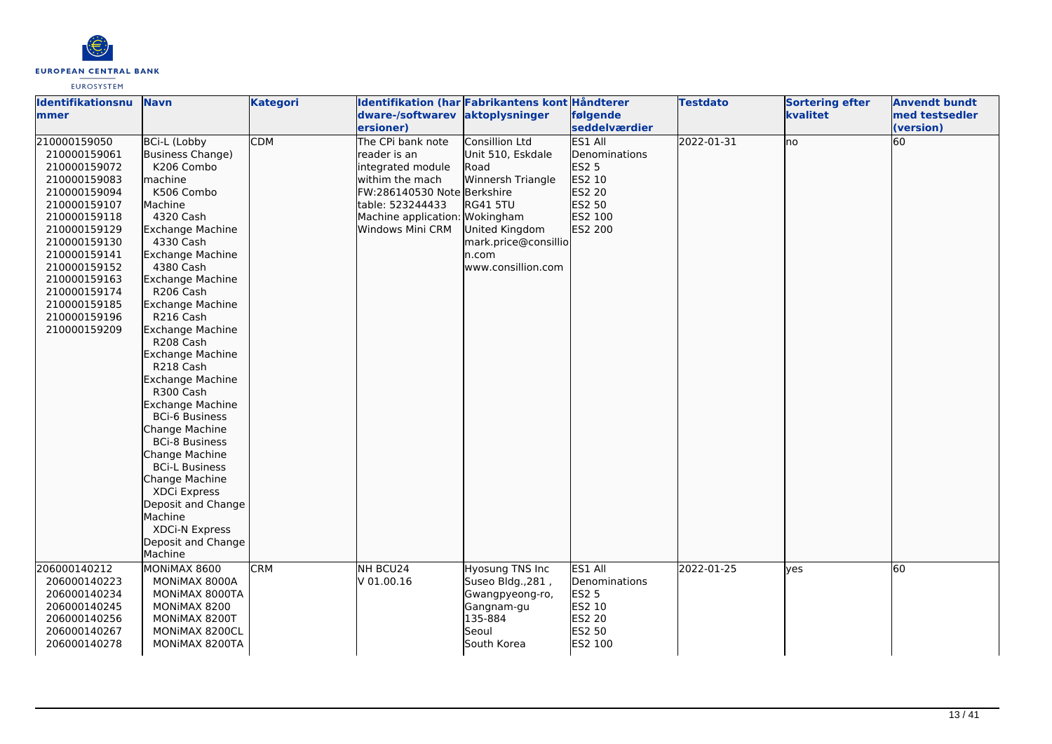| Identifikationsnummer | Navn | Kategori | Identifikation (hardware-/softwareversioner) | Fabrikantens kontaktoplysninger | Håndterer følgende seddelværdier | Testdato | Sortering efter kvalitet | Anvendt bundt med testsedler (version) |
|---|---|---|---|---|---|---|---|---|
| 210000159050<br>210000159061<br>210000159072<br>210000159083<br>210000159094<br>210000159107<br>210000159118<br>210000159129<br>210000159130<br>210000159141<br>210000159152<br>210000159163<br>210000159174<br>210000159185<br>210000159196<br>210000159209 | BCi-L (Lobby Business Change) K206 Combo machine<br>K506 Combo Machine<br>4320 Cash Exchange Machine<br>4330 Cash Exchange Machine<br>4380 Cash Exchange Machine<br>R206 Cash Exchange Machine<br>R216 Cash Exchange Machine<br>R208 Cash Exchange Machine<br>R218 Cash Exchange Machine<br>R300 Cash Exchange Machine<br>BCi-6 Business Change Machine<br>BCi-8 Business Change Machine<br>BCi-L Business Change Machine<br>XDCi Express Deposit and Change Machine<br>XDCi-N Express Deposit and Change Machine | CDM | The CPi bank note reader is an integrated module withim the mach FW:286140530 Note table: 523244433 Machine application: Windows Mini CRM | Consillion Ltd<br>Unit 510, Eskdale Road<br>Winnersh Triangle<br>Berkshire<br>RG41 5TU<br>Wokingham<br>United Kingdom<br>mark.price@consillion.com<br>www.consillion.com | ES1 All Denominations<br>ES2 5<br>ES2 10<br>ES2 20<br>ES2 50<br>ES2 100<br>ES2 200 | 2022-01-31 | no | 60 |
| 206000140212<br>206000140223<br>206000140234<br>206000140245<br>206000140256<br>206000140267<br>206000140278 | MONiMAX 8600<br>MONiMAX 8000A<br>MONiMAX 8000TA<br>MONiMAX 8200<br>MONiMAX 8200T<br>MONiMAX 8200CL<br>MONiMAX 8200TA | CRM | NH BCU24<br>V 01.00.16 | Hyosung TNS Inc<br>Suseo Bldg.,281 , Gwangpyeong-ro, Gangnam-gu<br>135-884<br>Seoul<br>South Korea | ES1 All Denominations<br>ES2 5<br>ES2 10<br>ES2 20<br>ES2 50<br>ES2 100 | 2022-01-25 | yes | 60 |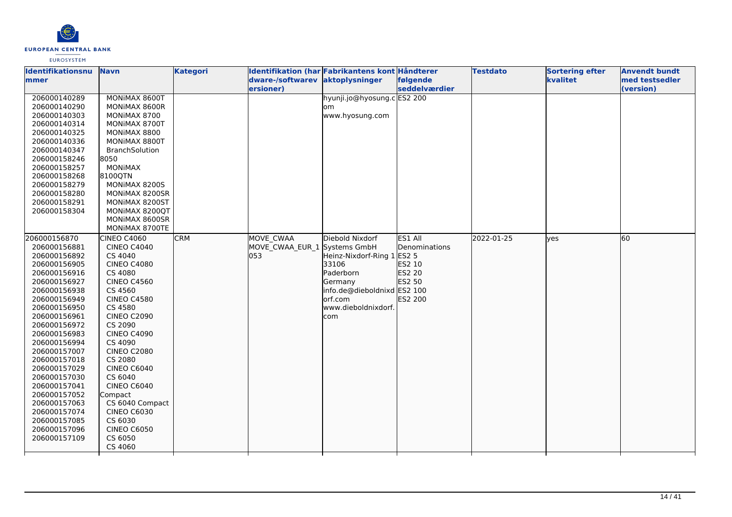| Identifikationsnummer | Navn | Kategori | Identifikation (hardware-/softwareversioner) | Fabrikantens kontaktoplysninger | Håndterer følgende seddelværdier | Testdato | Sortering efter kvalitet | Anvendt bundt med testsedler (version) |
|---|---|---|---|---|---|---|---|---|
| 206000140289<br>206000140290<br>206000140303<br>206000140314<br>206000140325<br>206000140336<br>206000140347<br>206000158246<br>206000158257<br>206000158268<br>206000158279<br>206000158280<br>206000158291<br>206000158304 | MONiMAX 8600T<br>MONiMAX 8600R<br>MONiMAX 8700<br>MONiMAX 8700T<br>MONiMAX 8800<br>MONiMAX 8800T<br>BranchSolution 8050<br>MONiMAX 8100QTN<br>MONiMAX 8200S<br>MONiMAX 8200SR<br>MONiMAX 8200ST<br>MONiMAX 8200QT<br>MONiMAX 8600SR<br>MONiMAX 8700TE | | | hyunji.jo@hyosung.com<br>www.hyosung.com | ES2 200 | | | |
| 206000156870<br>206000156881<br>206000156892<br>206000156905<br>206000156916<br>206000156927<br>206000156938<br>206000156949<br>206000156950<br>206000156961<br>206000156972<br>206000156983<br>206000156994<br>206000157007<br>206000157018<br>206000157029<br>206000157030<br>206000157041<br>206000157052<br>206000157063<br>206000157074<br>206000157085<br>206000157096<br>206000157109 | CINEO C4060<br>CINEO C4040<br>CS 4040<br>CINEO C4080<br>CS 4080<br>CINEO C4560<br>CS 4560<br>CINEO C4580<br>CS 4580<br>CINEO C2090<br>CS 2090<br>CINEO C4090<br>CS 4090<br>CINEO C2080<br>CS 2080<br>CINEO C6040<br>CS 6040<br>CINEO C6040 Compact<br>CS 6040 Compact<br>CINEO C6030<br>CS 6030<br>CINEO C6050<br>CS 6050<br>CS 4060 | CRM | MOVE_CWAA<br>MOVE_CWAA_EUR_1053 | Diebold Nixdorf Systems GmbH<br>Heinz-Nixdorf-Ring 1<br>33106<br>Paderborn<br>Germany<br>info.de@dieboldnixdorf.com<br>www.dieboldnixdorf.com | ES1 All Denominations<br>ES2 5<br>ES2 10<br>ES2 20<br>ES2 50<br>ES2 100<br>ES2 200 | 2022-01-25 | yes | 60 |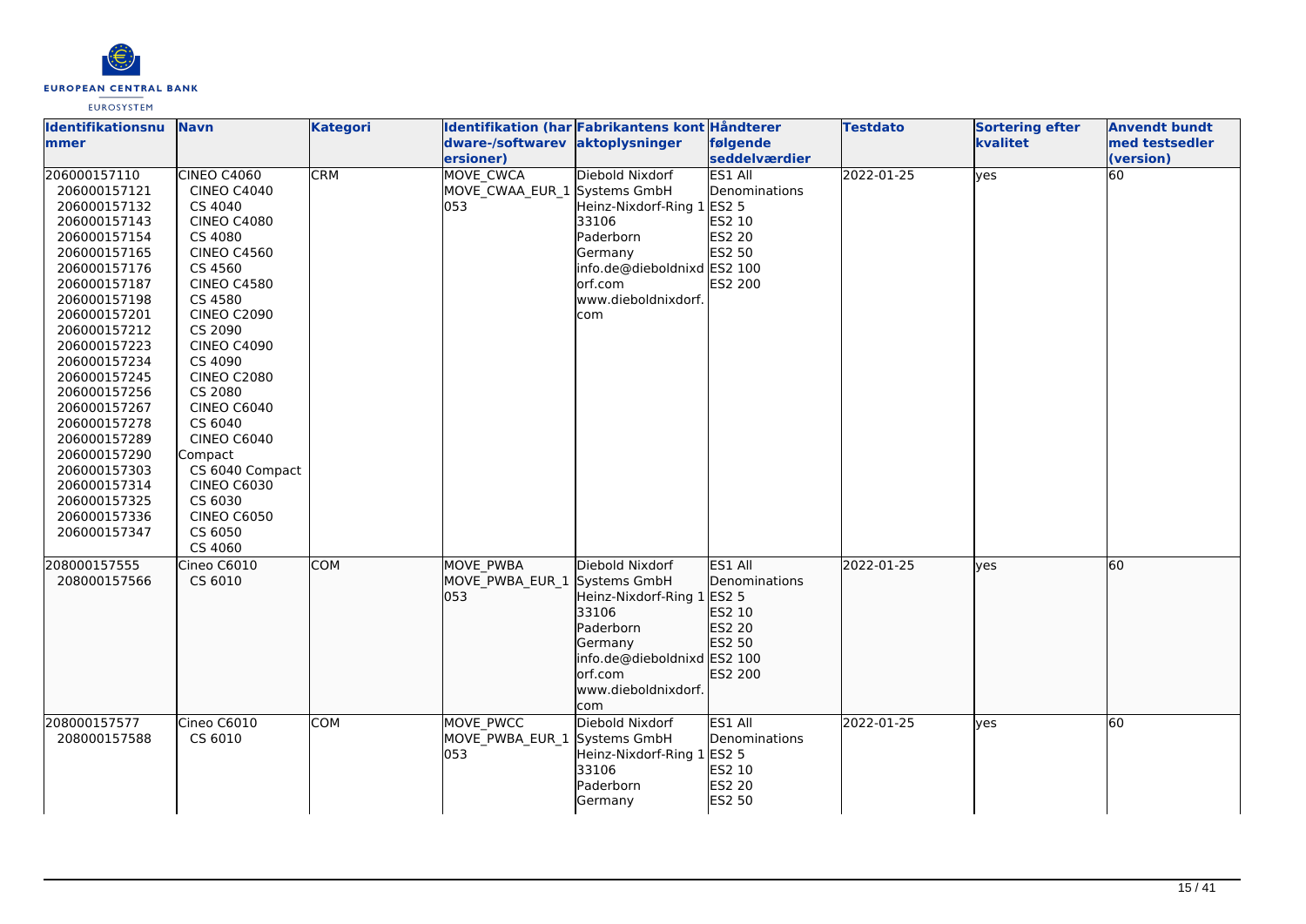| Identifikationsnummer | Navn | Kategori | Identifikation (hardware-/softwareversioner) | Fabrikantens kontaktoplysninger | Håndterer følgende seddelværdier | Testdato | Sortering efter kvalitet | Anvendt bundt med testsedler (version) |
|---|---|---|---|---|---|---|---|---|
| 206000157110<br>206000157121<br>206000157132<br>206000157143<br>206000157154<br>206000157165<br>206000157176<br>206000157187<br>206000157198<br>206000157201<br>206000157212<br>206000157223<br>206000157234<br>206000157245<br>206000157256<br>206000157267<br>206000157278<br>206000157289<br>206000157290<br>206000157303<br>206000157314<br>206000157325<br>206000157336<br>206000157347 | CINEO C4060<br>CINEO C4040<br>CS 4040<br>CINEO C4080<br>CS 4080<br>CINEO C4560<br>CS 4560<br>CINEO C4580<br>CS 4580<br>CINEO C2090<br>CS 2090<br>CINEO C4090<br>CS 4090<br>CINEO C2080<br>CS 2080<br>CINEO C6040<br>CS 6040<br>CINEO C6040 Compact<br>CS 6040 Compact<br>CINEO C6030<br>CS 6030<br>CINEO C6050<br>CS 6050<br>CS 4060 | CRM | MOVE_CWCA<br>MOVE_CWAA_EUR_1053 | Diebold Nixdorf Systems GmbH<br>Heinz-Nixdorf-Ring 1<br>33106<br>Paderborn<br>Germany<br>info.de@dieboldnixdorf.com<br>www.dieboldnixdorf.com | ES1 All Denominations<br>ES2 5<br>ES2 10<br>ES2 20<br>ES2 50<br>ES2 100<br>ES2 200 | 2022-01-25 | yes | 60 |
| 208000157555<br>208000157566 | Cineo C6010<br>CS 6010 | COM | MOVE_PWBA<br>MOVE_PWBA_EUR_1053 | Diebold Nixdorf Systems GmbH<br>Heinz-Nixdorf-Ring 1<br>33106<br>Paderborn<br>Germany<br>info.de@dieboldnixdorf.com<br>www.dieboldnixdorf.com | ES1 All Denominations<br>ES2 5<br>ES2 10<br>ES2 20<br>ES2 50<br>ES2 100<br>ES2 200 | 2022-01-25 | yes | 60 |
| 208000157577<br>208000157588 | Cineo C6010<br>CS 6010 | COM | MOVE_PWCC<br>MOVE_PWBA_EUR_1053 | Diebold Nixdorf Systems GmbH<br>Heinz-Nixdorf-Ring 1<br>33106<br>Paderborn<br>Germany | ES1 All Denominations<br>ES2 5<br>ES2 10<br>ES2 20<br>ES2 50 | 2022-01-25 | yes | 60 |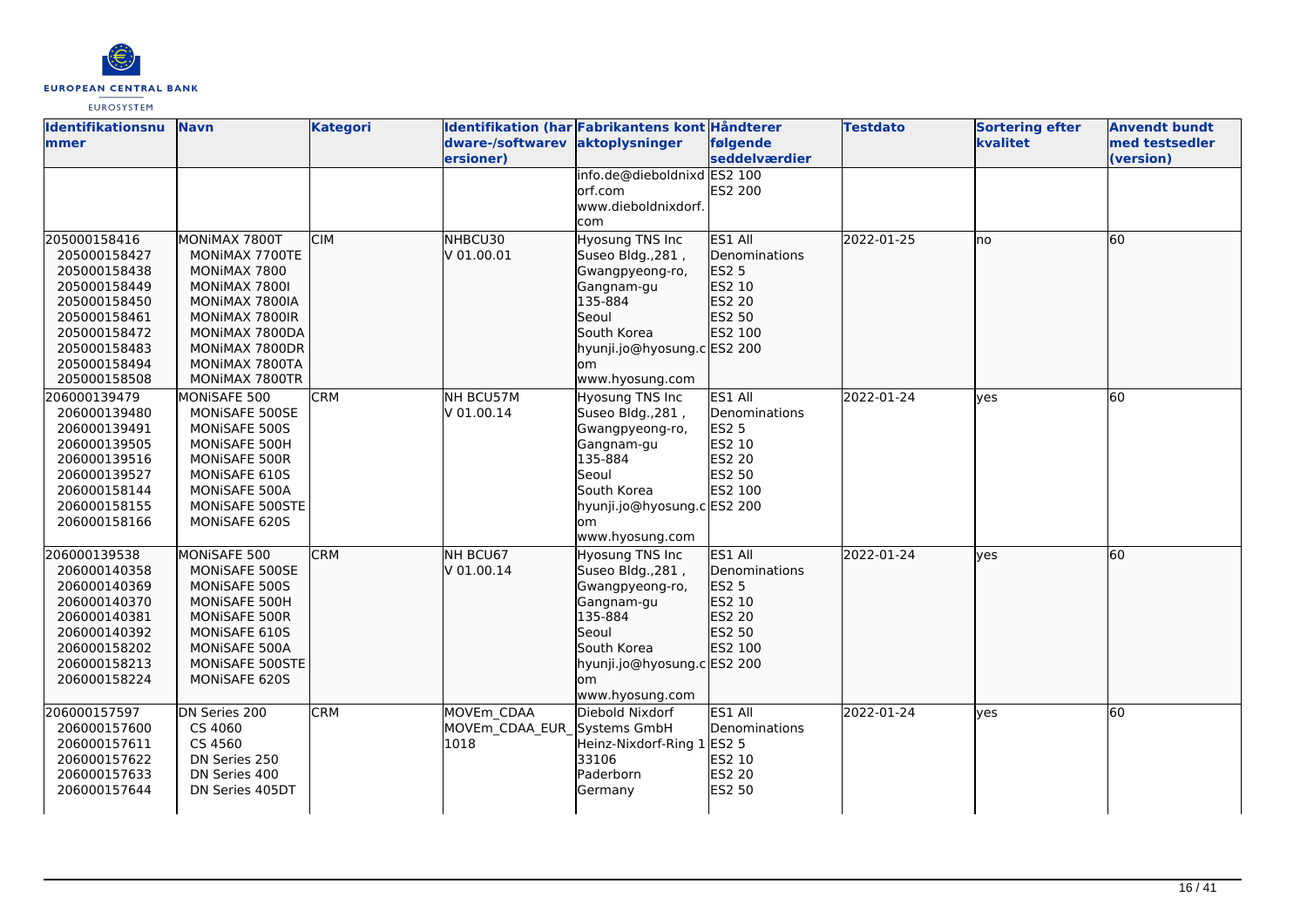| Identifikationsnummer | Navn | Kategori | Identifikation (hardware-/softwareversioner) | Fabrikantens kontaktoplysninger | Håndterer følgende seddelværdier | Testdato | Sortering efter kvalitet | Anvendt bundt med testsedler (version) |
|---|---|---|---|---|---|---|---|---|
| | | | | info.de@dieboldnixdorf.com www.dieboldnixdorf.com | ES2 100 ES2 200 | | | |
| 205000158416 205000158427 205000158438 205000158449 205000158450 205000158461 205000158472 205000158483 205000158494 205000158508 | MONiMAX 7800T MONiMAX 7700TE MONiMAX 7800 MONiMAX 7800I MONiMAX 7800IA MONiMAX 7800IR MONiMAX 7800DA MONiMAX 7800DR MONiMAX 7800TA MONiMAX 7800TR | CIM | NHBCU30 V 01.00.01 | Hyosung TNS Inc Suseo Bldg.,281 , Gwangpyeong-ro, Gangnam-gu 135-884 Seoul South Korea hyunji.jo@hyosung.com www.hyosung.com | ES1 All Denominations ES2 5 ES2 10 ES2 20 ES2 50 ES2 100 ES2 200 | 2022-01-25 | no | 60 |
| 206000139479 206000139480 206000139491 206000139505 206000139516 206000139527 206000158144 206000158155 206000158166 | MONiSAFE 500 MONiSAFE 500SE MONiSAFE 500S MONiSAFE 500H MONiSAFE 500R MONiSAFE 610S MONiSAFE 500A MONiSAFE 500STE MONiSAFE 620S | CRM | NH BCU57M V 01.00.14 | Hyosung TNS Inc Suseo Bldg.,281 , Gwangpyeong-ro, Gangnam-gu 135-884 Seoul South Korea hyunji.jo@hyosung.com www.hyosung.com | ES1 All Denominations ES2 5 ES2 10 ES2 20 ES2 50 ES2 100 ES2 200 | 2022-01-24 | yes | 60 |
| 206000139538 206000140358 206000140369 206000140370 206000140381 206000140392 206000158202 206000158213 206000158224 | MONiSAFE 500 MONiSAFE 500SE MONiSAFE 500S MONiSAFE 500H MONiSAFE 500R MONiSAFE 610S MONiSAFE 500A MONiSAFE 500STE MONiSAFE 620S | CRM | NH BCU67 V 01.00.14 | Hyosung TNS Inc Suseo Bldg.,281 , Gwangpyeong-ro, Gangnam-gu 135-884 Seoul South Korea hyunji.jo@hyosung.com www.hyosung.com | ES1 All Denominations ES2 5 ES2 10 ES2 20 ES2 50 ES2 100 ES2 200 | 2022-01-24 | yes | 60 |
| 206000157597 206000157600 206000157611 206000157622 206000157633 206000157644 | DN Series 200 CS 4060 CS 4560 DN Series 250 DN Series 400 DN Series 405DT | CRM | MOVEm_CDAA MOVEm_CDAA_EUR_1018 | Diebold Nixdorf Systems GmbH Heinz-Nixdorf-Ring 1 33106 Paderborn Germany | ES1 All Denominations ES2 5 ES2 10 ES2 20 ES2 50 | 2022-01-24 | yes | 60 |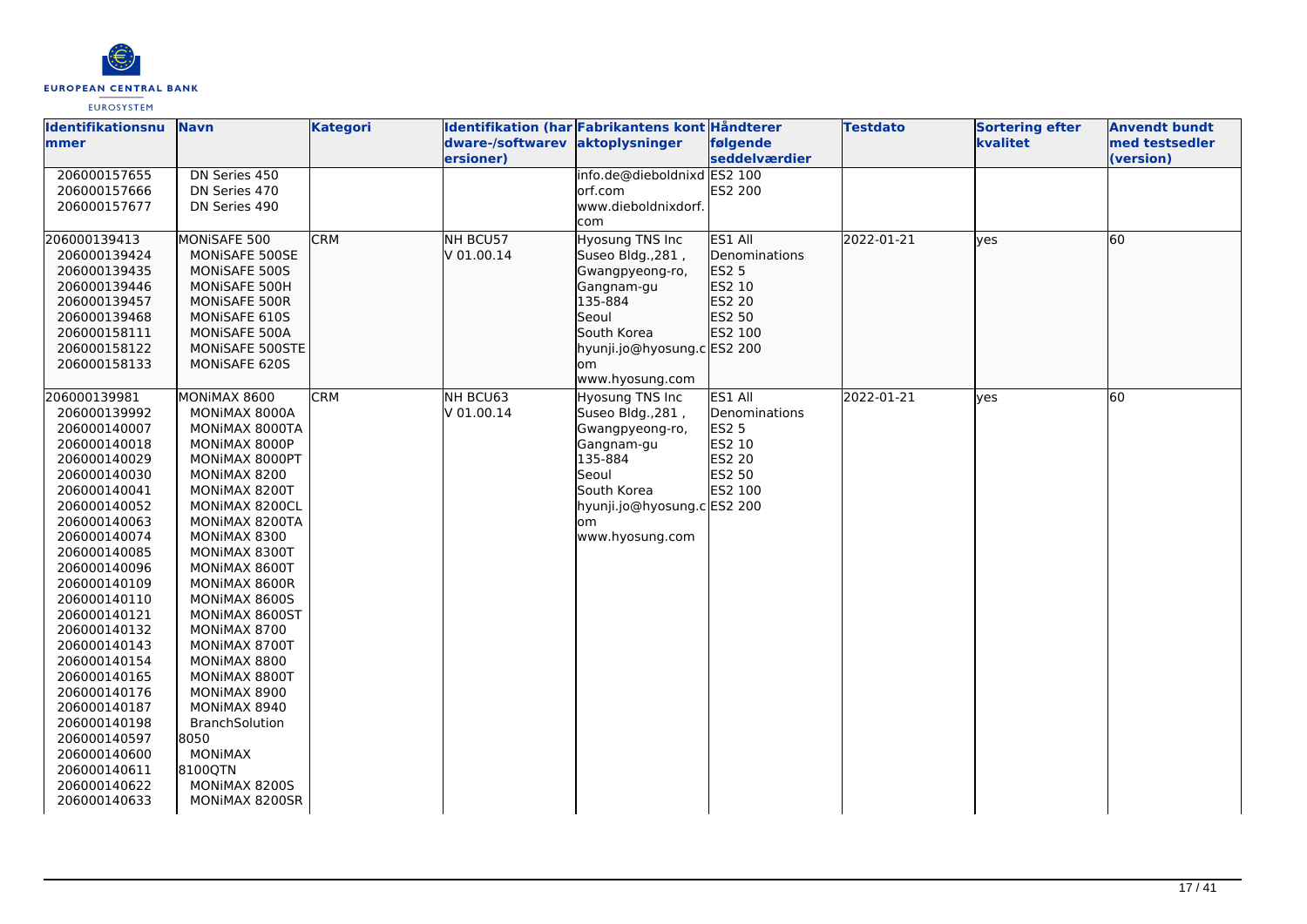| Identifikationsnummer | Navn | Kategori | Identifikation (hardware-/softwareversioner) | Fabrikantens kontaktoplysninger | Håndterer følgende seddelværdier | Testdato | Sortering efter kvalitet | Anvendt bundt med testsedler (version) |
|---|---|---|---|---|---|---|---|---|
| 206000157655<br>206000157666<br>206000157677 | DN Series 450<br>DN Series 470<br>DN Series 490 | | | info.de@dieboldnixdorf.com<br>www.dieboldnixdorf.com | ES2 100<br>ES2 200 | | | |
| 206000139413<br>206000139424<br>206000139435<br>206000139446<br>206000139457<br>206000139468<br>206000158111<br>206000158122<br>206000158133 | MONiSAFE 500<br>MONiSAFE 500SE<br>MONiSAFE 500S<br>MONiSAFE 500H<br>MONiSAFE 500R<br>MONiSAFE 610S<br>MONiSAFE 500A<br>MONiSAFE 500STE<br>MONiSAFE 620S | CRM | NH BCU57<br>V 01.00.14 | Hyosung TNS Inc<br>Suseo Bldg.,281 ,<br>Gwangpyeong-ro,<br>Gangnam-gu<br>135-884<br>Seoul<br>South Korea<br>hyunji.jo@hyosung.com<br>www.hyosung.com | ES1 All Denominations<br>ES2 5<br>ES2 10<br>ES2 20<br>ES2 50<br>ES2 100<br>ES2 200 | 2022-01-21 | yes | 60 |
| 206000139981<br>206000139992<br>206000140007<br>206000140018<br>206000140029<br>206000140030<br>206000140041<br>206000140052<br>206000140063<br>206000140074<br>206000140085<br>206000140096<br>206000140109<br>206000140110<br>206000140121<br>206000140132<br>206000140143<br>206000140154<br>206000140165<br>206000140176<br>206000140187<br>206000140198<br>206000140597<br>206000140600<br>206000140611<br>206000140622<br>206000140633 | MONiMAX 8600<br>MONiMAX 8000A<br>MONiMAX 8000TA<br>MONiMAX 8000P<br>MONiMAX 8000PT<br>MONiMAX 8200<br>MONiMAX 8200T<br>MONiMAX 8200CL<br>MONiMAX 8200TA<br>MONiMAX 8300<br>MONiMAX 8300T<br>MONiMAX 8600T<br>MONiMAX 8600R<br>MONiMAX 8600S<br>MONiMAX 8600ST<br>MONiMAX 8700<br>MONiMAX 8700T<br>MONiMAX 8800<br>MONiMAX 8800T<br>MONiMAX 8900<br>MONiMAX 8940<br>BranchSolution 8050<br>MONiMAX 8100QTN<br>MONiMAX 8200S<br>MONiMAX 8200SR | CRM | NH BCU63<br>V 01.00.14 | Hyosung TNS Inc<br>Suseo Bldg.,281 ,<br>Gwangpyeong-ro,<br>Gangnam-gu<br>135-884<br>Seoul<br>South Korea<br>hyunji.jo@hyosung.com<br>www.hyosung.com | ES1 All Denominations<br>ES2 5<br>ES2 10<br>ES2 20<br>ES2 50<br>ES2 100<br>ES2 200 | 2022-01-21 | yes | 60 |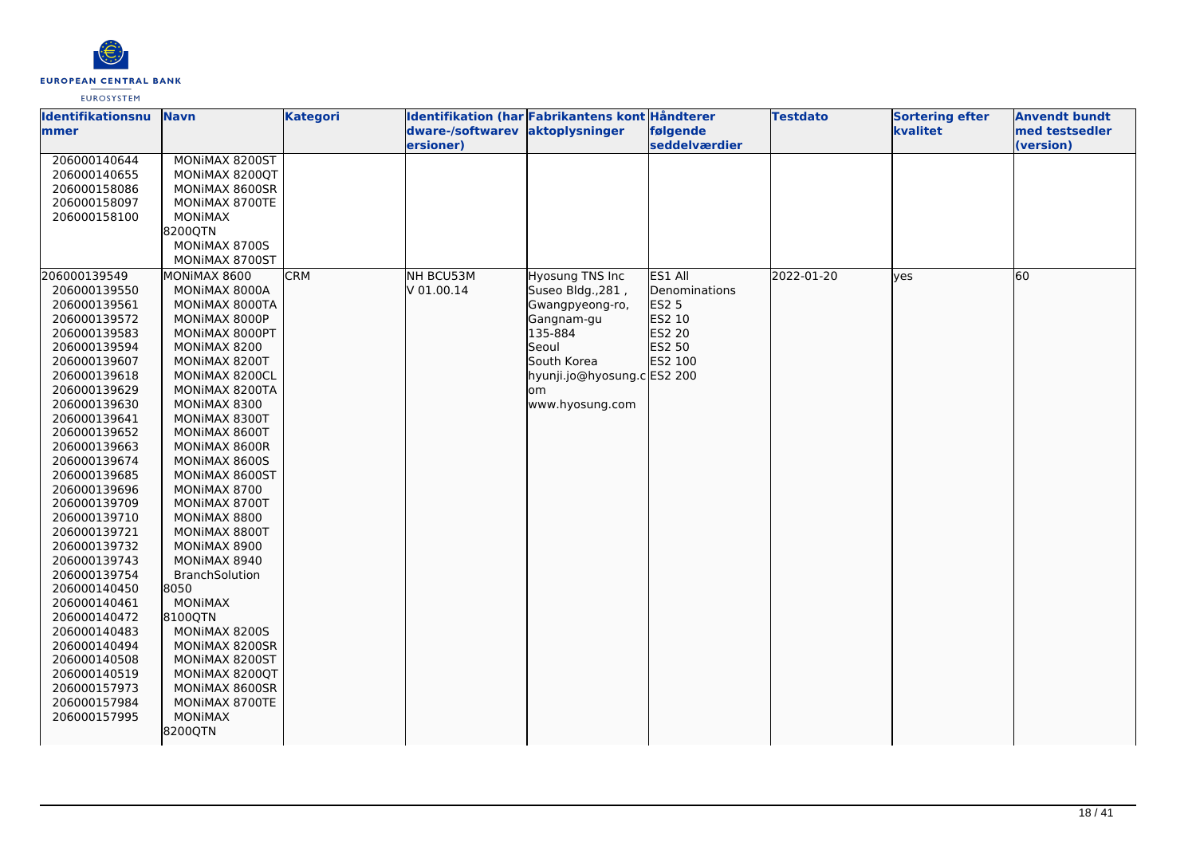| Identifikationsnummer | Navn | Kategori | Identifikation (hardware-/softwareversioner) | Fabrikantens kontaktoplysninger | Håndterer følgende seddelværdier | Testdato | Sortering efter kvalitet | Anvendt bundt med testsedler (version) |
|---|---|---|---|---|---|---|---|---|
| 206000140644<br>206000140655<br>206000158086<br>206000158097<br>206000158100 | MONiMAX 8200ST<br>MONiMAX 8200QT<br>MONiMAX 8600SR<br>MONiMAX 8700TE<br>MONiMAX 8200QTN<br>MONiMAX 8700S<br>MONiMAX 8700ST | | | | | | | |
| 206000139549<br>206000139550<br>206000139561<br>206000139572<br>206000139583<br>206000139594<br>206000139607<br>206000139618<br>206000139629<br>206000139630<br>206000139641<br>206000139652<br>206000139663<br>206000139674<br>206000139685<br>206000139696<br>206000139709<br>206000139710<br>206000139721<br>206000139732<br>206000139743<br>206000139754<br>206000140450<br>206000140461<br>206000140472<br>206000140483<br>206000140494<br>206000140508<br>206000140519<br>206000157973<br>206000157984<br>206000157995 | MONiMAX 8600<br>MONiMAX 8000A<br>MONiMAX 8000TA<br>MONiMAX 8000P<br>MONiMAX 8000PT<br>MONiMAX 8200<br>MONiMAX 8200T<br>MONiMAX 8200CL<br>MONiMAX 8200TA<br>MONiMAX 8300<br>MONiMAX 8300T<br>MONiMAX 8600T<br>MONiMAX 8600R<br>MONiMAX 8600S<br>MONiMAX 8600ST<br>MONiMAX 8700<br>MONiMAX 8700T<br>MONiMAX 8800<br>MONiMAX 8800T<br>MONiMAX 8900<br>MONiMAX 8940<br>BranchSolution 8050<br>MONiMAX 8100QTN<br>MONiMAX 8200S<br>MONiMAX 8200SR<br>MONiMAX 8200ST<br>MONiMAX 8200QT<br>MONiMAX 8600SR<br>MONiMAX 8700TE<br>MONiMAX 8200QTN | CRM | NH BCU53M<br>V 01.00.14 | Hyosung TNS Inc<br>Suseo Bldg.,281 ,<br>Gwangpyeong-ro,<br>Gangnam-gu<br>135-884<br>Seoul<br>South Korea<br>hyunji.jo@hyosung.com<br>www.hyosung.com | ES1 All Denominations<br>ES2 5<br>ES2 10<br>ES2 20<br>ES2 50<br>ES2 100<br>ES2 200 | 2022-01-20 | yes | 60 |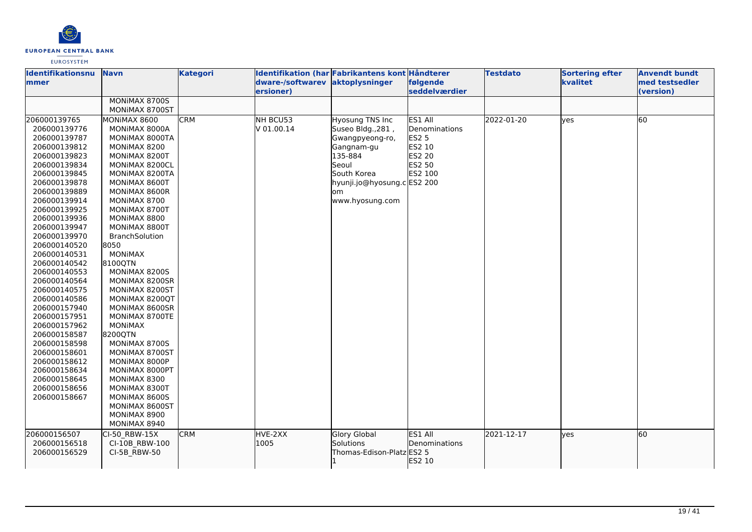| Identifikationsnummer | Navn | Kategori | Identifikation (hardware-/softwareversioner) | Fabrikantens kontaktoplysninger | Håndterer følgende seddelværdier | Testdato | Sortering efter kvalitet | Anvendt bundt med testsedler (version) |
|---|---|---|---|---|---|---|---|---|
| | MONiMAX 8700S<br>MONiMAX 8700ST | | | | | | | |
| 206000139765<br>206000139776<br>206000139787<br>206000139812<br>206000139823<br>206000139834<br>206000139845<br>206000139878<br>206000139889<br>206000139914<br>206000139925<br>206000139936<br>206000139947<br>206000139970<br>206000140520<br>206000140531<br>206000140542<br>206000140553<br>206000140564<br>206000140575<br>206000140586<br>206000157940<br>206000157951<br>206000157962<br>206000158587<br>206000158598<br>206000158601<br>206000158612<br>206000158634<br>206000158645<br>206000158656<br>206000158667 | MONiMAX 8600<br>MONiMAX 8000A<br>MONiMAX 8000TA<br>MONiMAX 8200<br>MONiMAX 8200T<br>MONiMAX 8200CL<br>MONiMAX 8200TA<br>MONiMAX 8600T<br>MONiMAX 8600R<br>MONiMAX 8700<br>MONiMAX 8700T<br>MONiMAX 8800<br>MONiMAX 8800T<br>BranchSolution 8050<br>MONiMAX 8100QTN<br>MONiMAX 8200S<br>MONiMAX 8200SR<br>MONiMAX 8200ST<br>MONiMAX 8200QT<br>MONiMAX 8600SR<br>MONiMAX 8700TE<br>MONiMAX 8200QTN<br>MONiMAX 8700S<br>MONiMAX 8700ST<br>MONiMAX 8000P<br>MONiMAX 8000PT<br>MONiMAX 8300<br>MONiMAX 8300T<br>MONiMAX 8600S<br>MONiMAX 8600ST<br>MONiMAX 8900<br>MONiMAX 8940 | CRM | NH BCU53<br>V 01.00.14 | Hyosung TNS Inc<br>Suseo Bldg.,281 ,<br>Gwangpyeong-ro,<br>Gangnam-gu<br>135-884<br>Seoul<br>South Korea<br>hyunji.jo@hyosung.com<br>www.hyosung.com | ES1 All Denominations<br>ES2 5<br>ES2 10<br>ES2 20<br>ES2 50<br>ES2 100<br>ES2 200 | 2022-01-20 | yes | 60 |
| 206000156507<br>206000156518<br>206000156529 | CI-50_RBW-15X<br>CI-10B_RBW-100<br>CI-5B_RBW-50 | CRM | HVE-2XX<br>1005 | Glory Global Solutions<br>Thomas-Edison-Platz 1 | ES1 All Denominations<br>ES2 5<br>ES2 10 | 2021-12-17 | yes | 60 |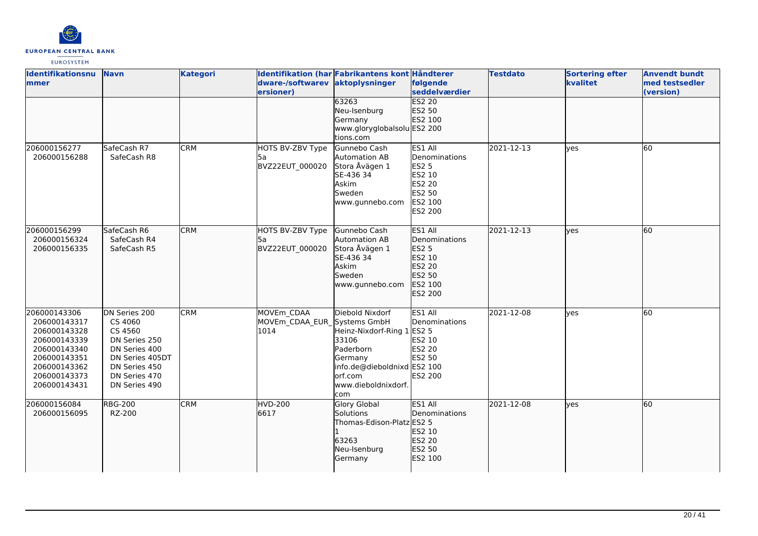| Identifikationsnummer | Navn | Kategori | Identifikation (hardware-/softwareversioner) | Fabrikantens kontaktoplysninger | Håndterer følgende seddelværdier | Testdato | Sortering efter kvalitet | Anvendt bundt med testsedler (version) |
|---|---|---|---|---|---|---|---|---|
| | | | | 63263<br>Neu-Isenburg<br>Germany<br>www.gloryglobalsolutions.com | ES2 20<br>ES2 50<br>ES2 100<br>ES2 200 | | | |
| 206000156277<br>206000156288 | SafeCash R7<br>SafeCash R8 | CRM | HOTS BV-ZBV Type 5a<br>BVZ22EUT_000020 | Gunnebo Cash Automation AB<br>Stora Åvägen 1<br>SE-436 34<br>Askim<br>Sweden<br>www.gunnebo.com | ES1 All Denominations<br>ES2 5<br>ES2 10<br>ES2 20<br>ES2 50<br>ES2 100<br>ES2 200 | 2021-12-13 | yes | 60 |
| 206000156299<br>206000156324<br>206000156335 | SafeCash R6<br>SafeCash R4<br>SafeCash R5 | CRM | HOTS BV-ZBV Type 5a<br>BVZ22EUT_000020 | Gunnebo Cash Automation AB<br>Stora Åvägen 1<br>SE-436 34<br>Askim<br>Sweden<br>www.gunnebo.com | ES1 All Denominations<br>ES2 5<br>ES2 10<br>ES2 20<br>ES2 50<br>ES2 100<br>ES2 200 | 2021-12-13 | yes | 60 |
| 206000143306<br>206000143317<br>206000143328<br>206000143339<br>206000143340<br>206000143351<br>206000143362<br>206000143373<br>206000143431 | DN Series 200<br>CS 4060<br>CS 4560<br>DN Series 250<br>DN Series 400<br>DN Series 405DT<br>DN Series 450<br>DN Series 470<br>DN Series 490 | CRM | MOVEm_CDAA<br>MOVEm_CDAA_EUR_1014 | Diebold Nixdorf Systems GmbH<br>Heinz-Nixdorf-Ring 1<br>33106<br>Paderborn<br>Germany<br>info.de@dieboldnixdorf.com<br>www.dieboldnixdorf.com | ES1 All Denominations<br>ES2 5<br>ES2 10<br>ES2 20<br>ES2 50<br>ES2 100<br>ES2 200 | 2021-12-08 | yes | 60 |
| 206000156084<br>206000156095 | RBG-200<br>RZ-200 | CRM | HVD-200<br>6617 | Glory Global Solutions<br>Thomas-Edison-Platz 1<br>63263<br>Neu-Isenburg<br>Germany | ES1 All Denominations<br>ES2 5<br>ES2 10<br>ES2 20<br>ES2 50<br>ES2 100 | 2021-12-08 | yes | 60 |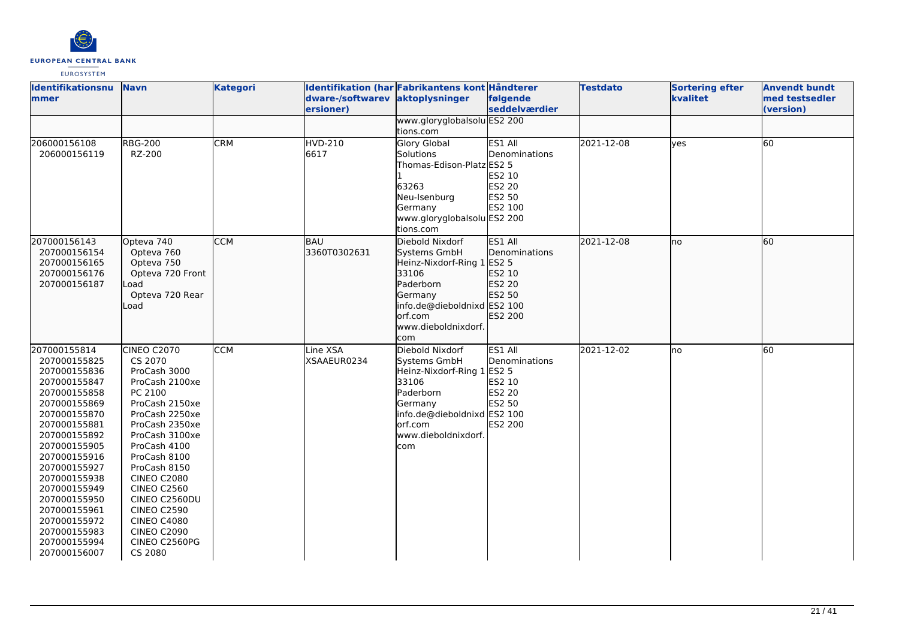| Identifikationsnummer | Navn | Kategori | Identifikation (hardware-/softwareversioner) | Fabrikantens kontaktoplysninger | Håndterer følgende seddelværdier | Testdato | Sortering efter kvalitet | Anvendt bundt med testsedler (version) |
|---|---|---|---|---|---|---|---|---|
| | | | | www.gloryglobalsolutions.com | ES2 200 | | | |
| 206000156108<br>206000156119 | RBG-200<br>RZ-200 | CRM | HVD-210<br>6617 | Glory Global Solutions<br>Thomas-Edison-Platz 1<br>63263<br>Neu-Isenburg<br>Germany<br>www.gloryglobalsolutions.com | ES1 All Denominations<br>ES2 5<br>ES2 10<br>ES2 20<br>ES2 50<br>ES2 100<br>ES2 200 | 2021-12-08 | yes | 60 |
| 207000156143<br>207000156154<br>207000156165<br>207000156176<br>207000156187 | Opteva 740<br>Opteva 760<br>Opteva 750<br>Opteva 720 Front Load<br>Opteva 720 Rear Load | CCM | BAU<br>3360T0302631 | Diebold Nixdorf Systems GmbH<br>Heinz-Nixdorf-Ring 1<br>33106<br>Paderborn<br>Germany<br>info.de@dieboldnixdorf.com<br>www.dieboldnixdorf.com | ES1 All Denominations<br>ES2 5<br>ES2 10<br>ES2 20<br>ES2 50<br>ES2 100<br>ES2 200 | 2021-12-08 | no | 60 |
| 207000155814<br>207000155825<br>207000155836<br>207000155847<br>207000155858<br>207000155869<br>207000155870<br>207000155881<br>207000155892<br>207000155905<br>207000155916<br>207000155927<br>207000155938<br>207000155949<br>207000155950<br>207000155961<br>207000155972<br>207000155983<br>207000155994<br>207000156007 | CINEO C2070<br>CS 2070<br>ProCash 3000<br>ProCash 2100xe<br>PC 2100<br>ProCash 2150xe<br>ProCash 2250xe<br>ProCash 2350xe<br>ProCash 3100xe<br>ProCash 4100<br>ProCash 8100<br>ProCash 8150<br>CINEO C2080<br>CINEO C2560<br>CINEO C2560DU<br>CINEO C2590<br>CINEO C4080<br>CINEO C2090<br>CINEO C2560PG<br>CS 2080 | CCM | Line XSA<br>XSAAEUR0234 | Diebold Nixdorf Systems GmbH<br>Heinz-Nixdorf-Ring 1<br>33106<br>Paderborn<br>Germany<br>info.de@dieboldnixdorf.com<br>www.dieboldnixdorf.com | ES1 All Denominations<br>ES2 5<br>ES2 10<br>ES2 20<br>ES2 50<br>ES2 100<br>ES2 200 | 2021-12-02 | no | 60 |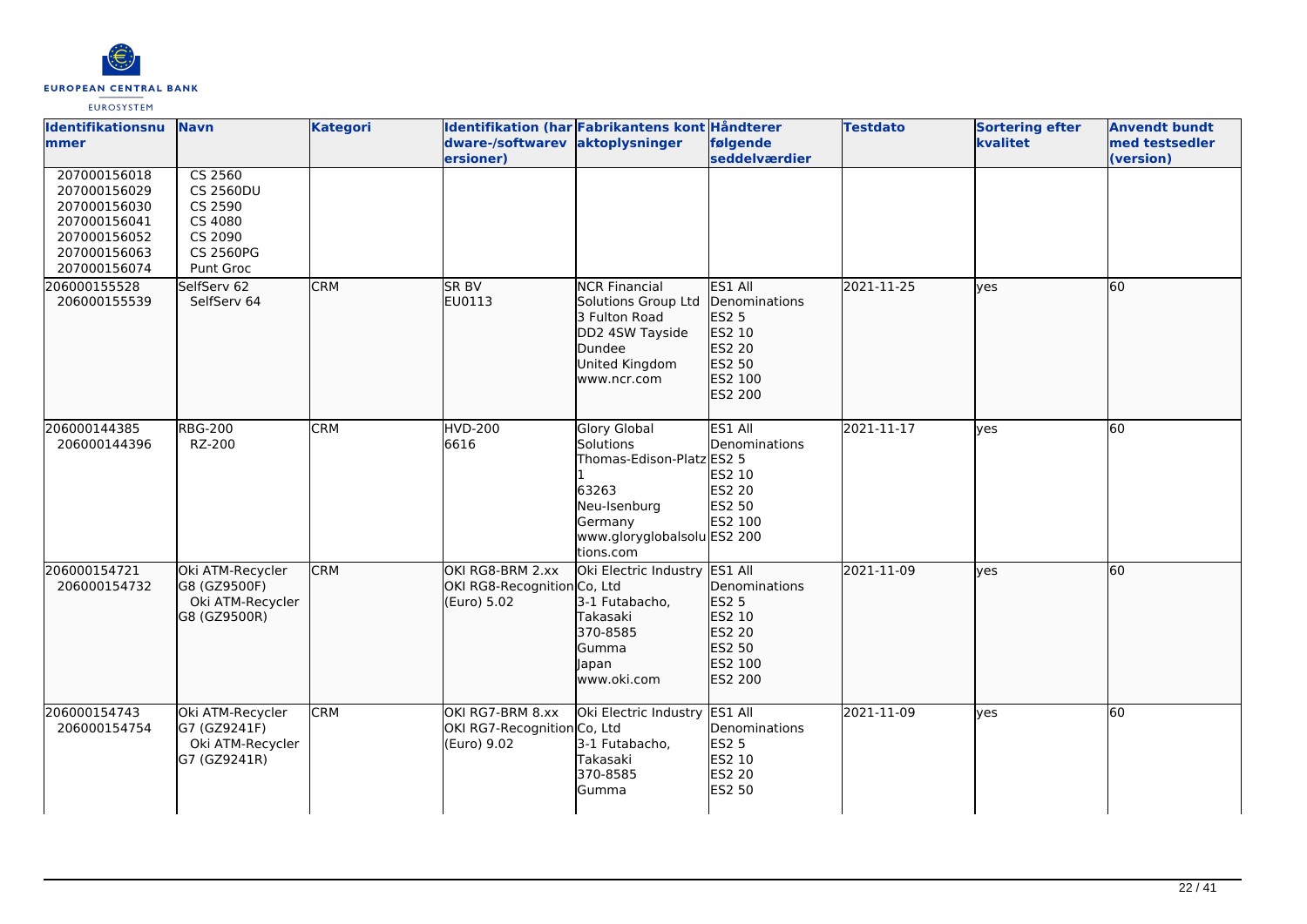| Identifikationsnummer | Navn | Kategori | Identifikation (hardware-/softwareversioner) | Fabrikantens kontaktoplysninger | Håndterer følgende seddelværdier | Testdato | Sortering efter kvalitet | Anvendt bundt med testsedler (version) |
|---|---|---|---|---|---|---|---|---|
| 207000156018<br>207000156029<br>207000156030<br>207000156041<br>207000156052<br>207000156063<br>207000156074 | CS 2560<br>CS 2560DU<br>CS 2590<br>CS 4080<br>CS 2090<br>CS 2560PG<br>Punt Groc | | | | | | | |
| 206000155528<br>206000155539 | SelfServ 62<br>SelfServ 64 | CRM | SR BV<br>EU0113 | NCR Financial Solutions Group Ltd<br>3 Fulton Road<br>DD2 4SW Tayside<br>Dundee<br>United Kingdom<br>www.ncr.com | ES1 All Denominations<br>ES2 5<br>ES2 10<br>ES2 20<br>ES2 50<br>ES2 100<br>ES2 200 | 2021-11-25 | yes | 60 |
| 206000144385<br>206000144396 | RBG-200<br>RZ-200 | CRM | HVD-200<br>6616 | Glory Global Solutions<br>Thomas-Edison-Platz 1<br>63263<br>Neu-Isenburg<br>Germany<br>www.gloryglobalsolutions.com | ES1 All Denominations<br>ES2 5<br>ES2 10<br>ES2 20<br>ES2 50<br>ES2 100<br>ES2 200 | 2021-11-17 | yes | 60 |
| 206000154721<br>206000154732 | Oki ATM-Recycler G8 (GZ9500F)<br>Oki ATM-Recycler G8 (GZ9500R) | CRM | OKI RG8-BRM 2.xx<br>OKI RG8-Recognition (Euro) 5.02 | Oki Electric Industry Co, Ltd<br>3-1 Futabacho, Takasaki<br>370-8585<br>Gumma<br>Japan<br>www.oki.com | ES1 All Denominations<br>ES2 5<br>ES2 10<br>ES2 20<br>ES2 50<br>ES2 100<br>ES2 200 | 2021-11-09 | yes | 60 |
| 206000154743<br>206000154754 | Oki ATM-Recycler G7 (GZ9241F)<br>Oki ATM-Recycler G7 (GZ9241R) | CRM | OKI RG7-BRM 8.xx<br>OKI RG7-Recognition (Euro) 9.02 | Oki Electric Industry Co, Ltd<br>3-1 Futabacho, Takasaki<br>370-8585<br>Gumma | ES1 All Denominations<br>ES2 5<br>ES2 10<br>ES2 20<br>ES2 50 | 2021-11-09 | yes | 60 |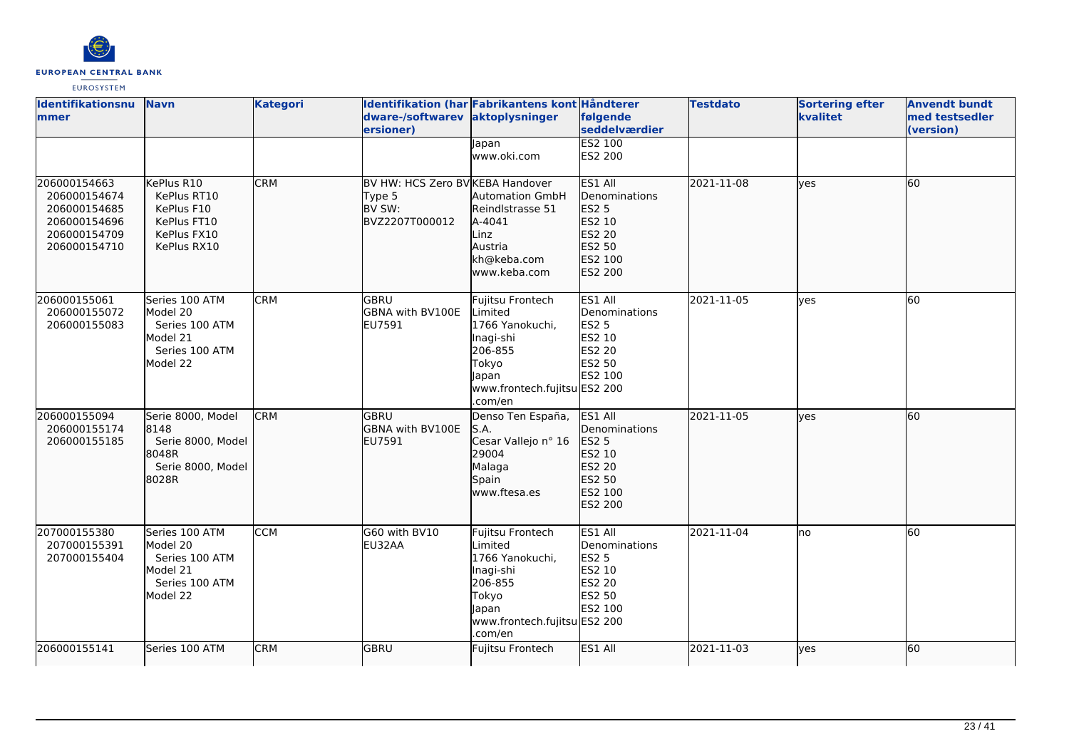| Identifikationsnummer | Navn | Kategori | Identifikation (hardware-/softwareversioner) | Fabrikantens kontaktoplysninger | Håndterer følgende seddelværdier | Testdato | Sortering efter kvalitet | Anvendt bundt med testsedler (version) |
|---|---|---|---|---|---|---|---|---|
| | | | | Japan www.oki.com | ES2 100 ES2 200 | | | |
| 206000154663 206000154674 206000154685 206000154696 206000154709 206000154710 | KePlus R10 KePlus RT10 KePlus F10 KePlus FT10 KePlus FX10 KePlus RX10 | CRM | BV HW: HCS Zero BV Type 5 BV SW: BVZ2207T000012 | KEBA Handover Automation GmbH Reindlstrasse 51 A-4041 Linz Austria kh@keba.com www.keba.com | ES1 All Denominations ES2 5 ES2 10 ES2 20 ES2 50 ES2 100 ES2 200 | 2021-11-08 | yes | 60 |
| 206000155061 206000155072 206000155083 | Series 100 ATM Model 20 Series 100 ATM Model 21 Series 100 ATM Model 22 | CRM | GBRU GBNA with BV100E EU7591 | Fujitsu Frontech Limited 1766 Yanokuchi, Inagi-shi 206-855 Tokyo Japan www.frontech.fujitsu.com/en | ES1 All Denominations ES2 5 ES2 10 ES2 20 ES2 50 ES2 100 ES2 200 | 2021-11-05 | yes | 60 |
| 206000155094 206000155174 206000155185 | Serie 8000, Model 8148 Serie 8000, Model 8048R Serie 8000, Model 8028R | CRM | GBRU GBNA with BV100E EU7591 | Denso Ten España, S.A. Cesar Vallejo n° 16 29004 Malaga Spain www.ftesa.es | ES1 All Denominations ES2 5 ES2 10 ES2 20 ES2 50 ES2 100 ES2 200 | 2021-11-05 | yes | 60 |
| 207000155380 207000155391 207000155404 | Series 100 ATM Model 20 Series 100 ATM Model 21 Series 100 ATM Model 22 | CCM | G60 with BV10 EU32AA | Fujitsu Frontech Limited 1766 Yanokuchi, Inagi-shi 206-855 Tokyo Japan www.frontech.fujitsu.com/en | ES1 All Denominations ES2 5 ES2 10 ES2 20 ES2 50 ES2 100 ES2 200 | 2021-11-04 | no | 60 |
| 206000155141 | Series 100 ATM | CRM | GBRU | Fujitsu Frontech | ES1 All | 2021-11-03 | yes | 60 |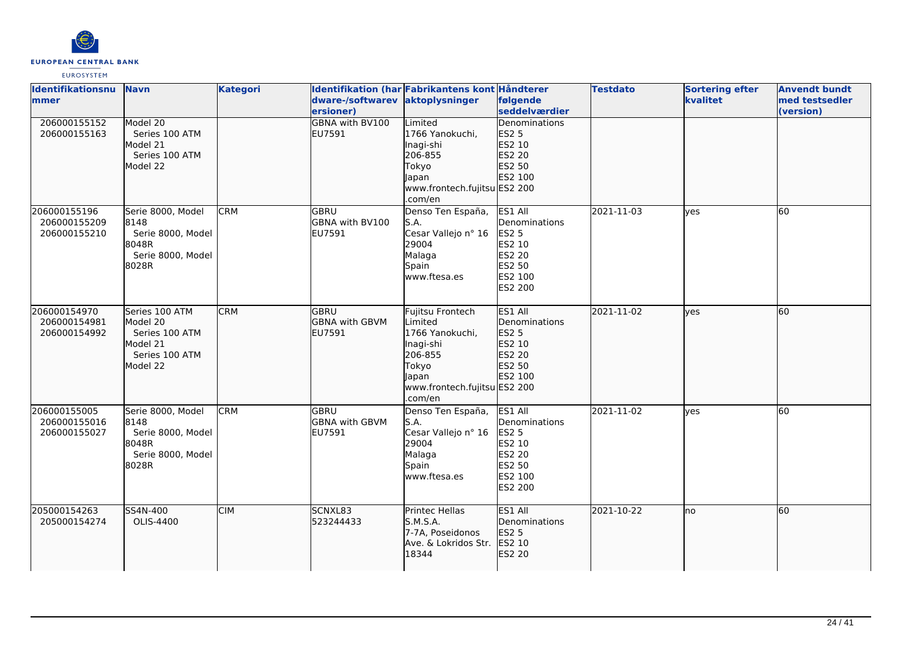| Identifikationsnummer | Navn | Kategori | Identifikation (hardware-/softwareversioner) | Fabrikantens kontaktoplysninger | Håndterer følgende seddelværdier | Testdato | Sortering efter kvalitet | Anvendt bundt med testsedler (version) |
|---|---|---|---|---|---|---|---|---|
| 206000155152<br>206000155163 | Model 20<br>Series 100 ATM<br>Model 21<br>Series 100 ATM<br>Model 22 | | GBNA with BV100<br>EU7591 | Limited<br>1766 Yanokuchi,<br>Inagi-shi<br>206-855<br>Tokyo<br>Japan<br>www.frontech.fujitsu.com/en | Denominations<br>ES2 5<br>ES2 10<br>ES2 20<br>ES2 50<br>ES2 100<br>ES2 200 | | | |
| 206000155196<br>206000155209<br>206000155210 | Serie 8000, Model 8148<br>Serie 8000, Model 8048R<br>Serie 8000, Model 8028R | CRM | GBRU<br>GBNA with BV100<br>EU7591 | Denso Ten España, S.A.<br>Cesar Vallejo n° 16<br>29004<br>Malaga<br>Spain<br>www.ftesa.es | ES1 All Denominations<br>ES2 5<br>ES2 10<br>ES2 20<br>ES2 50<br>ES2 100<br>ES2 200 | 2021-11-03 | yes | 60 |
| 206000154970<br>206000154981<br>206000154992 | Series 100 ATM<br>Model 20<br>Series 100 ATM<br>Model 21<br>Series 100 ATM<br>Model 22 | CRM | GBRU<br>GBNA with GBVM<br>EU7591 | Fujitsu Frontech Limited<br>1766 Yanokuchi,<br>Inagi-shi<br>206-855<br>Tokyo<br>Japan<br>www.frontech.fujitsu.com/en | ES1 All Denominations<br>ES2 5<br>ES2 10<br>ES2 20<br>ES2 50<br>ES2 100<br>ES2 200 | 2021-11-02 | yes | 60 |
| 206000155005<br>206000155016<br>206000155027 | Serie 8000, Model 8148<br>Serie 8000, Model 8048R<br>Serie 8000, Model 8028R | CRM | GBRU<br>GBNA with GBVM<br>EU7591 | Denso Ten España, S.A.<br>Cesar Vallejo n° 16<br>29004<br>Malaga<br>Spain<br>www.ftesa.es | ES1 All Denominations<br>ES2 5<br>ES2 10<br>ES2 20<br>ES2 50<br>ES2 100<br>ES2 200 | 2021-11-02 | yes | 60 |
| 205000154263<br>205000154274 | SS4N-400<br>OLIS-4400 | CIM | SCNXL83<br>523244433 | Printec Hellas S.M.S.A.<br>7-7A, Poseidonos Ave. & Lokridos Str.<br>18344 | ES1 All Denominations<br>ES2 5<br>ES2 10<br>ES2 20 | 2021-10-22 | no | 60 |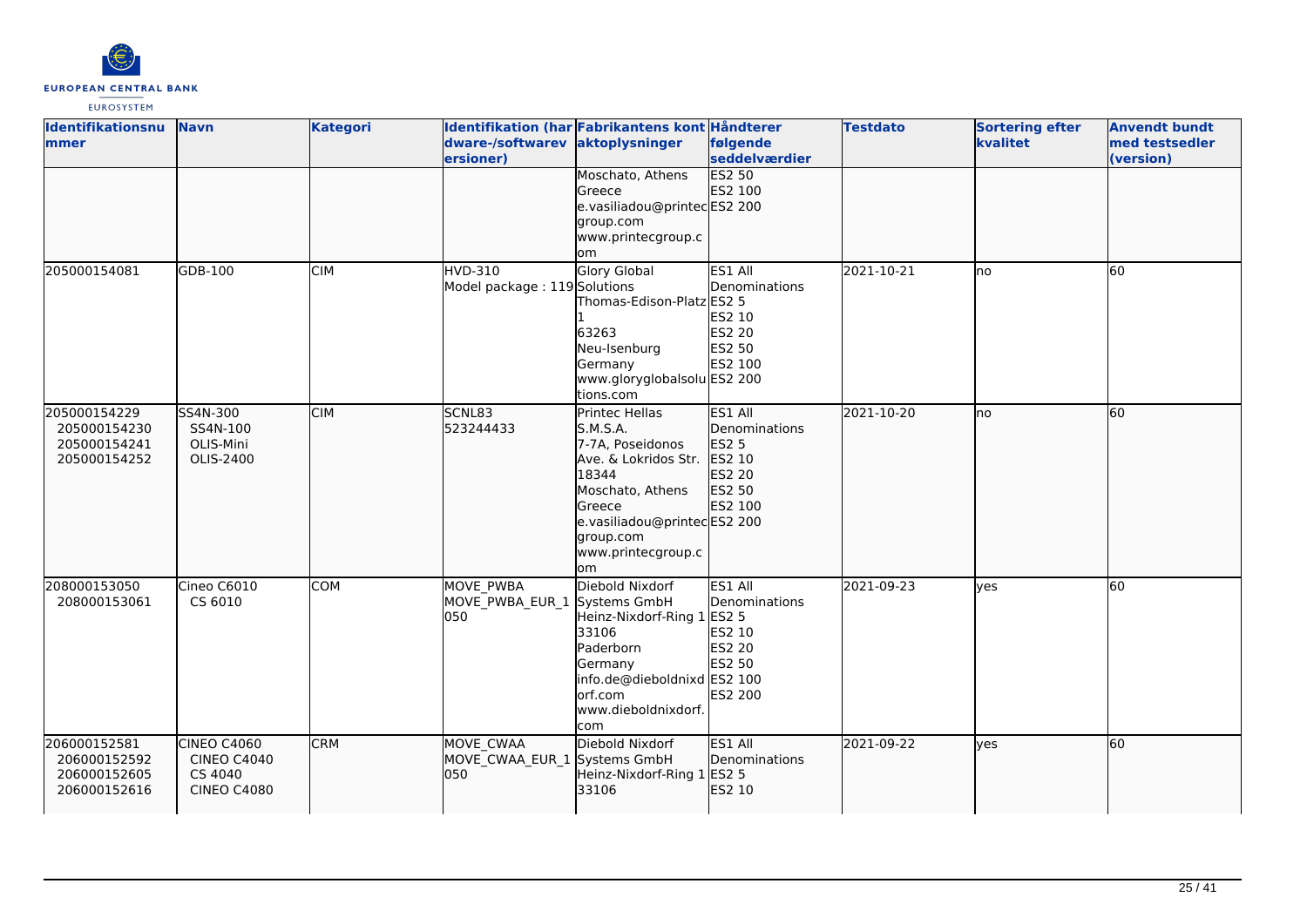| Identifikationsnummer | Navn | Kategori | Identifikation (hardware-/softwareversioner) | Fabrikantens kontaktoplysninger | Håndterer følgende seddelværdier | Testdato | Sortering efter kvalitet | Anvendt bundt med testsedler (version) |
|---|---|---|---|---|---|---|---|---|
| | | | | Moschato, Athens<br>Greece<br>e.vasiliadou@printecgroup.com<br>www.printecgroup.com | ES2 50<br>ES2 100<br>ES2 200 | | | |
| 205000154081 | GDB-100 | CIM | HVD-310<br>Model package : 119 | Glory Global Solutions<br>Thomas-Edison-Platz 1<br>63263<br>Neu-Isenburg<br>Germany<br>www.gloryglobalsolutions.com | ES1 All Denominations<br>ES2 5<br>ES2 10<br>ES2 20<br>ES2 50<br>ES2 100<br>ES2 200 | 2021-10-21 | no | 60 |
| 205000154229<br>205000154230<br>205000154241<br>205000154252 | SS4N-300<br>SS4N-100<br>OLIS-Mini<br>OLIS-2400 | CIM | SCNL83<br>523244433 | Printec Hellas S.M.S.A.<br>7-7A, Poseidonos Ave. & Lokridos Str.<br>18344<br>Moschato, Athens<br>Greece<br>e.vasiliadou@printecgroup.com<br>www.printecgroup.com | ES1 All Denominations<br>ES2 5<br>ES2 10<br>ES2 20<br>ES2 50<br>ES2 100<br>ES2 200 | 2021-10-20 | no | 60 |
| 208000153050<br>208000153061 | Cineo C6010<br>CS 6010 | COM | MOVE_PWBA<br>MOVE_PWBA_EUR_1050 | Diebold Nixdorf Systems GmbH<br>Heinz-Nixdorf-Ring 1<br>33106<br>Paderborn<br>Germany<br>info.de@dieboldnixdorf.com<br>www.dieboldnixdorf.com | ES1 All Denominations<br>ES2 5<br>ES2 10<br>ES2 20<br>ES2 50<br>ES2 100<br>ES2 200 | 2021-09-23 | yes | 60 |
| 206000152581<br>206000152592<br>206000152605<br>206000152616 | CINEO C4060<br>CINEO C4040<br>CS 4040<br>CINEO C4080 | CRM | MOVE_CWAA<br>MOVE_CWAA_EUR_1050 | Diebold Nixdorf Systems GmbH<br>Heinz-Nixdorf-Ring 1<br>33106 | ES1 All Denominations<br>ES2 5<br>ES2 10 | 2021-09-22 | yes | 60 |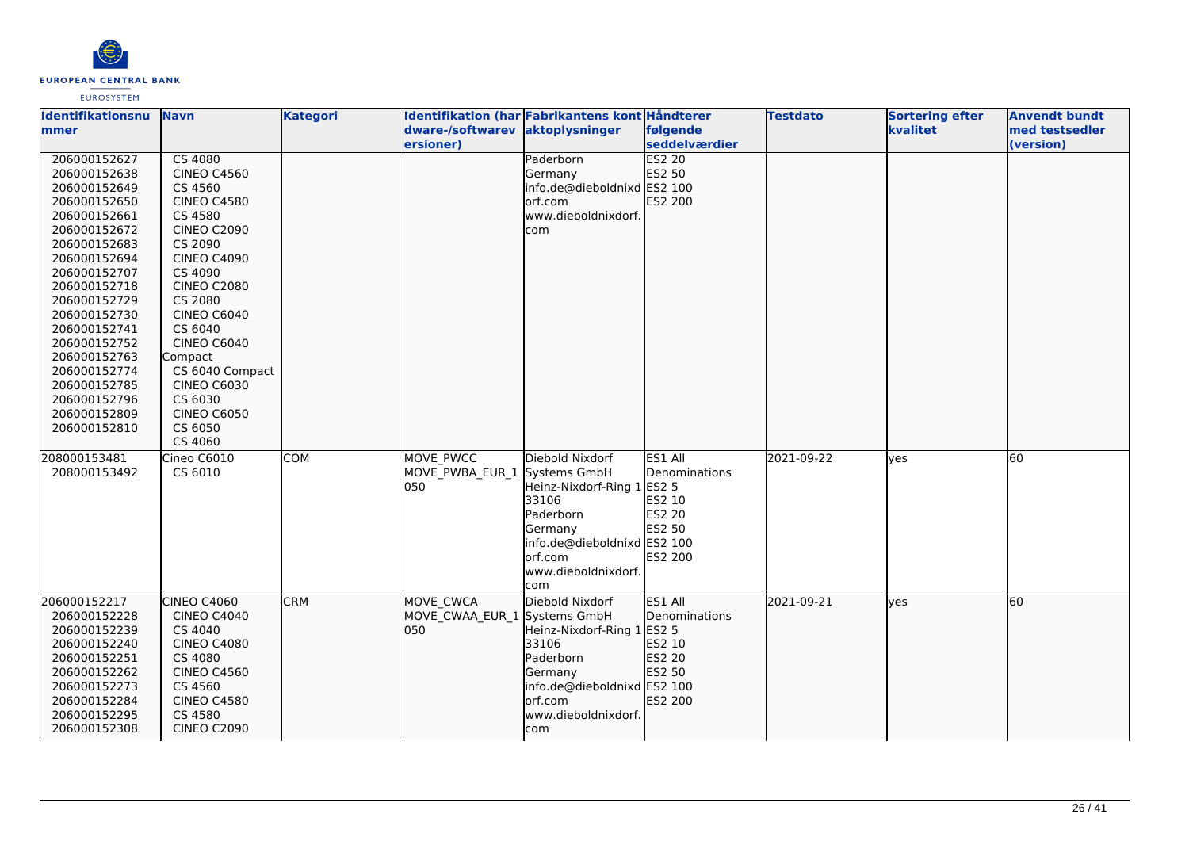| Identifikationsnummer | Navn | Kategori | Identifikation (hardware-/softwareversioner) | Fabrikantens kontaktoplysninger | Håndterer følgende seddelværdier | Testdato | Sortering efter kvalitet | Anvendt bundt med testsedler (version) |
|---|---|---|---|---|---|---|---|---|
| 206000152627<br>206000152638<br>206000152649<br>206000152650<br>206000152661<br>206000152672<br>206000152683<br>206000152694<br>206000152707<br>206000152718<br>206000152729<br>206000152730<br>206000152741<br>206000152752<br>206000152763<br>206000152774<br>206000152785<br>206000152796<br>206000152809<br>206000152810 | CS 4080<br>CINEO C4560<br>CS 4560<br>CINEO C4580<br>CS 4580<br>CINEO C2090<br>CS 2090<br>CINEO C4090<br>CS 4090<br>CINEO C2080<br>CS 2080<br>CINEO C6040<br>CS 6040<br>CINEO C6040 Compact<br>CS 6040 Compact<br>CINEO C6030<br>CS 6030<br>CINEO C6050<br>CS 6050<br>CS 4060 | | | Paderborn<br>Germany<br>info.de@dieboldnixdorf.com<br>www.dieboldnixdorf.com | ES2 20<br>ES2 50<br>ES2 100<br>ES2 200 | | | |
| 208000153481<br>208000153492 | Cineo C6010<br>CS 6010 | COM | MOVE_PWCC<br>MOVE_PWBA_EUR_1050 | Diebold Nixdorf Systems GmbH<br>Heinz-Nixdorf-Ring 1<br>33106<br>Paderborn<br>Germany<br>info.de@dieboldnixdorf.com<br>www.dieboldnixdorf.com | ES1 All Denominations<br>ES2 5<br>ES2 10<br>ES2 20<br>ES2 50<br>ES2 100<br>ES2 200 | 2021-09-22 | yes | 60 |
| 206000152217<br>206000152228<br>206000152239<br>206000152240<br>206000152251<br>206000152262<br>206000152273<br>206000152284<br>206000152295<br>206000152308 | CINEO C4060<br>CINEO C4040<br>CS 4040<br>CINEO C4080<br>CS 4080<br>CINEO C4560<br>CS 4560<br>CINEO C4580<br>CS 4580<br>CINEO C2090 | CRM | MOVE_CWCA<br>MOVE_CWAA_EUR_1050 | Diebold Nixdorf Systems GmbH<br>Heinz-Nixdorf-Ring 1<br>33106<br>Paderborn<br>Germany<br>info.de@dieboldnixdorf.com<br>www.dieboldnixdorf.com | ES1 All Denominations<br>ES2 5<br>ES2 10<br>ES2 20<br>ES2 50<br>ES2 100<br>ES2 200 | 2021-09-21 | yes | 60 |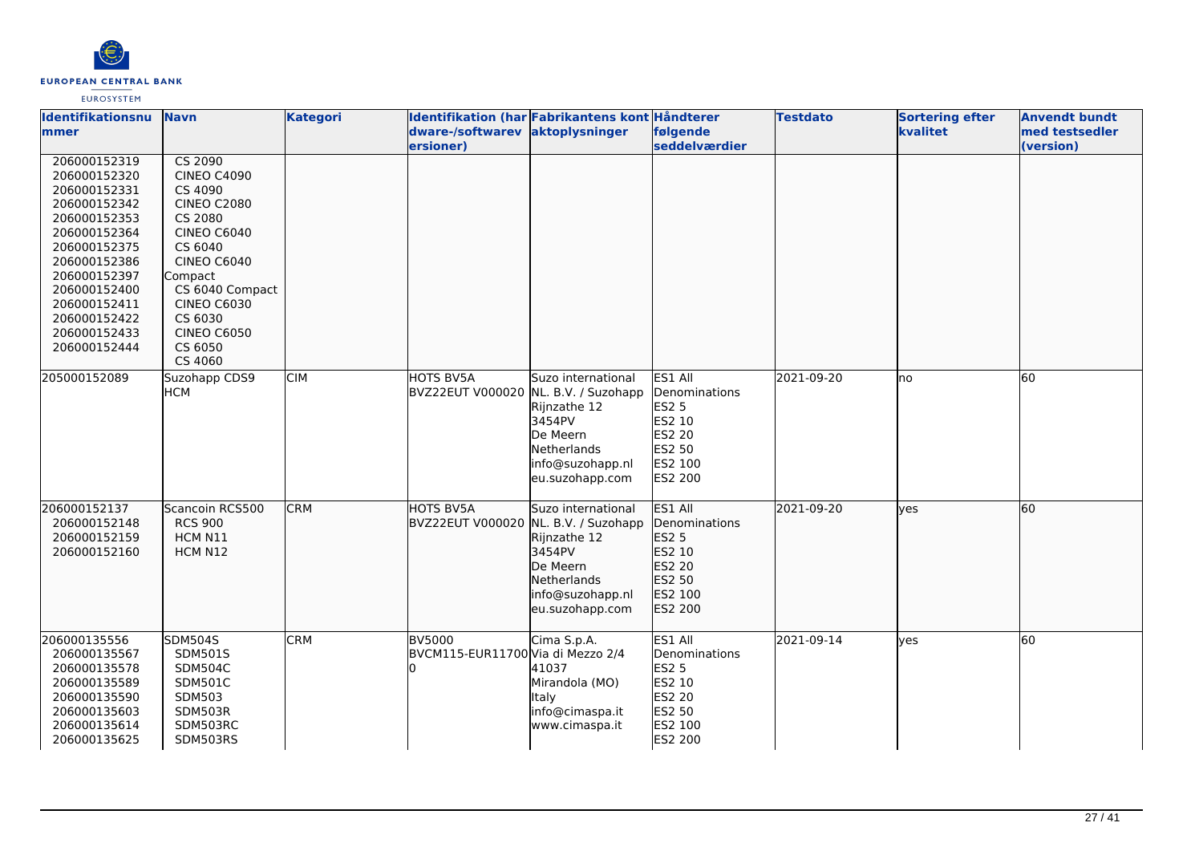| Identifikationsnummer | Navn | Kategori | Identifikation (hardware-/softwareversioner) | Fabrikantens kontaktoplysninger | Håndterer følgende seddelværdier | Testdato | Sortering efter kvalitet | Anvendt bundt med testsedler (version) |
|---|---|---|---|---|---|---|---|---|
| 206000152319<br>206000152320<br>206000152331<br>206000152342<br>206000152353<br>206000152364<br>206000152375<br>206000152386<br>206000152397<br>206000152400<br>206000152411<br>206000152422<br>206000152433<br>206000152444 | CS 2090<br>CINEO C4090<br>CS 4090<br>CINEO C2080<br>CS 2080<br>CINEO C6040<br>CS 6040<br>CINEO C6040 Compact<br>CS 6040 Compact<br>CINEO C6030<br>CS 6030<br>CINEO C6050<br>CS 6050<br>CS 4060 | | | | | | | |
| 205000152089 | Suzohapp CDS9 HCM | CIM | HOTS BV5A<br>BVZ22EUT V000020 | Suzo international NL. B.V. / Suzohapp<br>Rijnzathe 12<br>3454PV<br>De Meern<br>Netherlands<br>info@suzohapp.nl<br>eu.suzohapp.com | ES1 All Denominations<br>ES2 5<br>ES2 10<br>ES2 20<br>ES2 50<br>ES2 100<br>ES2 200 | 2021-09-20 | no | 60 |
| 206000152137<br>206000152148<br>206000152159<br>206000152160 | Scancoin RCS500<br>RCS 900<br>HCM N11<br>HCM N12 | CRM | HOTS BV5A<br>BVZ22EUT V000020 | Suzo international NL. B.V. / Suzohapp<br>Rijnzathe 12<br>3454PV<br>De Meern<br>Netherlands<br>info@suzohapp.nl<br>eu.suzohapp.com | ES1 All Denominations<br>ES2 5<br>ES2 10<br>ES2 20<br>ES2 50<br>ES2 100<br>ES2 200 | 2021-09-20 | yes | 60 |
| 206000135556<br>206000135567<br>206000135578<br>206000135589<br>206000135590<br>206000135603<br>206000135614<br>206000135625 | SDM504S<br>SDM501S<br>SDM504C<br>SDM501C<br>SDM503<br>SDM503R<br>SDM503RC<br>SDM503RS | CRM | BV5000<br>BVCM115-EUR11700 | Cima S.p.A.<br>Via di Mezzo 2/4<br>41037<br>Mirandola (MO)<br>Italy<br>info@cimaspa.it<br>www.cimaspa.it | ES1 All Denominations<br>ES2 5<br>ES2 10<br>ES2 20<br>ES2 50<br>ES2 100<br>ES2 200 | 2021-09-14 | yes | 60 |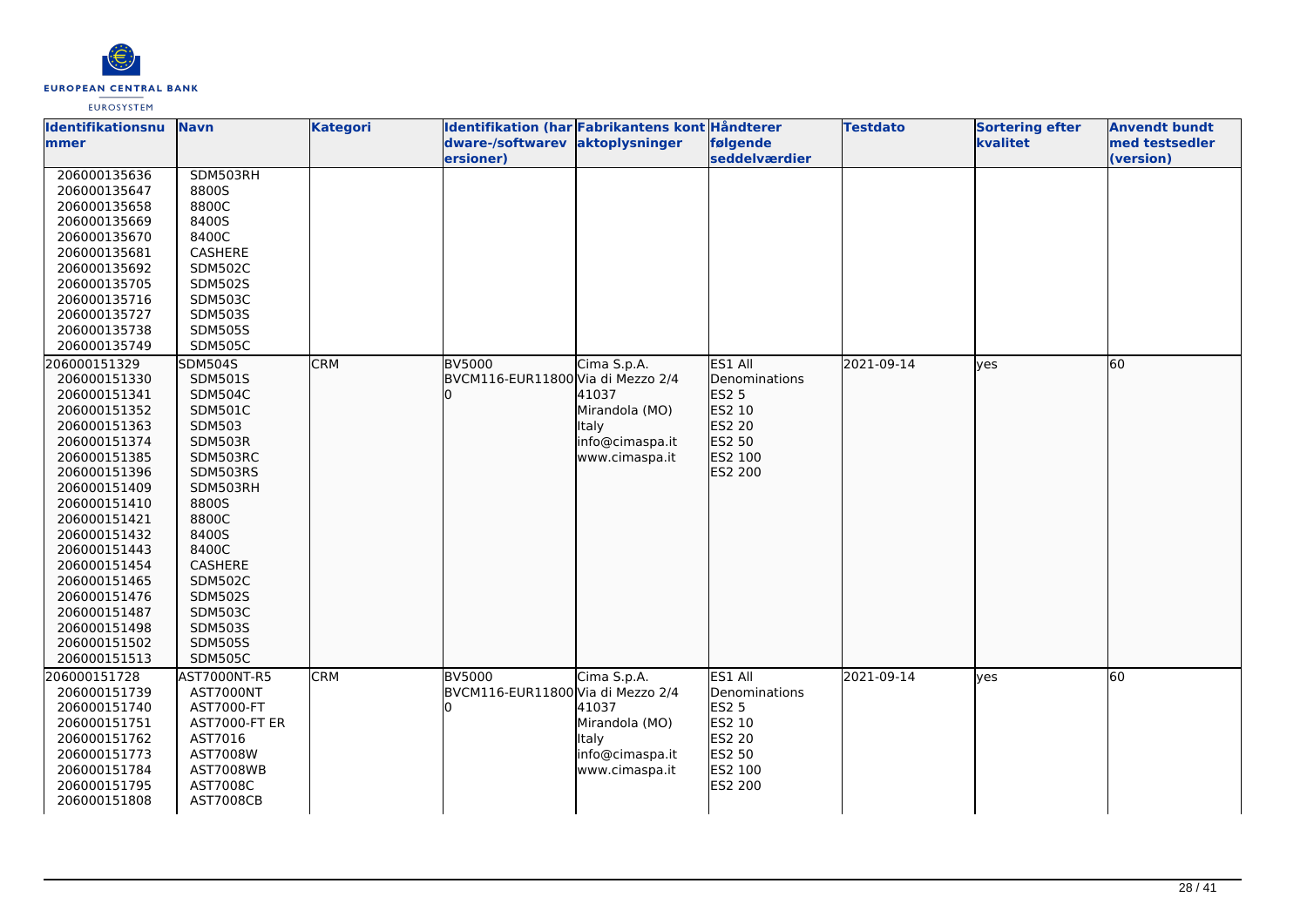| Identifikationsnummer | Navn | Kategori | Identifikation (hardware-/softwareversioner) | Fabrikantens kontaktoplysninger | Håndterer følgende seddelværdier | Testdato | Sortering efter kvalitet | Anvendt bundt med testsedler (version) |
|---|---|---|---|---|---|---|---|---|
| 206000135636<br>206000135647<br>206000135658<br>206000135669<br>206000135670<br>206000135681<br>206000135692<br>206000135705<br>206000135716<br>206000135727<br>206000135738<br>206000135749 | SDM503RH<br>8800S<br>8800C<br>8400S<br>8400C<br>CASHERE<br>SDM502C<br>SDM502S<br>SDM503C<br>SDM503S<br>SDM505S<br>SDM505C | | | | | | | |
| 206000151329<br>206000151330<br>206000151341<br>206000151352<br>206000151363<br>206000151374<br>206000151385<br>206000151396<br>206000151409<br>206000151410<br>206000151421<br>206000151432<br>206000151443<br>206000151454<br>206000151465<br>206000151476<br>206000151487<br>206000151498<br>206000151502<br>206000151513 | SDM504S<br>SDM501S<br>SDM504C<br>SDM501C<br>SDM503<br>SDM503R<br>SDM503RC<br>SDM503RS<br>SDM503RH<br>8800S<br>8800C<br>8400S<br>8400C<br>CASHERE<br>SDM502C<br>SDM502S<br>SDM503C<br>SDM503S<br>SDM505S<br>SDM505C | CRM | BV5000<br>BVCM116-EUR11800<br>0 | Cima S.p.A.<br>Via di Mezzo 2/4<br>41037<br>Mirandola (MO)<br>Italy<br>info@cimaspa.it<br>www.cimaspa.it | ES1 All Denominations<br>ES2 5<br>ES2 10<br>ES2 20<br>ES2 50<br>ES2 100<br>ES2 200 | 2021-09-14 | yes | 60 |
| 206000151728<br>206000151739<br>206000151740<br>206000151751<br>206000151762<br>206000151773<br>206000151784<br>206000151795<br>206000151808 | AST7000NT-R5<br>AST7000NT<br>AST7000-FT<br>AST7000-FT ER<br>AST7016<br>AST7008W<br>AST7008WB<br>AST7008C<br>AST7008CB | CRM | BV5000<br>BVCM116-EUR11800<br>0 | Cima S.p.A.<br>Via di Mezzo 2/4<br>41037<br>Mirandola (MO)<br>Italy<br>info@cimaspa.it<br>www.cimaspa.it | ES1 All Denominations<br>ES2 5<br>ES2 10<br>ES2 20<br>ES2 50<br>ES2 100<br>ES2 200 | 2021-09-14 | yes | 60 |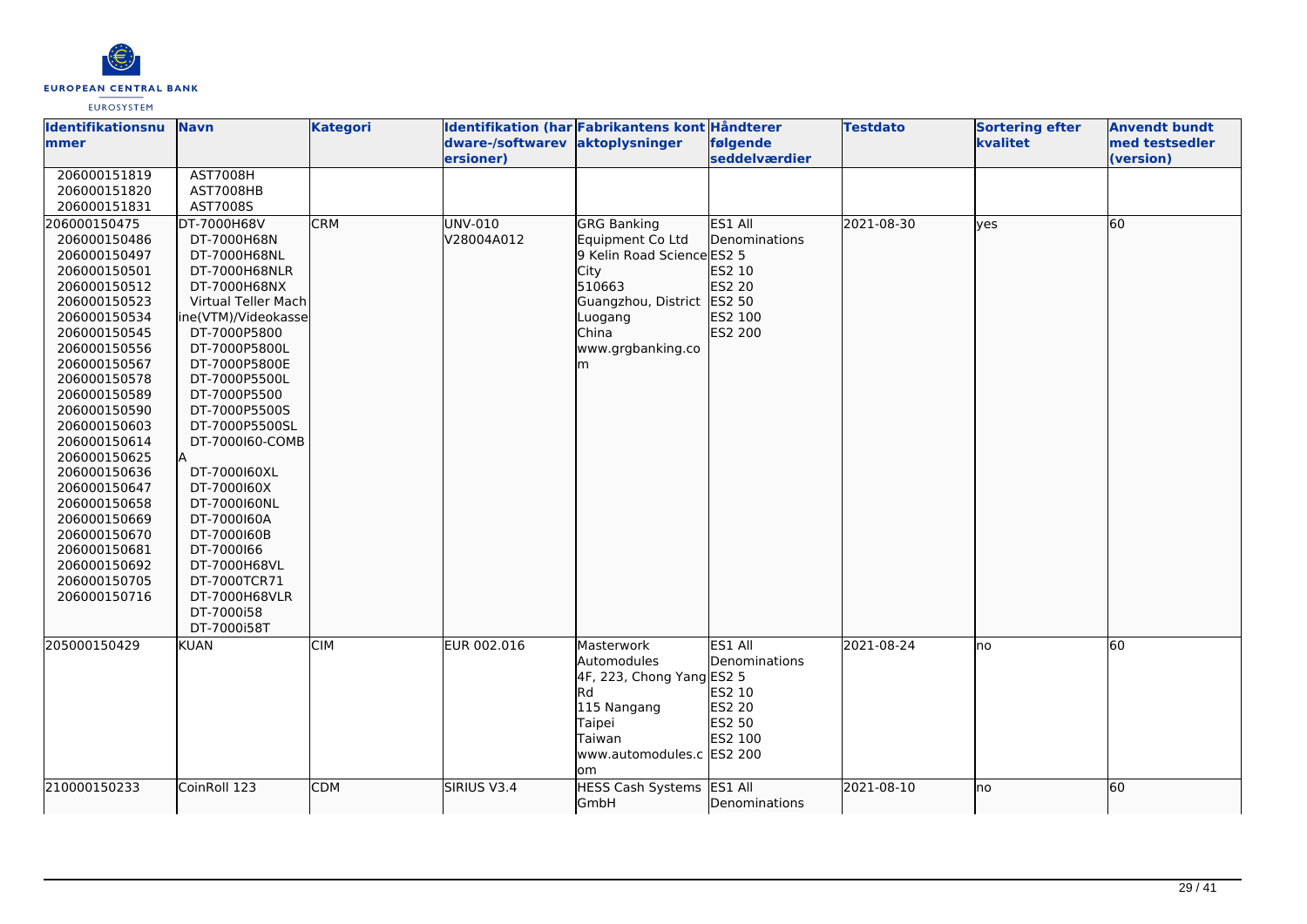| Identifikationsnummer | Navn | Kategori | Identifikation (hardware-/softwareversioner) | Fabrikantens kontaktoplysninger | Håndterer følgende seddelværdier | Testdato | Sortering efter kvalitet | Anvendt bundt med testsedler (version) |
|---|---|---|---|---|---|---|---|---|
| 206000151819<br>206000151820<br>206000151831 | AST7008H<br>AST7008HB<br>AST7008S | | | | | | | |
| 206000150475<br>206000150486<br>206000150497<br>206000150501<br>206000150512<br>206000150523<br>206000150534<br>206000150545<br>206000150556<br>206000150567<br>206000150578<br>206000150589<br>206000150590<br>206000150603<br>206000150614<br>206000150625<br>206000150636<br>206000150647<br>206000150658<br>206000150669<br>206000150670<br>206000150681<br>206000150692<br>206000150705<br>206000150716 | DT-7000H68V<br>DT-7000H68N<br>DT-7000H68NL<br>DT-7000H68NLR<br>DT-7000H68NX<br>Virtual Teller Machine(VTM)/Videokasse<br>DT-7000P5800<br>DT-7000P5800L<br>DT-7000P5800E<br>DT-7000P5500L<br>DT-7000P5500<br>DT-7000P5500S<br>DT-7000P5500SL<br>DT-7000I60-COMBA<br>DT-7000I60XL<br>DT-7000I60X<br>DT-7000I60NL<br>DT-7000I60A<br>DT-7000I60B<br>DT-7000I66<br>DT-7000H68VL<br>DT-7000TCR71<br>DT-7000H68VLR<br>DT-7000i58<br>DT-7000i58T | CRM | UNV-010<br>V28004A012 | GRG Banking Equipment Co Ltd<br>9 Kelin Road Science City<br>510663<br>Guangzhou, District Luogang<br>China<br>www.grgbanking.com | ES1 All Denominations<br>ES2 5<br>ES2 10<br>ES2 20<br>ES2 50<br>ES2 100<br>ES2 200 | 2021-08-30 | yes | 60 |
| 205000150429 | KUAN | CIM | EUR 002.016 | Masterwork Automodules<br>4F, 223, Chong Yang Rd<br>115 Nangang<br>Taipei<br>Taiwan<br>www.automodules.com | ES1 All Denominations<br>ES2 5<br>ES2 10<br>ES2 20<br>ES2 50<br>ES2 100<br>ES2 200 | 2021-08-24 | no | 60 |
| 210000150233 | CoinRoll 123 | CDM | SIRIUS V3.4 | HESS Cash Systems GmbH | ES1 All Denominations | 2021-08-10 | no | 60 |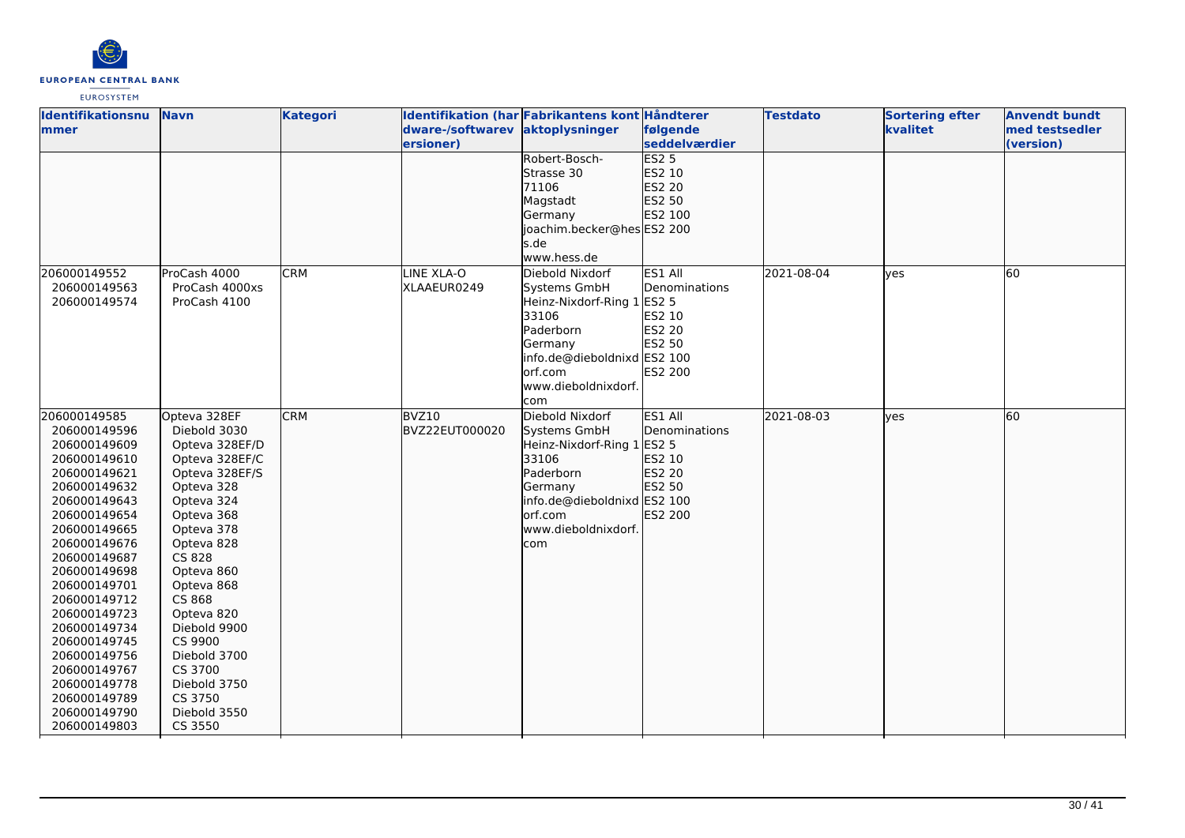| Identifikationsnummer | Navn | Kategori | Identifikation (hardware-/softwareversioner) | Fabrikantens kontaktoplysninger | Håndterer følgende seddelværdier | Testdato | Sortering efter kvalitet | Anvendt bundt med testsedler (version) |
|---|---|---|---|---|---|---|---|---|
| | | | | Robert-Bosch-Strasse 30<br>71106<br>Magstadt<br>Germany<br>joachim.becker@hess.de<br>www.hess.de | ES2 5<br>ES2 10<br>ES2 20<br>ES2 50<br>ES2 100<br>ES2 200 | | | |
| 206000149552<br>206000149563<br>206000149574 | ProCash 4000<br>ProCash 4000xs<br>ProCash 4100 | CRM | LINE XLA-O<br>XLAAEUR0249 | Diebold Nixdorf Systems GmbH<br>Heinz-Nixdorf-Ring 1<br>33106<br>Paderborn<br>Germany<br>info.de@dieboldnixdorf.com<br>www.dieboldnixdorf.com | ES1 All Denominations<br>ES2 5<br>ES2 10<br>ES2 20<br>ES2 50<br>ES2 100<br>ES2 200 | 2021-08-04 | yes | 60 |
| 206000149585<br>206000149596<br>206000149609<br>206000149610<br>206000149621<br>206000149632<br>206000149643<br>206000149654<br>206000149665<br>206000149676<br>206000149687<br>206000149698<br>206000149701<br>206000149712<br>206000149723<br>206000149734<br>206000149745<br>206000149756<br>206000149767<br>206000149778<br>206000149789<br>206000149790<br>206000149803 | Opteva 328EF<br>Diebold 3030<br>Opteva 328EF/D<br>Opteva 328EF/C<br>Opteva 328EF/S<br>Opteva 328<br>Opteva 324<br>Opteva 368<br>Opteva 378<br>Opteva 828<br>CS 828<br>Opteva 860<br>Opteva 868<br>CS 868<br>Opteva 820<br>Diebold 9900<br>CS 9900<br>Diebold 3700<br>CS 3700<br>Diebold 3750<br>CS 3750<br>Diebold 3550<br>CS 3550 | CRM | BVZ10<br>BVZ22EUT000020 | Diebold Nixdorf Systems GmbH<br>Heinz-Nixdorf-Ring 1<br>33106<br>Paderborn<br>Germany<br>info.de@dieboldnixdorf.com<br>www.dieboldnixdorf.com | ES1 All Denominations<br>ES2 5<br>ES2 10<br>ES2 20<br>ES2 50<br>ES2 100<br>ES2 200 | 2021-08-03 | yes | 60 |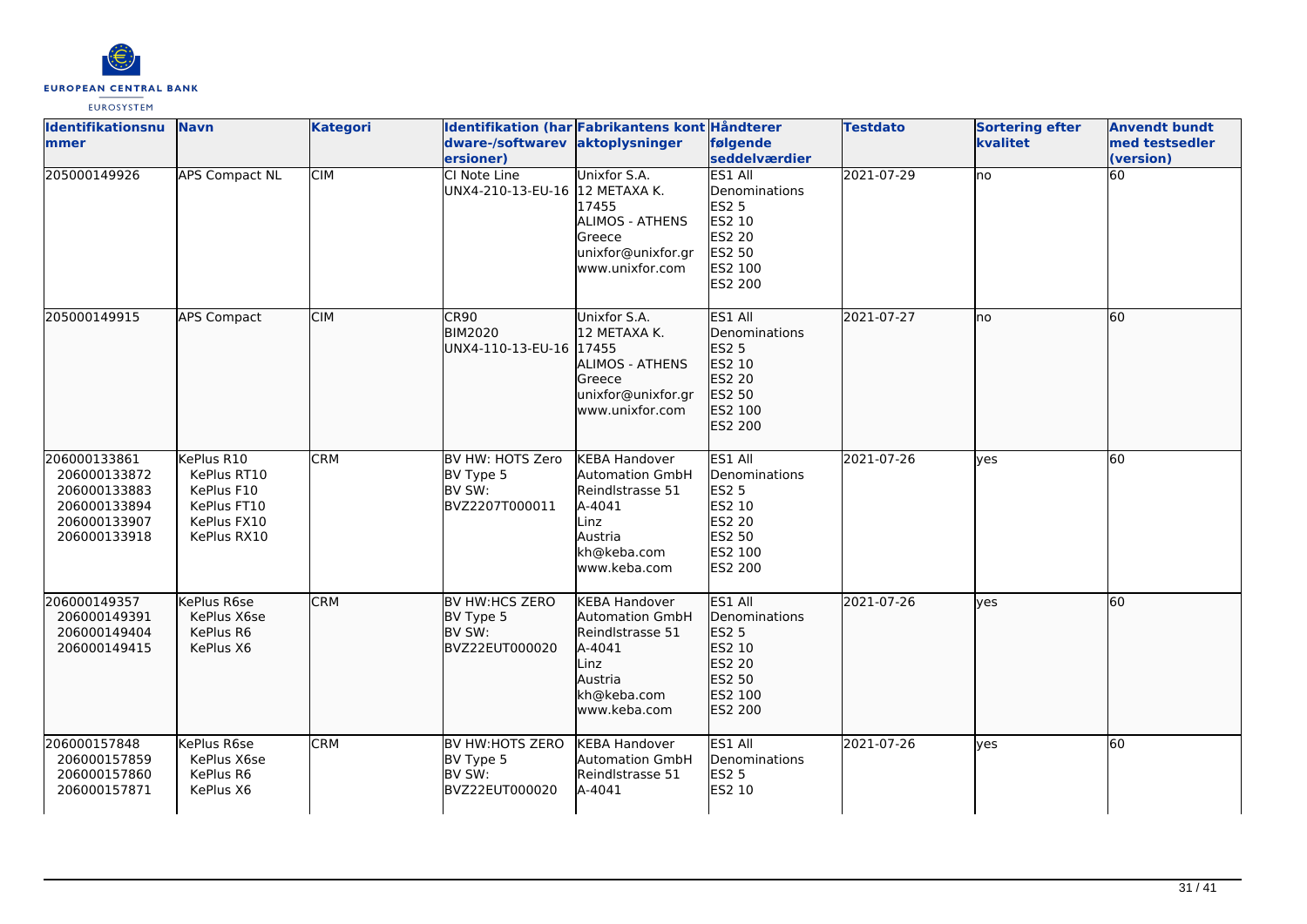| Identifikationsnummer | Navn | Kategori | Identifikation (hardware-/softwareversioner) | Fabrikantens kontaktoplysninger | Håndterer følgende seddelværdier | Testdato | Sortering efter kvalitet | Anvendt bundt med testsedler (version) |
|---|---|---|---|---|---|---|---|---|
| 205000149926 | APS Compact NL | CIM | CI Note Line<br>UNX4-210-13-EU-16 | Unixfor S.A.<br>12 METAXA K.<br>17455<br>ALIMOS - ATHENS<br>Greece<br>unixfor@unixfor.gr<br>www.unixfor.com | ES1 All Denominations<br>ES2 5<br>ES2 10<br>ES2 20<br>ES2 50<br>ES2 100<br>ES2 200 | 2021-07-29 | no | 60 |
| 205000149915 | APS Compact | CIM | CR90<br>BIM2020<br>UNX4-110-13-EU-16 | Unixfor S.A.<br>12 METAXA K.<br>17455<br>ALIMOS - ATHENS<br>Greece<br>unixfor@unixfor.gr<br>www.unixfor.com | ES1 All Denominations<br>ES2 5<br>ES2 10<br>ES2 20<br>ES2 50<br>ES2 100<br>ES2 200 | 2021-07-27 | no | 60 |
| 206000133861<br>206000133872<br>206000133883<br>206000133894<br>206000133907<br>206000133918 | KePlus R10<br>KePlus RT10<br>KePlus F10<br>KePlus FT10<br>KePlus FX10<br>KePlus RX10 | CRM | BV HW: HOTS Zero<br>BV Type 5<br>BV SW:<br>BVZ2207T000011 | KEBA Handover Automation GmbH<br>Reindlstrasse 51<br>A-4041<br>Linz<br>Austria<br>kh@keba.com<br>www.keba.com | ES1 All Denominations<br>ES2 5<br>ES2 10<br>ES2 20<br>ES2 50<br>ES2 100<br>ES2 200 | 2021-07-26 | yes | 60 |
| 206000149357<br>206000149391<br>206000149404<br>206000149415 | KePlus R6se<br>KePlus X6se<br>KePlus R6<br>KePlus X6 | CRM | BV HW:HCS ZERO<br>BV Type 5<br>BV SW:<br>BVZ22EUT000020 | KEBA Handover Automation GmbH<br>Reindlstrasse 51<br>A-4041<br>Linz<br>Austria<br>kh@keba.com<br>www.keba.com | ES1 All Denominations<br>ES2 5<br>ES2 10<br>ES2 20<br>ES2 50<br>ES2 100<br>ES2 200 | 2021-07-26 | yes | 60 |
| 206000157848<br>206000157859<br>206000157860<br>206000157871 | KePlus R6se<br>KePlus X6se<br>KePlus R6<br>KePlus X6 | CRM | BV HW:HOTS ZERO<br>BV Type 5<br>BV SW:<br>BVZ22EUT000020 | KEBA Handover Automation GmbH<br>Reindlstrasse 51<br>A-4041 | ES1 All Denominations<br>ES2 5<br>ES2 10 | 2021-07-26 | yes | 60 |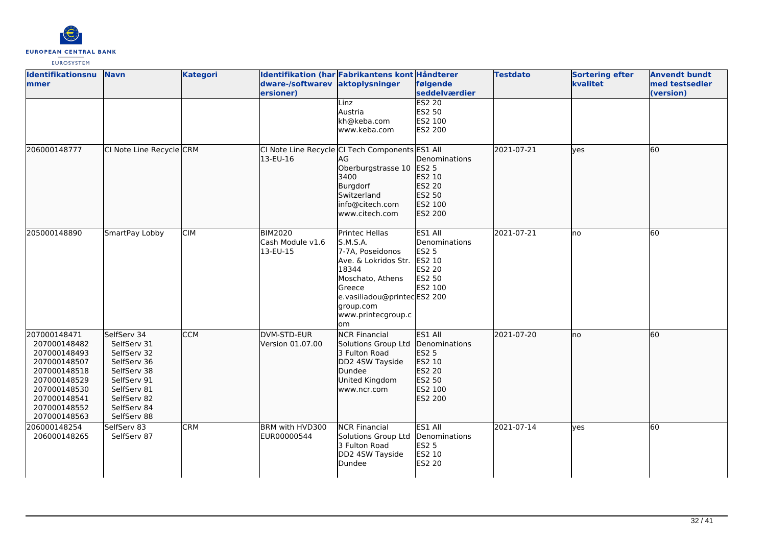| Identifikationsnummer | Navn | Kategori | Identifikation (hardware-/softwareversioner) | Fabrikantens kontaktoplysninger | Håndterer følgende seddelværdier | Testdato | Sortering efter kvalitet | Anvendt bundt med testsedler (version) |
|---|---|---|---|---|---|---|---|---|
| | | | | Linz<br>Austria<br>kh@keba.com<br>www.keba.com | ES2 20<br>ES2 50<br>ES2 100<br>ES2 200 | | | |
| 206000148777 | CI Note Line Recycle | CRM | CI Note Line Recycle 13-EU-16 | CI Tech Components AG<br>Oberburgstrasse 10<br>3400<br>Burgdorf<br>Switzerland<br>info@citech.com<br>www.citech.com | ES1 All Denominations<br>ES2 5<br>ES2 10<br>ES2 20<br>ES2 50<br>ES2 100<br>ES2 200 | 2021-07-21 | yes | 60 |
| 205000148890 | SmartPay Lobby | CIM | BIM2020<br>Cash Module v1.6<br>13-EU-15 | Printec Hellas S.M.S.A.<br>7-7A, Poseidonos Ave. & Lokridos Str.<br>18344<br>Moschato, Athens<br>Greece<br>e.vasiliadou@printecgroup.com<br>www.printecgroup.com | ES1 All Denominations<br>ES2 5<br>ES2 10<br>ES2 20<br>ES2 50<br>ES2 100<br>ES2 200 | 2021-07-21 | no | 60 |
| 207000148471<br>207000148482<br>207000148493<br>207000148507<br>207000148518<br>207000148529<br>207000148530<br>207000148541<br>207000148552<br>207000148563 | SelfServ 34<br>SelfServ 31<br>SelfServ 32<br>SelfServ 36<br>SelfServ 38<br>SelfServ 91<br>SelfServ 81<br>SelfServ 82<br>SelfServ 84<br>SelfServ 88 | CCM | DVM-STD-EUR<br>Version 01.07.00 | NCR Financial Solutions Group Ltd<br>3 Fulton Road<br>DD2 4SW Tayside<br>Dundee<br>United Kingdom<br>www.ncr.com | ES1 All Denominations<br>ES2 5<br>ES2 10<br>ES2 20<br>ES2 50<br>ES2 100<br>ES2 200 | 2021-07-20 | no | 60 |
| 206000148254<br>206000148265 | SelfServ 83<br>SelfServ 87 | CRM | BRM with HVD300<br>EUR00000544 | NCR Financial Solutions Group Ltd<br>3 Fulton Road<br>DD2 4SW Tayside<br>Dundee | ES1 All Denominations<br>ES2 5<br>ES2 10<br>ES2 20 | 2021-07-14 | yes | 60 |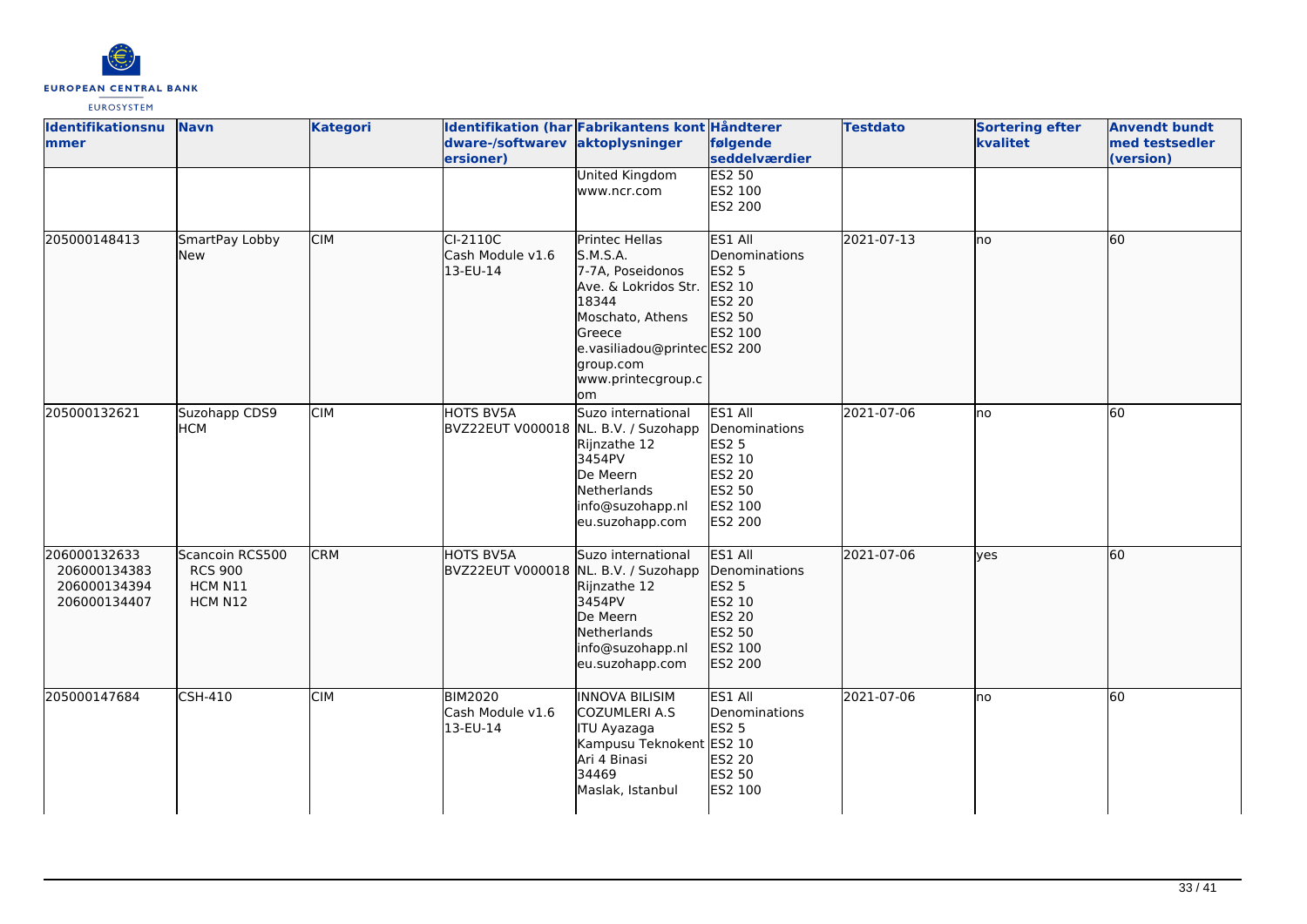| Identifikationsnummer | Navn | Kategori | Identifikation (hardware-/softwareversioner) | Fabrikantens kontaktoplysninger | Håndterer følgende seddelværdier | Testdato | Sortering efter kvalitet | Anvendt bundt med testsedler (version) |
|---|---|---|---|---|---|---|---|---|
| | | | | United Kingdom<br>www.ncr.com | ES2 50<br>ES2 100<br>ES2 200 | | | |
| 205000148413 | SmartPay Lobby New | CIM | CI-2110C<br>Cash Module v1.6<br>13-EU-14 | Printec Hellas S.M.S.A.<br>7-7A, Poseidonos Ave. & Lokridos Str.<br>18344<br>Moschato, Athens<br>Greece<br>e.vasiliadou@printecgroup.com<br>www.printecgroup.com | ES1 All Denominations<br>ES2 5<br>ES2 10<br>ES2 20<br>ES2 50<br>ES2 100<br>ES2 200 | 2021-07-13 | no | 60 |
| 205000132621 | Suzohapp CDS9 HCM | CIM | HOTS BV5A<br>BVZ22EUT V000018 | Suzo international NL. B.V. / Suzohapp<br>Rijnzathe 12<br>3454PV<br>De Meern<br>Netherlands<br>info@suzohapp.nl<br>eu.suzohapp.com | ES1 All Denominations<br>ES2 5<br>ES2 10<br>ES2 20<br>ES2 50<br>ES2 100<br>ES2 200 | 2021-07-06 | no | 60 |
| 206000132633<br>206000134383<br>206000134394<br>206000134407 | Scancoin RCS500<br>RCS 900<br>HCM N11<br>HCM N12 | CRM | HOTS BV5A<br>BVZ22EUT V000018 | Suzo international NL. B.V. / Suzohapp<br>Rijnzathe 12<br>3454PV<br>De Meern<br>Netherlands<br>info@suzohapp.nl<br>eu.suzohapp.com | ES1 All Denominations<br>ES2 5<br>ES2 10<br>ES2 20<br>ES2 50<br>ES2 100<br>ES2 200 | 2021-07-06 | yes | 60 |
| 205000147684 | CSH-410 | CIM | BIM2020<br>Cash Module v1.6<br>13-EU-14 | INNOVA BILISIM COZUMLERI A.S<br>ITU Ayazaga Kampusu Teknokent Ari 4 Binasi<br>34469<br>Maslak, Istanbul | ES1 All Denominations<br>ES2 5<br>ES2 10<br>ES2 20<br>ES2 50<br>ES2 100 | 2021-07-06 | no | 60 |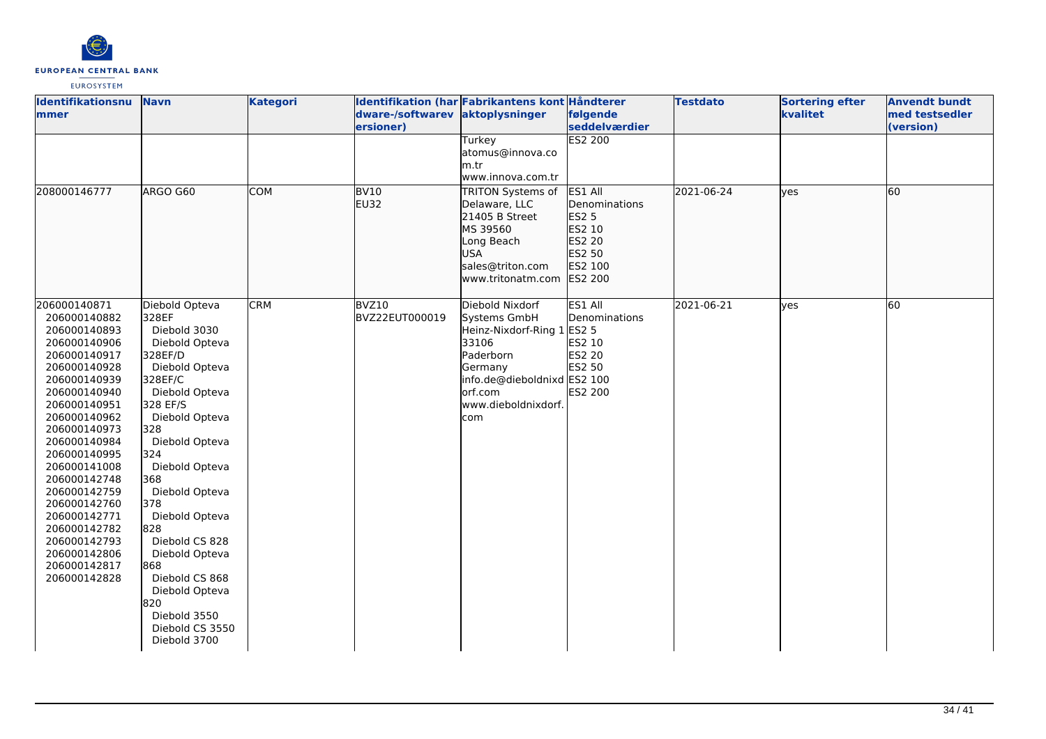| Identifikationsnummer | Navn | Kategori | Identifikation (hardware-/softwareversioner) | Fabrikantens kontaktoplysninger | Håndterer følgende seddelværdier | Testdato | Sortering efter kvalitet | Anvendt bundt med testsedler (version) |
|---|---|---|---|---|---|---|---|---|
| | | | | Turkey<br>atomus@innova.com.tr<br>www.innova.com.tr | ES2 200 | | | |
| 208000146777 | ARGO G60 | COM | BV10<br>EU32 | TRITON Systems of Delaware, LLC<br>21405 B Street<br>MS 39560<br>Long Beach<br>USA<br>sales@triton.com<br>www.tritonatm.com | ES1 All Denominations<br>ES2 5<br>ES2 10<br>ES2 20<br>ES2 50<br>ES2 100<br>ES2 200 | 2021-06-24 | yes | 60 |
| 206000140871<br>206000140882<br>206000140893<br>206000140906<br>206000140917<br>206000140928<br>206000140939<br>206000140940<br>206000140951<br>206000140962<br>206000140973<br>206000140984<br>206000140995<br>206000141008<br>206000142748<br>206000142759<br>206000142760<br>206000142771<br>206000142782<br>206000142793<br>206000142806<br>206000142817<br>206000142828 | Diebold Opteva 328EF<br>Diebold 3030<br>Diebold Opteva 328EF/D<br>Diebold Opteva 328EF/C<br>Diebold Opteva 328 EF/S<br>Diebold Opteva 328<br>Diebold Opteva 324<br>Diebold Opteva 368<br>Diebold Opteva 378<br>Diebold Opteva 828<br>Diebold CS 828<br>Diebold Opteva 868<br>Diebold CS 868<br>Diebold Opteva 820<br>Diebold 3550<br>Diebold CS 3550<br>Diebold 3700 | CRM | BVZ10<br>BVZ22EUT000019 | Diebold Nixdorf Systems GmbH<br>Heinz-Nixdorf-Ring 1<br>33106<br>Paderborn<br>Germany<br>info.de@dieboldnixdorf.com<br>www.dieboldnixdorf.com | ES1 All Denominations<br>ES2 5<br>ES2 10<br>ES2 20<br>ES2 50<br>ES2 100<br>ES2 200 | 2021-06-21 | yes | 60 |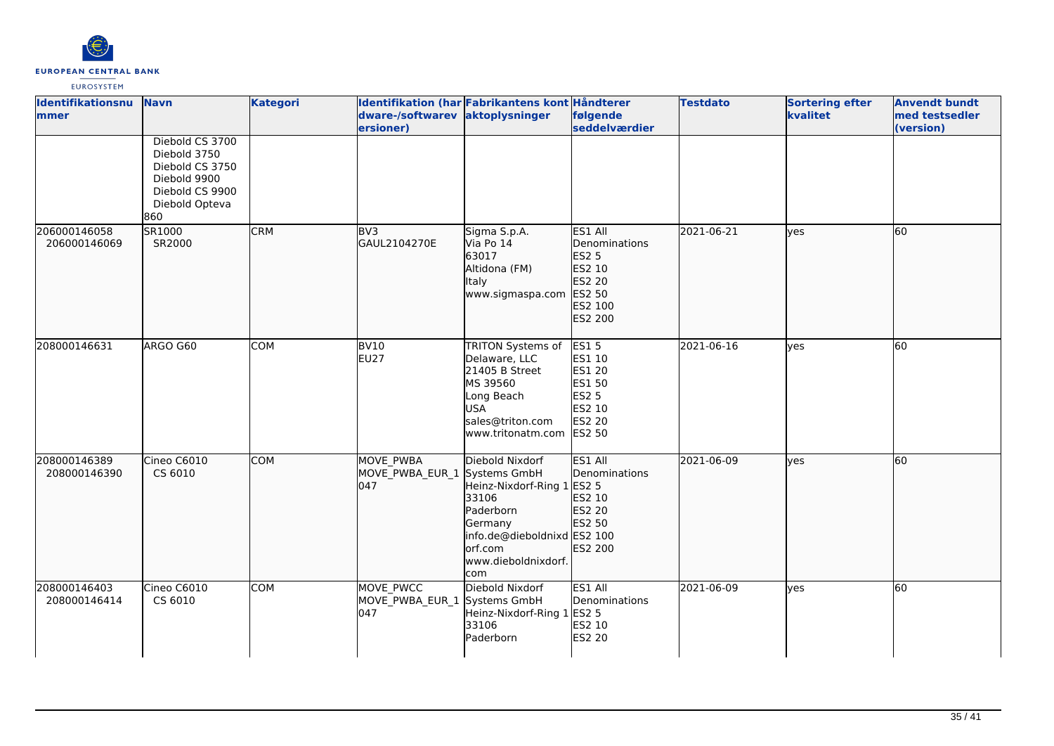| Identifikationsnummer | Navn | Kategori | Identifikation (hardware-/softwareversioner) | Fabrikantens kontaktoplysninger | Håndterer følgende seddelværdier | Testdato | Sortering efter kvalitet | Anvendt bundt med testsedler (version) |
|---|---|---|---|---|---|---|---|---|
| | Diebold CS 3700<br>Diebold 3750<br>Diebold CS 3750<br>Diebold 9900<br>Diebold CS 9900<br>Diebold Opteva 860 | | | | | | | |
| 206000146058<br>206000146069 | SR1000<br>SR2000 | CRM | BV3<br>GAUL2104270E | Sigma S.p.A.<br>Via Po 14<br>63017<br>Altidona (FM)<br>Italy<br>www.sigmaspa.com | ES1 All Denominations<br>ES2 5<br>ES2 10<br>ES2 20<br>ES2 50<br>ES2 100<br>ES2 200 | 2021-06-21 | yes | 60 |
| 208000146631 | ARGO G60 | COM | BV10<br>EU27 | TRITON Systems of Delaware, LLC<br>21405 B Street<br>MS 39560<br>Long Beach<br>USA<br>sales@triton.com<br>www.tritonatm.com | ES1 5<br>ES1 10<br>ES1 20<br>ES1 50<br>ES2 5<br>ES2 10<br>ES2 20<br>ES2 50 | 2021-06-16 | yes | 60 |
| 208000146389<br>208000146390 | Cineo C6010<br>CS 6010 | COM | MOVE_PWBA<br>MOVE_PWBA_EUR_1047 | Diebold Nixdorf Systems GmbH<br>Heinz-Nixdorf-Ring 1<br>33106<br>Paderborn<br>Germany<br>info.de@dieboldnixdorf.com<br>www.dieboldnixdorf.com | ES1 All Denominations<br>ES2 5<br>ES2 10<br>ES2 20<br>ES2 50<br>ES2 100<br>ES2 200 | 2021-06-09 | yes | 60 |
| 208000146403<br>208000146414 | Cineo C6010<br>CS 6010 | COM | MOVE_PWCC<br>MOVE_PWBA_EUR_1047 | Diebold Nixdorf Systems GmbH<br>Heinz-Nixdorf-Ring 1<br>33106<br>Paderborn | ES1 All Denominations<br>ES2 5<br>ES2 10<br>ES2 20 | 2021-06-09 | yes | 60 |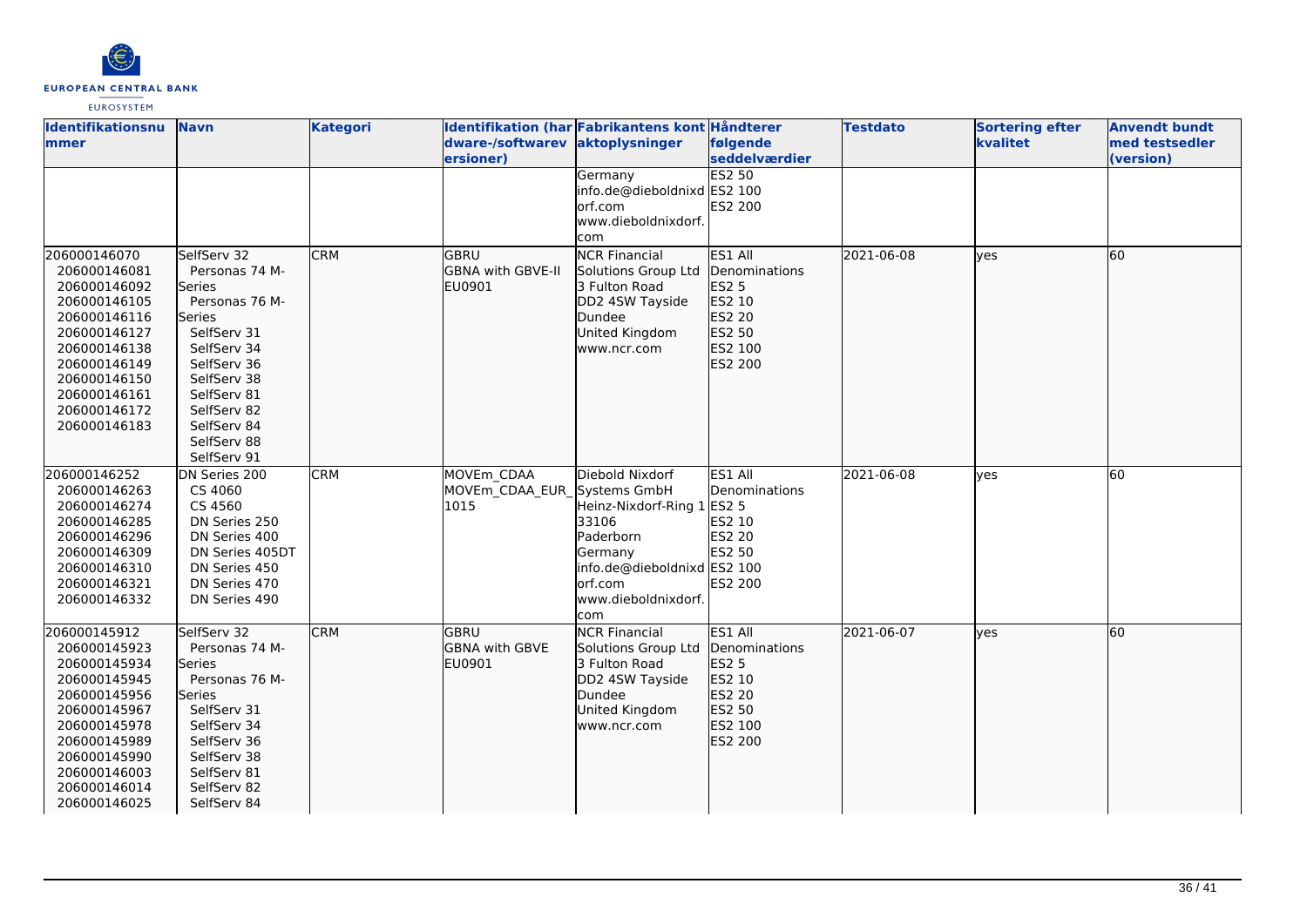| Identifikationsnummer | Navn | Kategori | Identifikation (hardware-/softwareversioner) | Fabrikantens kontaktoplysninger | Håndterer følgende seddelværdier | Testdato | Sortering efter kvalitet | Anvendt bundt med testsedler (version) |
|---|---|---|---|---|---|---|---|---|
| | | | | Germany<br>info.de@dieboldnixdorf.com<br>www.dieboldnixdorf.com | ES2 50<br>ES2 100<br>ES2 200 | | | |
| 206000146070<br>206000146081<br>206000146092<br>206000146105<br>206000146116<br>206000146127<br>206000146138<br>206000146149<br>206000146150<br>206000146161<br>206000146172<br>206000146183 | SelfServ 32<br>Personas 74 M-Series<br>Personas 76 M-Series<br>SelfServ 31<br>SelfServ 34<br>SelfServ 36<br>SelfServ 38<br>SelfServ 81<br>SelfServ 82<br>SelfServ 84<br>SelfServ 88<br>SelfServ 91 | CRM | GBRU<br>GBNA with GBVE-II<br>EU0901 | NCR Financial Solutions Group Ltd<br>3 Fulton Road<br>DD2 4SW Tayside<br>Dundee<br>United Kingdom<br>www.ncr.com | ES1 All Denominations<br>ES2 5<br>ES2 10<br>ES2 20<br>ES2 50<br>ES2 100<br>ES2 200 | 2021-06-08 | yes | 60 |
| 206000146252<br>206000146263<br>206000146274<br>206000146285<br>206000146296<br>206000146309<br>206000146310<br>206000146321<br>206000146332 | DN Series 200<br>CS 4060<br>CS 4560<br>DN Series 250<br>DN Series 400<br>DN Series 405DT<br>DN Series 450<br>DN Series 470<br>DN Series 490 | CRM | MOVEm_CDAA<br>MOVEm_CDAA_EUR_1015 | Diebold Nixdorf Systems GmbH<br>Heinz-Nixdorf-Ring 1<br>33106<br>Paderborn<br>Germany<br>info.de@dieboldnixdorf.com<br>www.dieboldnixdorf.com | ES1 All Denominations<br>ES2 5<br>ES2 10<br>ES2 20<br>ES2 50<br>ES2 100<br>ES2 200 | 2021-06-08 | yes | 60 |
| 206000145912<br>206000145923<br>206000145934<br>206000145945<br>206000145956<br>206000145967<br>206000145978<br>206000145989<br>206000145990<br>206000146003<br>206000146014<br>206000146025 | SelfServ 32<br>Personas 74 M-Series<br>Personas 76 M-Series<br>SelfServ 31<br>SelfServ 34<br>SelfServ 36<br>SelfServ 38<br>SelfServ 81<br>SelfServ 82<br>SelfServ 84 | CRM | GBRU<br>GBNA with GBVE<br>EU0901 | NCR Financial Solutions Group Ltd<br>3 Fulton Road<br>DD2 4SW Tayside<br>Dundee<br>United Kingdom<br>www.ncr.com | ES1 All Denominations<br>ES2 5<br>ES2 10<br>ES2 20<br>ES2 50<br>ES2 100<br>ES2 200 | 2021-06-07 | yes | 60 |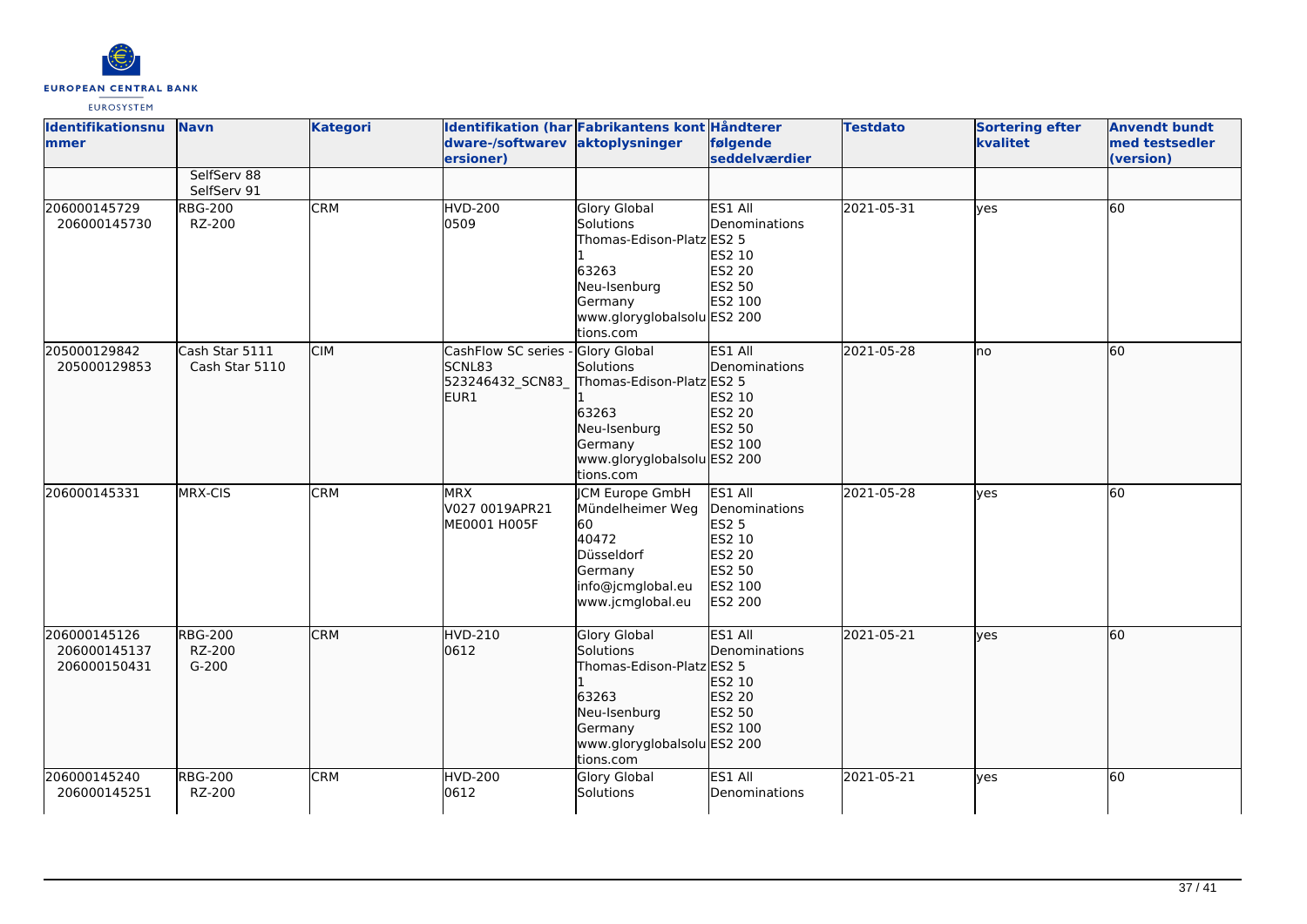| Identifikationsnummer | Navn | Kategori | Identifikation (hardware-/softwareversioner) | Fabrikantens kontaktoplysninger | Håndterer følgende seddelværdier | Testdato | Sortering efter kvalitet | Anvendt bundt med testsedler (version) |
|---|---|---|---|---|---|---|---|---|
| | SelfServ 88<br>SelfServ 91 | | | | | | | |
| 206000145729<br>206000145730 | RBG-200<br>RZ-200 | CRM | HVD-200<br>0509 | Glory Global Solutions<br>Thomas-Edison-Platz 1<br>63263<br>Neu-Isenburg<br>Germany<br>www.gloryglobalsolutions.com | ES1 All Denominations<br>ES2 5<br>ES2 10<br>ES2 20<br>ES2 50<br>ES2 100<br>ES2 200 | 2021-05-31 | yes | 60 |
| 205000129842<br>205000129853 | Cash Star 5111<br>Cash Star 5110 | CIM | CashFlow SC series - SCNL83<br>523246432_SCN83_EUR1 | Glory Global Solutions<br>Thomas-Edison-Platz 1<br>63263<br>Neu-Isenburg<br>Germany<br>www.gloryglobalsolutions.com | ES1 All Denominations<br>ES2 5<br>ES2 10<br>ES2 20<br>ES2 50<br>ES2 100<br>ES2 200 | 2021-05-28 | no | 60 |
| 206000145331 | MRX-CIS | CRM | MRX<br>V027 0019APR21<br>ME0001 H005F | JCM Europe GmbH<br>Mündelheimer Weg 60<br>40472<br>Düsseldorf<br>Germany<br>info@jcmglobal.eu<br>www.jcmglobal.eu | ES1 All Denominations<br>ES2 5<br>ES2 10<br>ES2 20<br>ES2 50<br>ES2 100<br>ES2 200 | 2021-05-28 | yes | 60 |
| 206000145126<br>206000145137<br>206000150431 | RBG-200<br>RZ-200<br>G-200 | CRM | HVD-210<br>0612 | Glory Global Solutions<br>Thomas-Edison-Platz 1<br>63263<br>Neu-Isenburg<br>Germany<br>www.gloryglobalsolutions.com | ES1 All Denominations<br>ES2 5<br>ES2 10<br>ES2 20<br>ES2 50<br>ES2 100<br>ES2 200 | 2021-05-21 | yes | 60 |
| 206000145240<br>206000145251 | RBG-200<br>RZ-200 | CRM | HVD-200<br>0612 | Glory Global Solutions | ES1 All Denominations | 2021-05-21 | yes | 60 |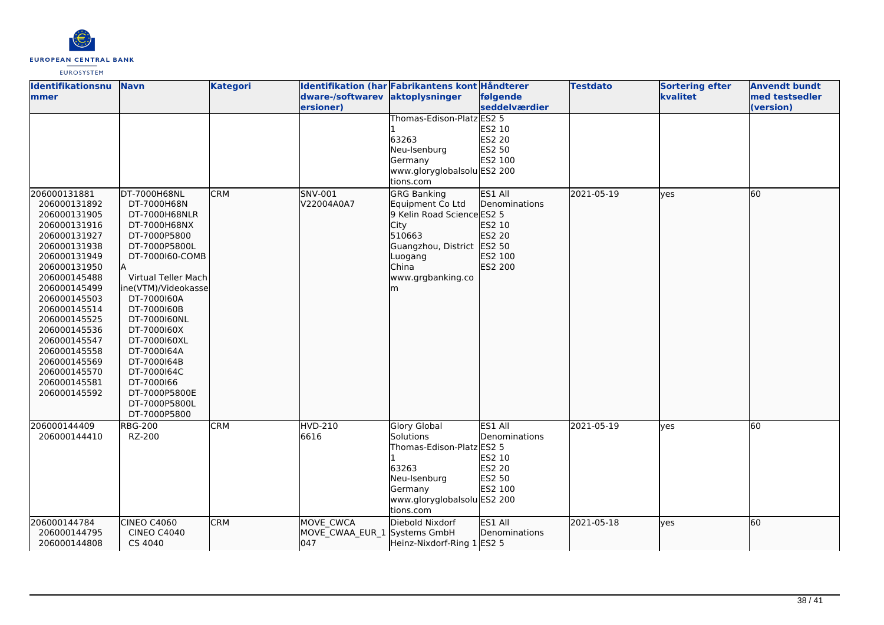| Identifikationsnummer | Navn | Kategori | Identifikation (hardware-/softwareversioner) | Fabrikantens kontaktoplysninger | Håndterer følgende seddelværdier | Testdato | Sortering efter kvalitet | Anvendt bundt med testsedler (version) |
|---|---|---|---|---|---|---|---|---|
| | | | | Thomas-Edison-Platz 1<br>63263<br>Neu-Isenburg<br>Germany<br>www.gloryglobalsolutions.com | ES2 5<br>ES2 10<br>ES2 20<br>ES2 50<br>ES2 100<br>ES2 200 | | | |
| 206000131881<br>206000131892<br>206000131905<br>206000131916<br>206000131927<br>206000131938<br>206000131949<br>206000131950<br>206000145488<br>206000145499<br>206000145503<br>206000145514<br>206000145525<br>206000145536<br>206000145547<br>206000145558<br>206000145569<br>206000145570<br>206000145581<br>206000145592 | DT-7000H68NL<br>DT-7000H68N<br>DT-7000H68NLR<br>DT-7000H68NX<br>DT-7000P5800<br>DT-7000P5800L<br>DT-7000I60-COMBA<br>Virtual Teller Machine(VTM)/Videokasse<br>DT-7000I60A<br>DT-7000I60B<br>DT-7000I60NL<br>DT-7000I60X<br>DT-7000I60XL<br>DT-7000I64A<br>DT-7000I64B<br>DT-7000I64C<br>DT-7000I66<br>DT-7000P5800E<br>DT-7000P5800L<br>DT-7000P5800 | CRM | SNV-001<br>V22004A0A7 | GRG Banking Equipment Co Ltd<br>9 Kelin Road Science City<br>510663<br>Guangzhou, District Luogang<br>China<br>www.grgbanking.com | ES1 All Denominations<br>ES2 5<br>ES2 10<br>ES2 20<br>ES2 50<br>ES2 100<br>ES2 200 | 2021-05-19 | yes | 60 |
| 206000144409<br>206000144410 | RBG-200<br>RZ-200 | CRM | HVD-210<br>6616 | Glory Global Solutions<br>Thomas-Edison-Platz 1<br>63263<br>Neu-Isenburg<br>Germany<br>www.gloryglobalsolutions.com | ES1 All Denominations<br>ES2 5<br>ES2 10<br>ES2 20<br>ES2 50<br>ES2 100<br>ES2 200 | 2021-05-19 | yes | 60 |
| 206000144784<br>206000144795<br>206000144808 | CINEO C4060<br>CINEO C4040<br>CS 4040 | CRM | MOVE_CWCA<br>MOVE_CWAA_EUR_1047 | Diebold Nixdorf Systems GmbH<br>Heinz-Nixdorf-Ring 1 | ES1 All Denominations<br>ES2 5 | 2021-05-18 | yes | 60 |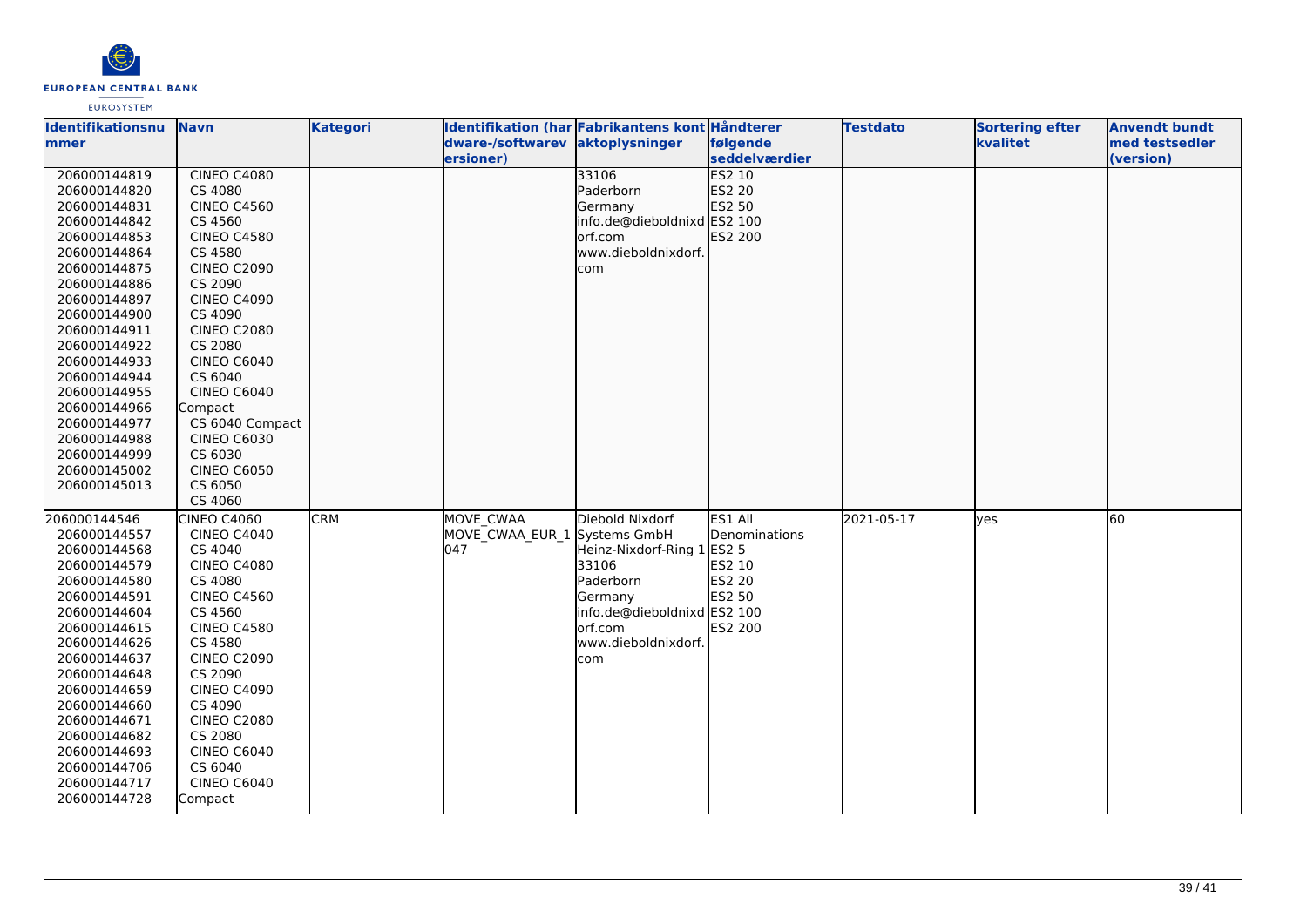| Identifikationsnummer | Navn | Kategori | Identifikation (hardware-/softwareversioner) | Fabrikantens kontaktoplysninger | Håndterer følgende seddelværdier | Testdato | Sortering efter kvalitet | Anvendt bundt med testsedler (version) |
|---|---|---|---|---|---|---|---|---|
| 206000144819<br>206000144820<br>206000144831<br>206000144842<br>206000144853<br>206000144864<br>206000144875<br>206000144886<br>206000144897<br>206000144900<br>206000144911<br>206000144922<br>206000144933<br>206000144944<br>206000144955<br>206000144966<br>206000144977<br>206000144988<br>206000144999<br>206000145002<br>206000145013 | CINEO C4080<br>CS 4080<br>CINEO C4560<br>CS 4560<br>CINEO C4580<br>CS 4580<br>CINEO C2090<br>CS 2090<br>CINEO C4090<br>CS 4090<br>CINEO C2080<br>CS 2080<br>CINEO C6040<br>CS 6040<br>CINEO C6040 Compact<br>CS 6040 Compact<br>CINEO C6030<br>CS 6030<br>CINEO C6050<br>CS 6050<br>CS 4060 | | | 33106<br>Paderborn<br>Germany<br>info.de@dieboldnixdorf.com<br>www.dieboldnixdorf.com | ES2 10<br>ES2 20<br>ES2 50<br>ES2 100<br>ES2 200 | | | |
| 206000144546<br>206000144557<br>206000144568<br>206000144579<br>206000144580<br>206000144591<br>206000144604<br>206000144615<br>206000144626<br>206000144637<br>206000144648<br>206000144659<br>206000144660<br>206000144671<br>206000144682<br>206000144693<br>206000144706<br>206000144717<br>206000144728 | CINEO C4060<br>CINEO C4040<br>CS 4040<br>CINEO C4080<br>CS 4080<br>CINEO C4560<br>CS 4560<br>CINEO C4580<br>CS 4580<br>CINEO C2090<br>CS 2090<br>CINEO C4090<br>CS 4090<br>CINEO C2080<br>CS 2080<br>CINEO C6040<br>CS 6040<br>CINEO C6040 Compact | CRM | MOVE_CWAA<br>MOVE_CWAA_EUR_1047 | Diebold Nixdorf Systems GmbH<br>Heinz-Nixdorf-Ring 1<br>33106<br>Paderborn<br>Germany<br>info.de@dieboldnixdorf.com<br>www.dieboldnixdorf.com | ES1 All Denominations<br>ES2 5<br>ES2 10<br>ES2 20<br>ES2 50<br>ES2 100<br>ES2 200 | 2021-05-17 | yes | 60 |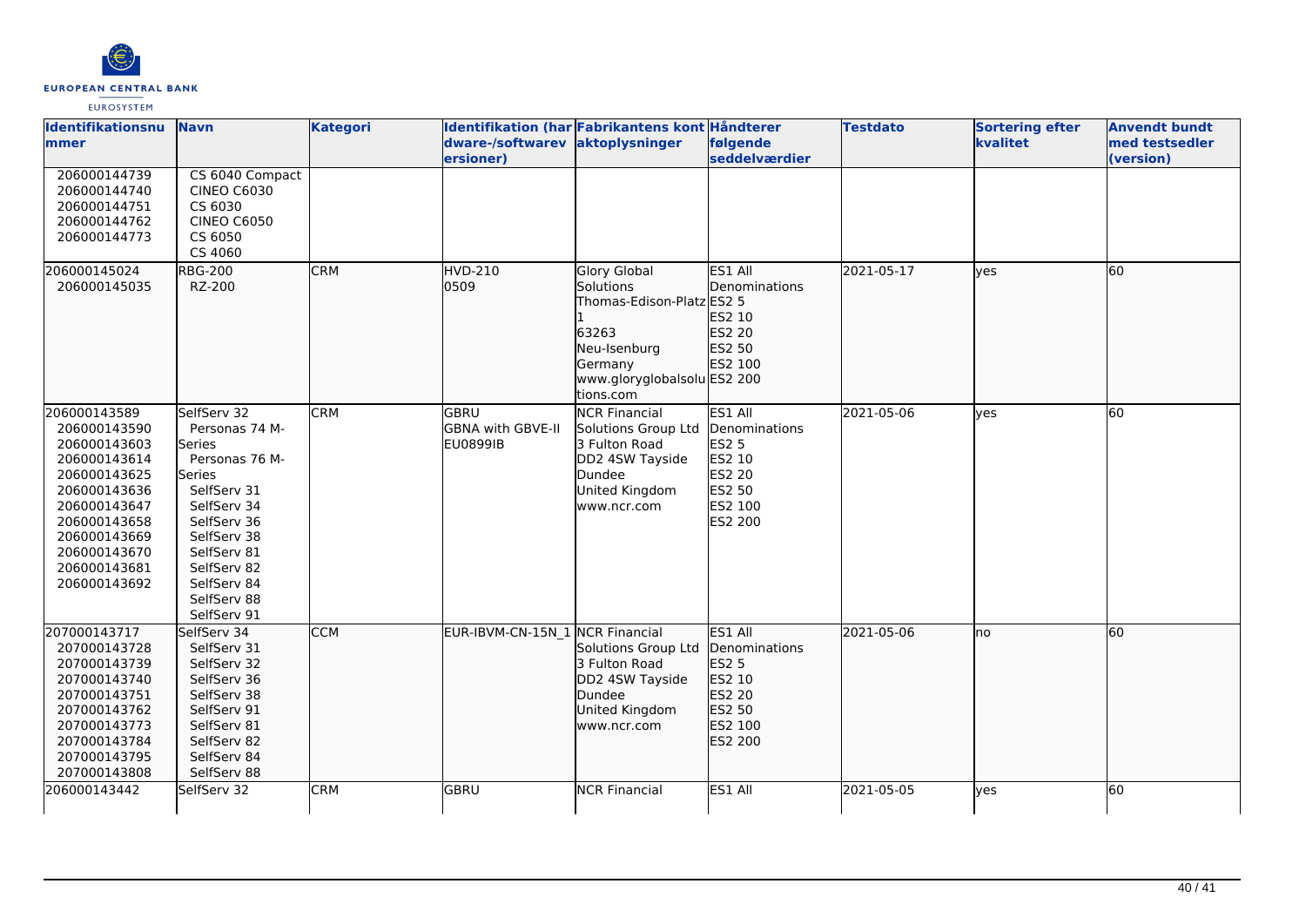| Identifikationsnummer | Navn | Kategori | Identifikation (hardware-/softwareversioner) | Fabrikantens kontaktoplysninger | Håndterer følgende seddelværdier | Testdato | Sortering efter kvalitet | Anvendt bundt med testsedler (version) |
|---|---|---|---|---|---|---|---|---|
| 206000144739<br>206000144740<br>206000144751<br>206000144762<br>206000144773 | CS 6040 Compact<br>CINEO C6030<br>CS 6030<br>CINEO C6050<br>CS 6050<br>CS 4060 | | | | | | | |
| 206000145024<br>206000145035 | RBG-200<br>RZ-200 | CRM | HVD-210<br>0509 | Glory Global Solutions<br>Thomas-Edison-Platz 1<br>63263<br>Neu-Isenburg<br>Germany<br>www.gloryglobalsolutions.com | ES1 All Denominations<br>ES2 5<br>ES2 10<br>ES2 20<br>ES2 50<br>ES2 100<br>ES2 200 | 2021-05-17 | yes | 60 |
| 206000143589<br>206000143590<br>206000143603<br>206000143614<br>206000143625<br>206000143636<br>206000143647<br>206000143658<br>206000143669<br>206000143670<br>206000143681<br>206000143692 | SelfServ 32<br>Personas 74 M-Series<br>Personas 76 M-Series<br>SelfServ 31<br>SelfServ 34<br>SelfServ 36<br>SelfServ 38<br>SelfServ 81<br>SelfServ 82<br>SelfServ 84<br>SelfServ 88<br>SelfServ 91 | CRM | GBRU<br>GBNA with GBVE-II<br>EU0899IB | NCR Financial Solutions Group Ltd<br>3 Fulton Road<br>DD2 4SW Tayside<br>Dundee<br>United Kingdom<br>www.ncr.com | ES1 All Denominations<br>ES2 5<br>ES2 10<br>ES2 20<br>ES2 50<br>ES2 100<br>ES2 200 | 2021-05-06 | yes | 60 |
| 207000143717<br>207000143728<br>207000143739<br>207000143740<br>207000143751<br>207000143762<br>207000143773<br>207000143784<br>207000143795<br>207000143808 | SelfServ 34<br>SelfServ 31<br>SelfServ 32<br>SelfServ 36<br>SelfServ 38<br>SelfServ 91<br>SelfServ 81<br>SelfServ 82<br>SelfServ 84<br>SelfServ 88 | CCM | EUR-IBVM-CN-15N_1 | NCR Financial Solutions Group Ltd<br>3 Fulton Road<br>DD2 4SW Tayside<br>Dundee<br>United Kingdom<br>www.ncr.com | ES1 All Denominations<br>ES2 5<br>ES2 10<br>ES2 20<br>ES2 50<br>ES2 100<br>ES2 200 | 2021-05-06 | no | 60 |
| 206000143442 | SelfServ 32 | CRM | GBRU | NCR Financial | ES1 All | 2021-05-05 | yes | 60 |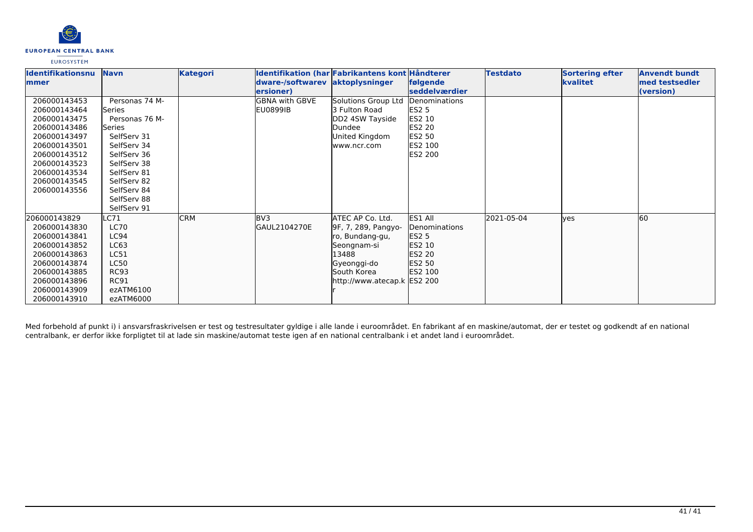| Identifikationsnummer | Navn | Kategori | Identifikation (hardware-/softwareversioner) | Fabrikantens kontaktoplysninger | Håndterer følgende seddelværdier | Testdato | Sortering efter kvalitet | Anvendt bundt med testsedler (version) |
|---|---|---|---|---|---|---|---|---|
| 206000143453<br>206000143464<br>206000143475<br>206000143486<br>206000143497<br>206000143501<br>206000143512<br>206000143523<br>206000143534<br>206000143545<br>206000143556 | Personas 74 M-Series<br>Personas 76 M-Series<br>SelfServ 31<br>SelfServ 34<br>SelfServ 36<br>SelfServ 38<br>SelfServ 81<br>SelfServ 82<br>SelfServ 84<br>SelfServ 88<br>SelfServ 91 | | GBNA with GBVE EU0899IB | Solutions Group Ltd<br>3 Fulton Road<br>DD2 4SW Tayside<br>Dundee<br>United Kingdom<br>www.ncr.com | Denominations<br>ES2 5<br>ES2 10<br>ES2 20<br>ES2 50<br>ES2 100<br>ES2 200 | | | |
| 206000143829<br>206000143830<br>206000143841<br>206000143852<br>206000143863<br>206000143874<br>206000143885<br>206000143896<br>206000143909<br>206000143910 | LC71<br>LC70<br>LC94<br>LC63<br>LC51<br>LC50<br>RC93<br>RC91<br>ezATM6100<br>ezATM6000 | CRM | BV3<br>GAUL2104270E | ATEC AP Co. Ltd.<br>9F, 7, 289, Pangyo-ro, Bundang-gu,<br>Seongnam-si<br>13488<br>Gyeonggi-do<br>South Korea<br>http://www.atecap.kr | ES1 All Denominations<br>ES2 5<br>ES2 10<br>ES2 20<br>ES2 50<br>ES2 100<br>ES2 200 | 2021-05-04 | yes | 60 |

Med forbehold af punkt i) i ansvarsfraskrivelsen er test og testresultater gyldige i alle lande i euroområdet. En fabrikant af en maskine/automat, der er testet og godkendt af en national centralbank, er derfor ikke forpligtet til at lade sin maskine/automat teste igen af en national centralbank i et andet land i euroområdet.